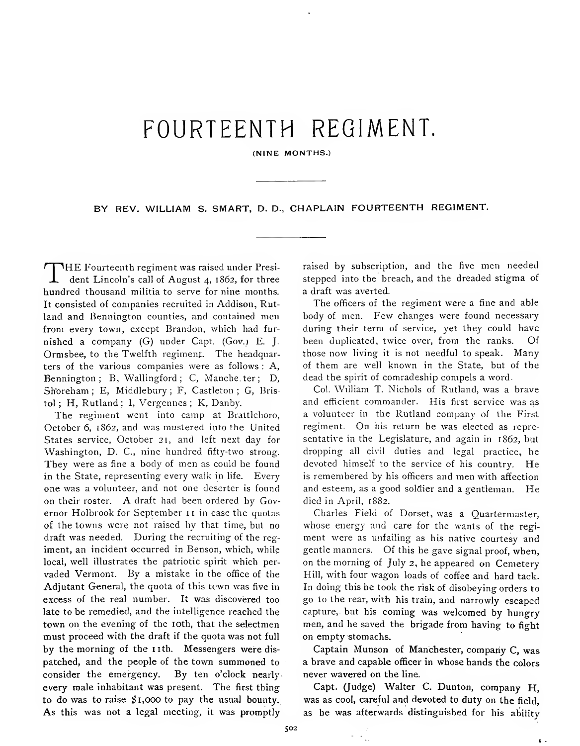# FOURTEENTH REGIMENT.

(NINE MONTHS.)

BY REV. WILLIAM S. SMART, D. D., CHAPLAIN FOURTEENTH REGIMENT.

THE Fourteenth regiment was raised under President Lincoln's call of August 4, 1862, for three hundred thousand militia to serve for nine months. It consisted of companies recruited in Addison, Rutland and Bennington counties, and contained men from every town, except Brandon, which had furnished a company (G) under Capt. (Gov.) E. J. Ormsbee, to the Twelfth regiment. The headquarters of the various companies were as follows: A, Bennington; B, Wallingford; C, Manchester; D, Shoreham; E, Middlebury; F, Castleton; G, Bristol; H, Rutland; I, Vergennes; K, Danby.

The regiment went into camp at Brattleboro, October 6, 1862, and was mustered into the United States service, October 21, and left next day for Washington, D. C., nine hundred fifty-two strong. They were as fine a body of men as could be found in the State, representing every walk in life. Every one was a volunteer, and not one deserter is found on their roster. A draft had been ordered by Governor Holbrook for September 11 in case the quotas of the towns were not raised by that time, but no draft was needed. During the recruiting of the regiment, an incident occurred in Benson, which, while local, well illustrates the patriotic spirit which pervaded Vermont. By a mistake in the office of the Adjutant General, the quota of this town was five in excess of the real number. It was discovered too late to be remedied, and the intelligence reached the town on the evening of the 10th, that the selectmen must proceed with the draft if the quota was not full by the morning of the 11th. Messengers were dispatched, and the people of the town summoned to consider the emergency. By ten o'clock nearly every male inhabitant was present. The first thing to do was to raise $1,000 to pay the usual bounty. As this was not a legal meeting, it was promptly raised by subscription, and the five men needed stepped into the breach, and the dreaded stigma of a draft was averted.

The officers of the regiment were a fine and able body of men. Few changes were found necessary during their term of service, yet they could have been duplicated, twice over, from the ranks. Of those now living it is not needful to speak. Many of them are well known in the State, but of the dead the spirit of comradeship compels a word.

Col. William T. Nichols of Rutland, was a brave and efficient commander. His first service was as a volunteer in the Rutland company of the First regiment. On his return he was elected as representative in the Legislature, and again in 1862, but dropping all civil duties and legal practice, he devoted himself to the service of his country. He is remembered by his officers and men with affection and esteem, as a good soldier and a gentleman. He died in April, 1882.

Charles Field of Dorset, was a Quartermaster, whose energy and care for the wants of the regiment were as unfailing as his native courtesy and gentle manners. Of this he gave signal proof, when, on the morning of July 2, he appeared on Cemetery Hill, with four wagon loads of coffee and hard tack. In doing this he took the risk of disobeying orders to go to the rear, with his train, and narrowly escaped capture, but his coming was welcomed by hungry men, and he saved the brigade from having to fight on empty stomachs.

Captain Munson of Manchester, company C, was a brave and capable officer in whose hands the colors never wavered on the line.

Capt. (Judge) Walter C. Dunton, company H, was as cool, careful and devoted to duty on the field, as he was afterwards distinguished for his ability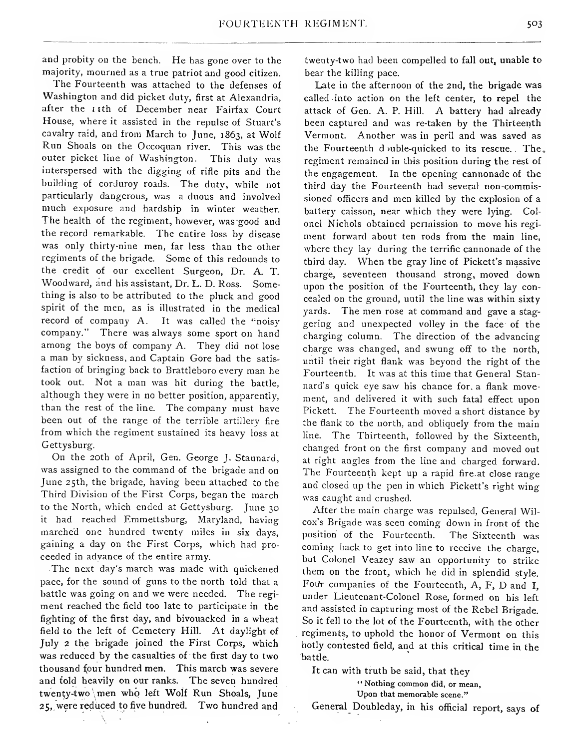and probity on the bench. He has gone over to the majority, mourned as a true patriot and good citizen.

The Fourteenth was attached to the defenses of Washington and did picket duty, first at Alexandria, after the 11th of December near Fairfax Court House, where it assisted in the repulse of Stuart's cavalry raid, and from March to June, 1863, at Wolf Run Shoals on the Occoquan river. This was the outer picket line of Washington. This duty was interspersed with the digging of rifle pits and the building of corduroy roads. The duty, while not particularly dangerous, was a duous and involved much exposure and hardship in winter weather. The health of the regiment, however, was good and the record remarkable. The entire loss by disease was only thirty-nine men, far less than the other regiments of the brigade. Some of this redounds to the credit of our excellent Surgeon, Dr. A. T. Woodward, and his assistant, Dr. L. D. Ross. Something is also to be attributed to the pluck and good spirit of the men, as is illustrated in the medical record of company A. It was called the "noisy company." There was always some sport on hand among the boys of company A. They did not lose a man by sickness, and Captain Gore had the satisfaction of bringing back to Brattleboro every man he took out. Not a man was hit during the battle, although they were in no better position, apparently, than the rest of the line. The company must have been out of the range of the terrible artillery fire from which the regiment sustained its heavy loss at Gettysburg.

On the 20th of April, Gen. George J. Stannard, was assigned to the command of the brigade and on June 25th, the brigade, having been attached to the Third Division of the First Corps, began the march to the North, which ended at Gettysburg. June 30 it had reached Emmettsburg, Maryland, having marched one hundred twenty miles in six days, gaining a day on the First Corps, which had proceeded in advance of the entire army.

The next day's march was made with quickened pace, for the sound of guns to the north told that a battle was going on and we were needed. The regiment reached the field too late to participate in the fighting of the first day, and bivouacked in a wheat field to the left of Cemetery Hill. At daylight of July 2 the brigade joined the First Corps, which was reduced by the casualties of the first day to two thousand four hundred men. This march was severe and told heavily on our ranks. The seven hundred twenty-two men who left Wolf Run Shoals, June 25, were reduced to five hundred. Two hundred and twenty-two had been compelled to fall out, unable to bear the killing pace.

Late in the afternoon of the 2nd, the brigade was called into action on the left center, to repel the attack of Gen. A. P. Hill. A battery had already been captured and was re-taken by the Thirteenth Vermont. Another was in peril and was saved as the Fourteenth double-quicked to its rescue. The regiment remained in this position during the rest of the engagement. In the opening cannonade of the third day the Fourteenth had several non-commissioned officers and men killed by the explosion of a battery caisson, near which they were lying. Colonel Nichols obtained permission to move his regiment forward about ten rods from the main line, where they lay during the terrific cannonade of the third day. When the gray line of Pickett's massive charge, seventeen thousand strong, moved down upon the position of the Fourteenth, they lay concealed on the ground, until the line was within sixty yards. The men rose at command and gave a staggering and unexpected volley in the face of the charging column. The direction of the advancing charge was changed, and swung off to the north, until their right flank was beyond the right of the Fourteenth. It was at this time that General Stannard's quick eye saw his chance for a flank movement, and delivered it with such fatal effect upon Pickett. The Fourteenth moved a short distance by the flank to the north, and obliquely from the main line. The Thirteenth, followed by the Sixteenth, changed front on the first company and moved out at right angles from the line and charged forward. The Fourteenth kept up a rapid fire at close range and closed up the pen in which Pickett's right wing was caught and crushed.

After the main charge was repulsed, General Wilcox's Brigade was seen coming down in front of the position of the Fourteenth. The Sixteenth was coming back to get into line to receive the charge, but Colonel Veazey saw an opportunity to strike them on the front, which he did in splendid style. Four companies of the Fourteenth, A, F, D and I, under Lieutenant-Colonel Rose, formed on his left and assisted in capturing most of the Rebel Brigade. So it fell to the lot of the Fourteenth, with the other regiments, to uphold the honor of Vermont on this hotly contested field, and at this critical time in the battle.

It can with truth be said, that they

> "Nothing common did, or mean,
> Upon that memorable scene."

General Doubleday, in his official report, says of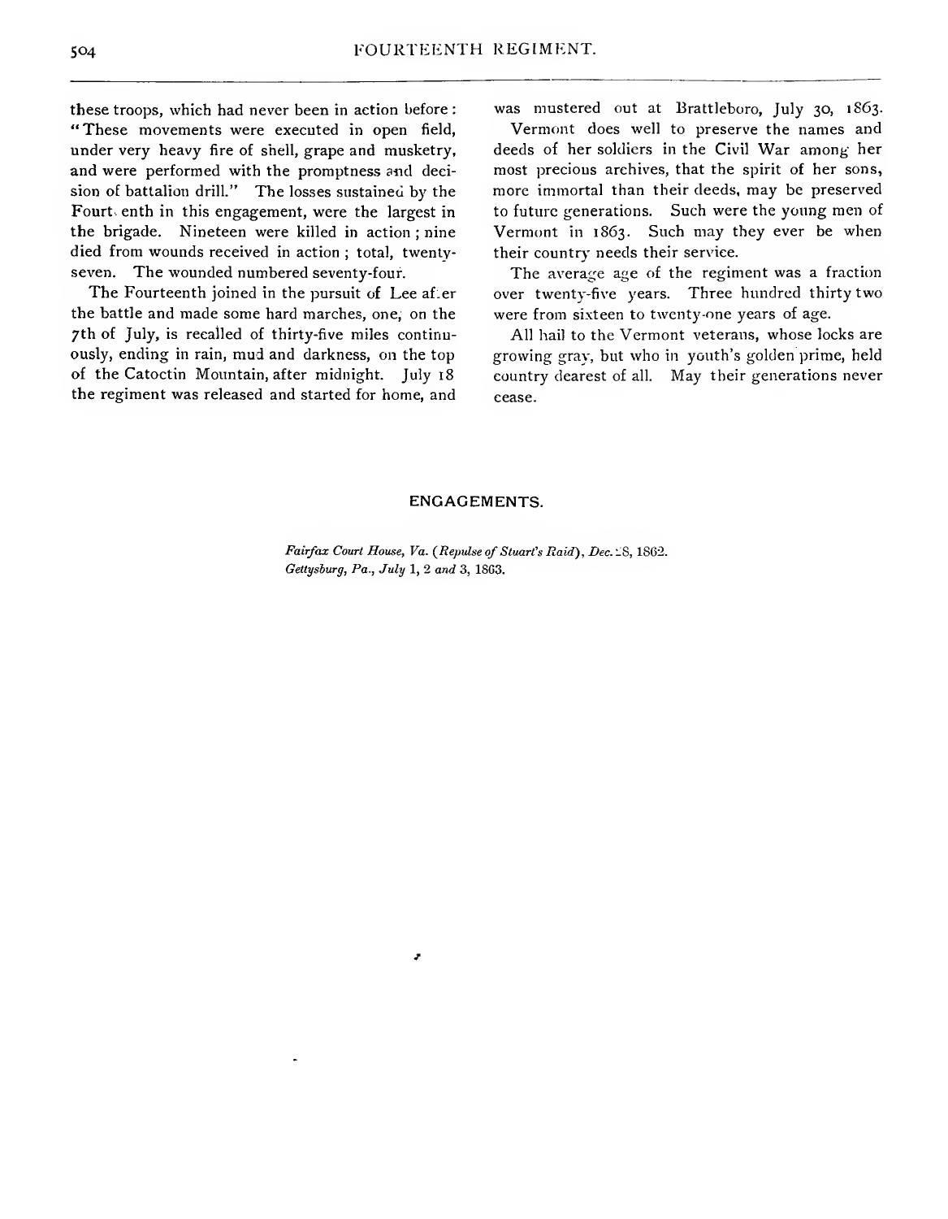these troops, which had never been in action before: "These movements were executed in open field, under very heavy fire of shell, grape and musketry, and were performed with the promptness and decision of battalion drill." The losses sustained by the Fourteenth in this engagement, were the largest in the brigade. Nineteen were killed in action; nine died from wounds received in action; total, twenty-seven. The wounded numbered seventy-four.

The Fourteenth joined in the pursuit of Lee after the battle and made some hard marches, one, on the 7th of July, is recalled of thirty-five miles continuously, ending in rain, mud and darkness, on the top of the Catoctin Mountain, after midnight. July 18 the regiment was released and started for home, and was mustered out at Brattleboro, July 30, 1863.

Vermont does well to preserve the names and deeds of her soldiers in the Civil War among her most precious archives, that the spirit of her sons, more immortal than their deeds, may be preserved to future generations. Such were the young men of Vermont in 1863. Such may they ever be when their country needs their service.

The average age of the regiment was a fraction over twenty-five years. Three hundred thirty two were from sixteen to twenty-one years of age.

All hail to the Vermont veterans, whose locks are growing gray, but who in youth's golden prime, held country dearest of all. May their generations never cease.

## ENGAGEMENTS.

*Fairfax Court House, Va. (Repulse of Stuart's Raid), Dec. 28, 1862.*
*Gettysburg, Pa., July 1, 2 and 3, 1863.*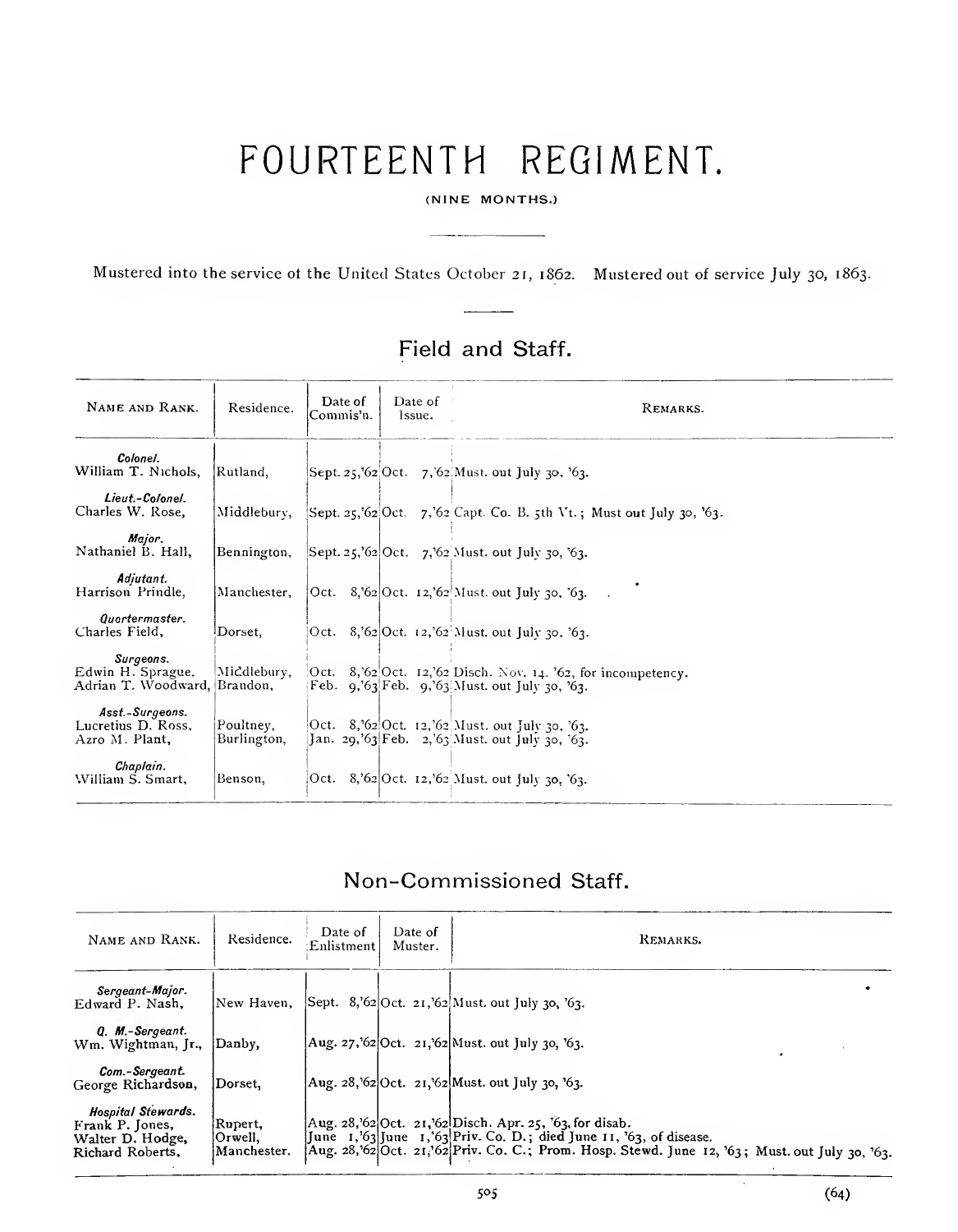# FOURTEENTH REGIMENT.

(NINE MONTHS.)

Mustered into the service of the United States October 21, 1862. Mustered out of service July 30, 1863.

## Field and Staff.

| NAME AND RANK. | Residence. | Date of Commis'n. | Date of Issue. | REMARKS. |
|---|---|---|---|---|
| *Colonel.* | | | | |
| William T. Nichols, | Rutland, | Sept. 25,'62 | Oct. 7,'62 | Must. out July 30, '63. |
| *Lieut.-Colonel.* | | | | |
| Charles W. Rose, | Middlebury, | Sept. 25,'62 | Oct. 7,'62 | Capt. Co. B. 5th Vt.; Must out July 30, '63. |
| *Major.* | | | | |
| Nathaniel B. Hall, | Bennington, | Sept. 25,'62 | Oct. 7,'62 | Must. out July 30, '63. |
| *Adjutant.* | | | | |
| Harrison Prindle, | Manchester, | Oct. 8,'62 | Oct. 12,'62 | Must. out July 30, '63. |
| *Quartermaster.* | | | | |
| Charles Field, | Dorset, | Oct. 8,'62 | Oct. 12,'62 | Must. out July 30, '63. |
| *Surgeons.* | | | | |
| Edwin H. Sprague, | Middlebury, | Oct. 8,'62 | Oct. 12,'62 | Disch. Nov. 14, '62, for incompetency. |
| Adrian T. Woodward, | Brandon, | Feb. 9,'63 | Feb. 9,'63 | Must. out July 30, '63. |
| *Asst.-Surgeons.* | | | | |
| Lucretius D. Ross, | Poultney, | Oct. 8,'62 | Oct. 12,'62 | Must. out July 30, '63. |
| Azro M. Plant, | Burlington, | Jan. 29,'63 | Feb. 2,'63 | Must. out July 30, '63. |
| *Chaplain.* | | | | |
| William S. Smart, | Benson, | Oct. 8,'62 | Oct. 12,'62 | Must. out July 30, '63. |

## Non-Commissioned Staff.

| NAME AND RANK. | Residence. | Date of Enlistment | Date of Muster. | REMARKS. |
|---|---|---|---|---|
| *Sergeant-Major.* | | | | |
| Edward P. Nash, | New Haven, | Sept. 8,'62 | Oct. 21,'62 | Must. out July 30, '63. |
| *Q. M.-Sergeant.* | | | | |
| Wm. Wightman, Jr., | Danby, | Aug. 27,'62 | Oct. 21,'62 | Must. out July 30, '63. |
| *Com.-Sergeant.* | | | | |
| George Richardson, | Dorset, | Aug. 28,'62 | Oct. 21,'62 | Must. out July 30, '63. |
| *Hospital Stewards.* | | | | |
| Frank P. Jones, | Rupert, | Aug. 28,'62 | Oct. 21,'62 | Disch. Apr. 25, '63, for disab. |
| Walter D. Hodge, | Orwell, | June 1,'63 | June 1,'63 | Priv. Co. D.; died June 11, '63, of disease. |
| Richard Roberts, | Manchester. | Aug. 28,'62 | Oct. 21,'62 | Priv. Co. C.; Prom. Hosp. Stewd. June 12, '63; Must. out July 30, '63. |

(64)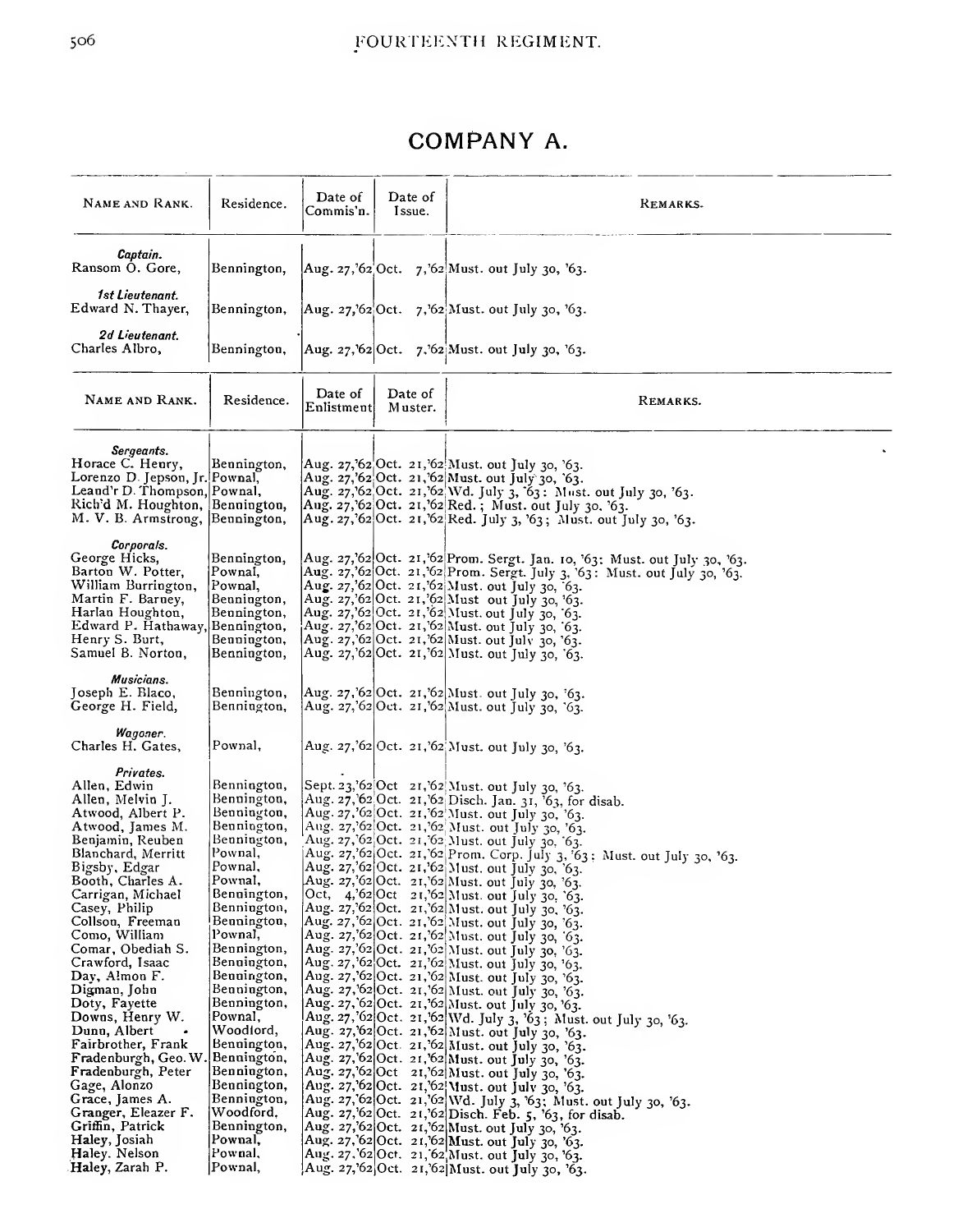## COMPANY A.

| Name and Rank. | Residence. | Date of Commis'n. | Date of Issue. | Remarks. |
|---|---|---|---|---|
| *Captain.* | | | | |
| Ransom O. Gore, | Bennington, | Aug. 27,'62 | Oct. 7,'62 | Must. out July 30, '63. |
| *1st Lieutenant.* | | | | |
| Edward N. Thayer, | Bennington, | Aug. 27,'62 | Oct. 7,'62 | Must. out July 30, '63. |
| *2d Lieutenant.* | | | | |
| Charles Albro, | Bennington, | Aug. 27,'62 | Oct. 7,'62 | Must. out July 30, '63. |

| Name and Rank. | Residence. | Date of Enlistment | Date of Muster. | Remarks. |
|---|---|---|---|---|
| *Sergeants.* | | | | |
| Horace C. Henry, | Bennington, | Aug. 27,'62 | Oct. 21,'62 | Must. out July 30, '63. |
| Lorenzo D. Jepson, Jr. | Pownal, | Aug. 27,'62 | Oct. 21,'62 | Must. out July 30, '63. |
| Leand'r D. Thompson, | Pownal, | Aug. 27,'62 | Oct. 21,'62 | Wd. July 3, '63; Must. out July 30, '63. |
| Rich'd M. Houghton, | Bennington, | Aug. 27,'62 | Oct. 21,'62 | Red.; Must. out July 30, '63. |
| M. V. B. Armstrong, | Bennington, | Aug. 27,'62 | Oct. 21,'62 | Red. July 3, '63; Must. out July 30, '63. |
| *Corporals.* | | | | |
| George Hicks, | Bennington, | Aug. 27,'62 | Oct. 21,'62 | Prom. Sergt. Jan. 10, '63; Must. out July 30, '63. |
| Barton W. Potter, | Pownal, | Aug. 27,'62 | Oct. 21,'62 | Prom. Sergt. July 3, '63; Must. out July 30, '63. |
| William Burrington, | Pownal, | Aug. 27,'62 | Oct. 21,'62 | Must. out July 30, '63. |
| Martin F. Barney, | Bennington, | Aug. 27,'62 | Oct. 21,'62 | Must out July 30, '63. |
| Harlan Houghton, | Bennington, | Aug. 27,'62 | Oct. 21,'62 | Must. out July 30, '63. |
| Edward P. Hathaway, | Bennington, | Aug. 27,'62 | Oct. 21,'62 | Must. out July 30, '63. |
| Henry S. Burt, | Bennington, | Aug. 27,'62 | Oct. 21,'62 | Must. out July 30, '63. |
| Samuel B. Norton, | Bennington, | Aug. 27,'62 | Oct. 21,'62 | Must. out July 30, '63. |
| *Musicians.* | | | | |
| Joseph E. Blaco, | Bennington, | Aug. 27,'62 | Oct. 21,'62 | Must. out July 30, '63. |
| George H. Field, | Bennington, | Aug. 27,'62 | Oct. 21,'62 | Must. out July 30, '63. |
| *Wagoner.* | | | | |
| Charles H. Gates, | Pownal, | Aug. 27,'62 | Oct. 21,'62 | Must. out July 30, '63. |
| *Privates.* | | | | |
| Allen, Edwin | Bennington, | Sept. 23,'62 | Oct 21,'62 | Must. out July 30, '63. |
| Allen, Melvin J. | Bennington, | Aug. 27,'62 | Oct. 21,'62 | Disch. Jan. 31, '63, for disab. |
| Atwood, Albert P. | Bennington, | Aug. 27,'62 | Oct. 21,'62 | Must. out July 30, '63. |
| Atwood, James M. | Bennington, | Aug. 27,'62 | Oct. 21,'62 | Must. out July 30, '63. |
| Benjamin, Reuben | Bennington, | Aug. 27,'62 | Oct. 21,'62 | Must. out July 30, '63. |
| Blanchard, Merritt | Pownal, | Aug. 27,'62 | Oct. 21,'62 | Prom. Corp. July 3, '63; Must. out July 30, '63. |
| Bigsby, Edgar | Pownal, | Aug. 27,'62 | Oct. 21,'62 | Must. out July 30, '63. |
| Booth, Charles A. | Pownal, | Aug. 27,'62 | Oct. 21,'62 | Must. out July 30, '63. |
| Carrigan, Michael | Bennington, | Oct. 4,'62 | Oct 21,'62 | Must. out July 30, '63. |
| Casey, Philip | Bennington, | Aug. 27,'62 | Oct. 21,'62 | Must. out July 30, '63. |
| Collson, Freeman | Bennington, | Aug. 27,'62 | Oct. 21,'62 | Must. out July 30, '63. |
| Como, William | Pownal, | Aug. 27,'62 | Oct. 21,'62 | Must. out July 30, '63. |
| Comar, Obediah S. | Bennington, | Aug. 27,'62 | Oct. 21,'62 | Must. out July 30, '63. |
| Crawford, Isaac | Bennington, | Aug. 27,'62 | Oct. 21,'62 | Must. out July 30, '63. |
| Day, Almon F. | Bennington, | Aug. 27,'62 | Oct. 21,'62 | Must. out July 30, '63. |
| Digman, John | Bennington, | Aug. 27,'62 | Oct. 21,'62 | Must. out July 30, '63. |
| Doty, Fayette | Bennington, | Aug. 27,'62 | Oct. 21,'62 | Must. out July 30, '63. |
| Downs, Henry W. | Pownal, | Aug. 27,'62 | Oct. 21,'62 | Wd. July 3, '63; Must. out July 30, '63. |
| Dunn, Albert | Woodford, | Aug. 27,'62 | Oct. 21,'62 | Must. out July 30, '63. |
| Fairbrother, Frank | Bennington, | Aug. 27,'62 | Oct. 21,'62 | Must. out July 30, '63. |
| Fradenburgh, Geo. W. | Bennington, | Aug. 27,'62 | Oct. 21,'62 | Must. out July 30, '63. |
| Fradenburgh, Peter | Bennington, | Aug. 27,'62 | Oct 21,'62 | Must. out July 30, '63. |
| Gage, Alonzo | Bennington, | Aug. 27,'62 | Oct. 21,'62 | Must. out July 30, '63. |
| Grace, James A. | Bennington, | Aug. 27,'62 | Oct. 21,'62 | Wd. July 3, '63; Must. out July 30, '63. |
| Granger, Eleazer F. | Woodford, | Aug. 27,'62 | Oct. 21,'62 | Disch. Feb. 5, '63, for disab. |
| Griffin, Patrick | Bennington, | Aug. 27,'62 | Oct. 21,'62 | Must. out July 30, '63. |
| Haley, Josiah | Pownal, | Aug. 27,'62 | Oct. 21,'62 | Must. out July 30, '63. |
| Haley, Nelson | Pownal, | Aug. 27,'62 | Oct. 21,'62 | Must. out July 30, '63. |
| Haley, Zarah P. | Pownal, | Aug. 27,'62 | Oct. 21,'62 | Must. out July 30, '63. |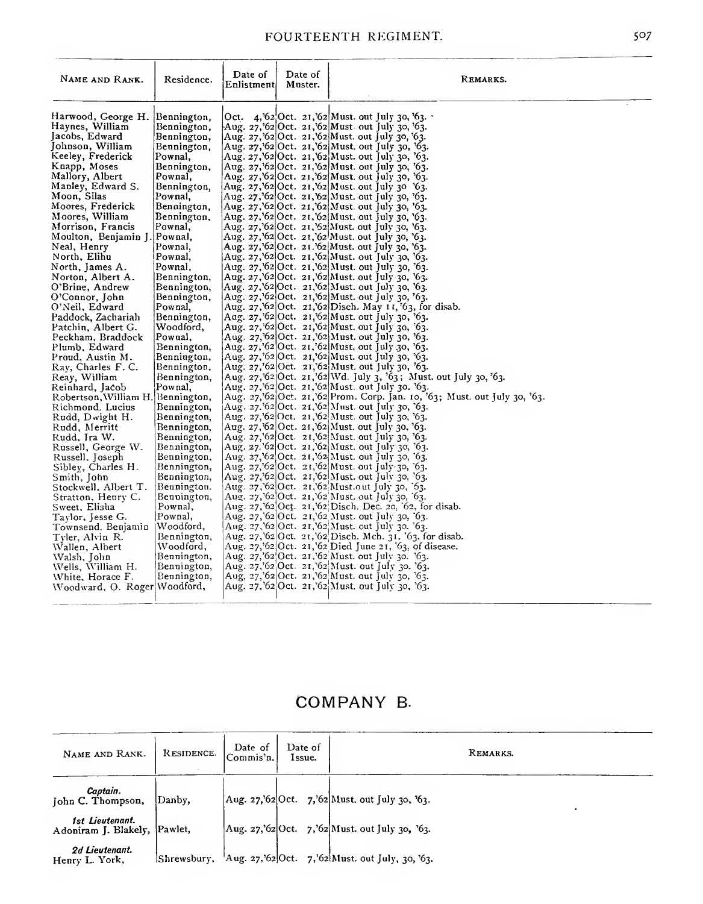| Name and Rank. | Residence. | Date of Enlistment | Date of Muster. | Remarks. |
|---|---|---|---|---|
| Harwood, George H. | Bennington, | Oct. 4,'62 | Oct. 21,'62 | Must. out July 30, '63. |
| Haynes, William | Bennington, | Aug. 27,'62 | Oct. 21,'62 | Must out July 30, '63. |
| Jacobs, Edward | Bennington, | Aug. 27,'62 | Oct. 21,'62 | Must. out July 30, '63. |
| Johnson, William | Bennington, | Aug. 27,'62 | Oct. 21,'62 | Must. out July 30, '63. |
| Keeley, Frederick | Pownal, | Aug. 27,'62 | Oct. 21,'62 | Must. out July 30, '63. |
| Knapp, Moses | Bennington, | Aug. 27,'62 | Oct. 21,'62 | Must. out July 30, '63. |
| Mallory, Albert | Pownal, | Aug. 27,'62 | Oct. 21,'62 | Must. out July 30, '63. |
| Manley, Edward S. | Bennington, | Aug. 27,'62 | Oct. 21,'62 | Must. out July 30 '63. |
| Moon, Silas | Pownal, | Aug. 27,'62 | Oct. 21,'62 | Must. out July 30, '63. |
| Moores, Frederick | Bennington, | Aug. 27,'62 | Oct. 21,'62 | Must. out July 30, '63. |
| Moores, William | Bennington, | Aug. 27,'62 | Oct. 21,'62 | Must. out July 30, '63. |
| Morrison, Francis | Pownal, | Aug. 27,'62 | Oct. 21,'62 | Must. out July 30, '63. |
| Moulton, Benjamin J. | Pownal, | Aug. 27,'62 | Oct. 21,'62 | Must. out July 30, '63. |
| Neal, Henry | Pownal, | Aug. 27,'62 | Oct. 21,'62 | Must. out July 30, '63. |
| North, Elihu | Pownal, | Aug. 27,'62 | Oct. 21,'62 | Must. out July 30, '63. |
| North, James A. | Pownal, | Aug. 27,'62 | Oct. 21,'62 | Must. out July 30, '63. |
| Norton, Albert A. | Bennington, | Aug. 27,'62 | Oct. 21,'62 | Must. out July 30, '63. |
| O'Brine, Andrew | Bennington, | Aug. 27,'62 | Oct. 21,'62 | Must. out July 30, '63. |
| O'Connor, John | Bennington, | Aug. 27,'62 | Oct. 21,'62 | Must. out July 30, '63. |
| O'Neil, Edward | Pownal, | Aug. 27,'62 | Oct. 21,'62 | Disch. May 11,'63, for disab. |
| Paddock, Zachariah | Bennington, | Aug. 27,'62 | Oct. 21,'62 | Must. out July 30, '63. |
| Patchin, Albert G. | Woodford, | Aug. 27,'62 | Oct. 21,'62 | Must. out July 30, '63. |
| Peckham, Braddock | Pownal, | Aug. 27,'62 | Oct. 21,'62 | Must. out July 30, '63. |
| Plumb, Edward | Bennington, | Aug. 27,'62 | Oct. 21,'62 | Must. out July 30, '63. |
| Proud, Austin M. | Bennington, | Aug. 27,'62 | Oct. 21,'62 | Must. out July 30, '63. |
| Ray, Charles F. C. | Bennington, | Aug. 27,'62 | Oct. 21,'62 | Must. out July 30, '63. |
| Reay, William | Bennington, | Aug. 27,'62 | Oct. 21,'62 | Wd. July 3, '63; Must. out July 30, '63. |
| Reinhard, Jacob | Pownal, | Aug. 27,'62 | Oct. 21,'62 | Must. out July 30. '63. |
| Robertson, William H. | Bennington, | Aug. 27,'62 | Oct. 21,'62 | Prom. Corp. Jan. 10, '63; Must. out July 30, '63. |
| Richmond, Lucius | Bennington, | Aug. 27.'62 | Oct. 21,'62 | Must. out July 30, '63. |
| Rudd, Dwight H. | Bennington, | Aug. 27,'62 | Oct. 21,'62 | Must. out July 30, '63. |
| Rudd, Merritt | Bennington, | Aug. 27,'62 | Oct. 21,'62 | Must. out July 30, '63. |
| Rudd, Ira W. | Bennington, | Aug. 27,'62 | Oct. 21,'62 | Must. out July 30, '63. |
| Russell, George W. | Bennington, | Aug. 27.'62 | Oct. 21,'62 | Must. out July 30, '63. |
| Russell, Joseph | Bennington, | Aug. 27,'62 | Oct. 21,'62 | Must. out July 30, '63. |
| Sibley, Charles H. | Bennington, | Aug. 27,'62 | Oct. 21,'62 | Must. out July 30, '63. |
| Smith, John | Bennington, | Aug. 27,'62 | Oct. 21,'62 | Must. out July 30. '63. |
| Stockwell, Albert T. | Bennington, | Aug. 27,'62 | Oct. 21,'62 | Must. out July 30, '63. |
| Stratton, Henry C. | Bennington, | Aug. 27,'62 | Oct. 21,'62 | Must. out July 30, '63. |
| Sweet, Elisha | Pownal, | Aug. 27,'62 | Oct. 21,'62 | Disch. Dec. 20, '62, for disab. |
| Taylor, Jesse G. | Pownal, | Aug. 27,'62 | Oct. 21,'62 | Must. out July 30, '63. |
| Townsend, Benjamin | Woodford, | Aug. 27,'62 | Oct. 21,'62 | Must. out July 30. '63. |
| Tyler, Alvin R. | Bennington, | Aug. 27,'62 | Oct. 21,'62 | Disch. Mch. 31, '63, for disab. |
| Wallen, Albert | Woodford, | Aug. 27,'62 | Oct. 21,'62 | Died June 21, '63, of disease. |
| Walsh, John | Bennington, | Aug. 27,'62 | Oct. 21,'62 | Must. out July 30. '63. |
| Wells, William H. | Bennington, | Aug. 27,'62 | Oct. 21,'62 | Must. out July 30. '63. |
| White, Horace F. | Bennington, | Aug. 27,'62 | Oct. 21,'62 | Must. out July 30, '63. |
| Woodward, O. Roger | Woodford, | Aug. 27,'62 | Oct. 21,'62 | Must. out July 30, '63. |

## COMPANY B.

| Name and Rank. | Residence. | Date of Commis'n. | Date of Issue. | Remarks. |
|---|---|---|---|---|
| ***Captain.*** | | | | |
| John C. Thompson, | Danby, | Aug. 27,'62 | Oct. 7,'62 | Must. out July 30, '63. |
| ***1st Lieutenant.*** | | | | |
| Adoniram J. Blakely, | Pawlet, | Aug. 27,'62 | Oct. 7,'62 | Must. out July 30, '63. |
| ***2d Lieutenant.*** | | | | |
| Henry L. York, | Shrewsbury, | Aug. 27,'62 | Oct. 7,'62 | Must. out July, 30, '63. |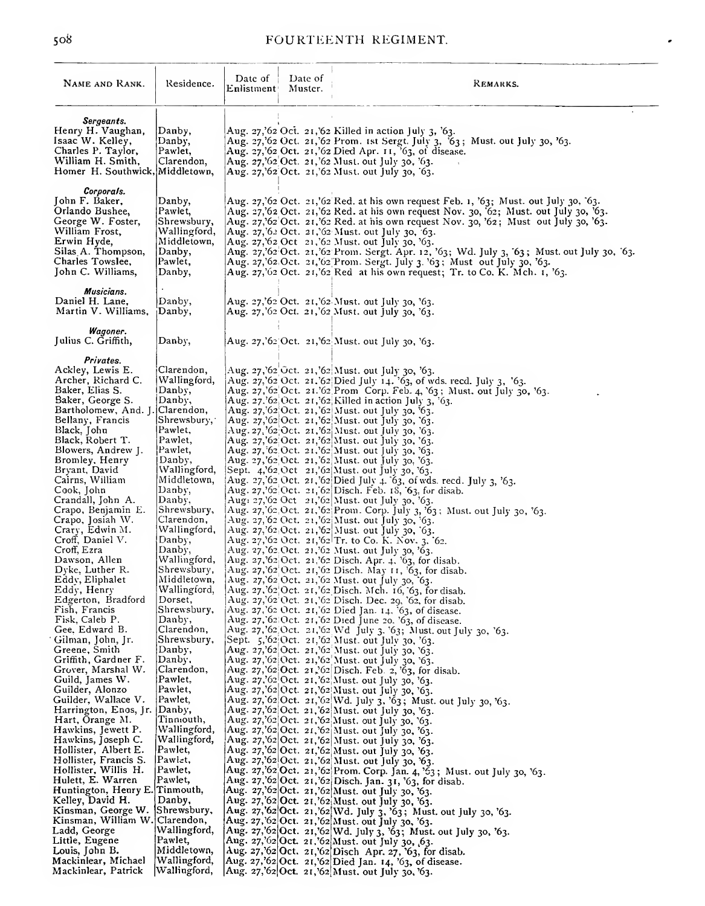| Name and Rank. | Residence. | Date of Enlistment. | Date of Muster. | Remarks. |
|---|---|---|---|---|
| ***Sergeants.*** | | | | |
| Henry H. Vaughan, | Danby, | Aug. 27,'62 | Oct. 21,'62 | Killed in action July 3, '63. |
| Isaac W. Kelley, | Danby, | Aug. 27,'62 | Oct. 21,'62 | Prom. 1st Sergt. July 3, '63; Must. out July 30, '63. |
| Charles P. Taylor, | Pawlet, | Aug. 27,'62 | Oct. 21,'62 | Died Apr. 11, '63, of disease. |
| William H. Smith, | Clarendon, | Aug. 27,'62 | Oct. 21,'62 | Must. out July 30, '63. |
| Homer H. Southwick, | Middletown, | Aug. 27,'62 | Oct. 21,'62 | Must. out July 30, '63. |
| ***Corporals.*** | | | | |
| John F. Baker, | Danby, | Aug. 27,'62 | Oct. 21,'62 | Red. at his own request Feb. 1, '63; Must. out July 30, '63. |
| Orlando Bushee, | Pawlet, | Aug. 27,'62 | Oct. 21,'62 | Red. at his own request Nov. 30, '62; Must. out July 30, '63. |
| George W. Foster, | Shrewsbury, | Aug. 27,'62 | Oct. 21,'62 | Red. at his own request Nov. 30, '62; Must out July 30, '63. |
| William Frost, | Wallingford, | Aug. 27,'62 | Oct. 21,'62 | Must. out July 30, '63. |
| Erwin Hyde, | Middletown, | Aug. 27,'62 | Oct 21,'62 | Must. out July 30, '63. |
| Silas A. Thompson, | Danby, | Aug. 27,'62 | Oct. 21,'62 | Prom. Sergt. Apr. 12, '63; Wd. July 3, '63; Must. out July 30, '63. |
| Charles Towslee, | Pawlet, | Aug. 27,'62 | Oct. 21,'62 | Prom. Sergt. July 3, '63; Must out July 30, '63. |
| John C. Williams, | Danby, | Aug. 27,'62 | Oct. 21,'62 | Red at his own request; Tr. to Co. K. Mch. 1, '63. |
| ***Musicians.*** | | | | |
| Daniel H. Lane, | Danby, | Aug. 27,'62 | Oct. 21,'62 | Must. out July 30, '63. |
| Martin V. Williams, | Danby, | Aug. 27,'62 | Oct. 21,'62 | Must. out July 30, '63. |
| ***Wagoner.*** | | | | |
| Julius C. Griffith, | Danby, | Aug. 27,'62 | Oct. 21,'62 | Must. out July 30, '63. |
| ***Privates.*** | | | | |
| Ackley, Lewis E. | Clarendon, | Aug. 27,'62 | Oct. 21,'62 | Must. out July 30, '63. |
| Archer, Richard C. | Wallingford, | Aug. 27,'62 | Oct. 21,'62 | Died July 14, '63, of wds. recd. July 3, '63. |
| Baker, Elias S. | Danby, | Aug. 27,'62 | Oct. 21,'62 | Prom Corp. Feb. 4, '63; Must. out July 30, '63. |
| Baker, George S. | Danby, | Aug. 27,'62 | Oct. 21,'62 | Killed in action July 3, '63. |
| Bartholomew, And. J. | Clarendon, | Aug. 27,'62 | Oct. 21,'62 | Must. out July 30, '63. |
| Bellany, Francis | Shrewsbury, | Aug. 27,'62 | Oct. 21,'62 | Must. out July 30, '63. |
| Black, John | Pawlet, | Aug. 27,'62 | Oct. 21,'62 | Must. out July 30, '63. |
| Black, Robert T. | Pawlet, | Aug. 27,'62 | Oct. 21,'62 | Must. out July 30, '63. |
| Blowers, Andrew J. | Pawlet, | Aug. 27,'62 | Oct. 21,'62 | Must. out July 30, '63. |
| Bromley, Henry | Danby, | Aug. 27,'62 | Oct. 21,'62 | Must. out July 30, '63. |
| Bryant, David | Wallingford, | Sept. 4,'62 | Oct 21,'62 | Must. out July 30, '63. |
| Cairns, William | Middletown, | Aug. 27,'62 | Oct. 21,'62 | Died July 4, '63, of wds. recd. July 3, '63. |
| Cook, John | Danby, | Aug. 27,'62 | Oct. 21,'62 | Disch. Feb. 18, '63, for disab. |
| Crandall, John A. | Danby, | Aug. 27,'62 | Oct 21,'62 | Must. out July 30, '63. |
| Crapo, Benjamin E. | Shrewsbury, | Aug. 27,'62 | Oct. 21,'62 | Prom. Corp. July 3, '63; Must. out July 30, '63. |
| Crapo, Josiah W. | Clarendon, | Aug. 27,'62 | Oct. 21,'62 | Must. out July 30, '63. |
| Crary, Edwin M. | Wallingford, | Aug. 27,'62 | Oct. 21,'62 | Must. out July 30, '63. |
| Croff, Daniel V. | Danby, | Aug. 27,'62 | Oct. 21,'62 | Tr. to Co. K. Nov. 3, '62. |
| Croff, Ezra | Danby, | Aug. 27,'62 | Oct. 21,'62 | Must. out July 30, '63. |
| Dawson, Allen | Wallingford, | Aug. 27,'62 | Oct. 21,'62 | Disch. Apr. 4, '63, for disab. |
| Dyke, Luther R. | Shrewsbury, | Aug. 27,'62 | Oct. 21,'62 | Disch. May 11, '63, for disab. |
| Eddy, Eliphalet | Middletown, | Aug. 27,'62 | Oct. 21,'62 | Must. out July 30, '63. |
| Eddy, Henry | Wallingford, | Aug. 27,'62 | Oct. 21,'62 | Disch. Mch. 16, '63, for disab. |
| Edgerton, Bradford | Dorset, | Aug. 27,'62 | Oct. 21,'62 | Disch. Dec. 29, '62, for disab. |
| Fish, Francis | Shrewsbury, | Aug. 27,'62 | Oct. 21,'62 | Died Jan. 14, '63, of disease. |
| Fisk, Caleb P. | Danby, | Aug. 27,'62 | Oct. 21,'62 | Died June 20, '63, of disease. |
| Gee, Edward B. | Clarendon, | Aug. 27,'62 | Oct. 21,'62 | Wd July 3, '63; Must. out July 30, '63. |
| Gilman, John, Jr. | Shrewsbury, | Sept. 5,'62 | Oct. 21,'62 | Must. out July 30, '63. |
| Greene, Smith | Danby, | Aug. 27,'62 | Oct. 21,'62 | Must. out July 30, '63. |
| Griffith, Gardner F. | Danby, | Aug. 27,'62 | Oct. 21,'62 | Must. out July 30, '63. |
| Grover, Marshal W. | Clarendon, | Aug. 27,'62 | Oct. 21,'62 | Disch. Feb. 2, '63, for disab. |
| Guild, James W. | Pawlet, | Aug. 27,'62 | Oct. 21,'62 | Must. out July 30, '63. |
| Guilder, Alonzo | Pawlet, | Aug. 27,'62 | Oct. 21,'62 | Must. out July 30, '63. |
| Guilder, Wallace V. | Pawlet, | Aug. 27,'62 | Oct. 21,'62 | Wd. July 3, '63; Must. out July 30, '63. |
| Harrington, Enos, Jr. | Danby, | Aug. 27,'62 | Oct. 21,'62 | Must. out July 30, '63. |
| Hart, Orange M. | Tinmouth, | Aug. 27,'62 | Oct. 21,'62 | Must. out July 30, '63. |
| Hawkins, Jewett P. | Wallingford, | Aug. 27,'62 | Oct. 21,'62 | Must. out July 30, '63. |
| Hawkins, Joseph C. | Wallingford, | Aug. 27,'62 | Oct. 21,'62 | Must. out July 30, '63. |
| Hollister, Albert E. | Pawlet, | Aug. 27,'62 | Oct. 21,'62 | Must. out July 30, '63. |
| Hollister, Francis S. | Pawlet, | Aug. 27,'62 | Oct. 21,'62 | Must. out July 30, '63. |
| Hollister, Willis H. | Pawlet, | Aug. 27,'62 | Oct. 21,'62 | Prom. Corp. Jan. 4, '63; Must. out July 30, '63. |
| Hulett, E. Warren | Pawlet, | Aug. 27,'62 | Oct. 21,'62 | Disch. Jan. 31, '63, for disab. |
| Huntington, Henry E. | Tinmouth, | Aug. 27,'62 | Oct. 21,'62 | Must. out July 30, '63. |
| Kelley, David H. | Danby, | Aug. 27,'62 | Oct. 21,'62 | Must. out July 30, '63. |
| Kinsman, George W. | Shrewsbury, | Aug. 27,'62 | Oct. 21,'62 | Wd. July 3, '63; Must. out July 30, '63. |
| Kinsman, William W. | Clarendon, | Aug. 27,'62 | Oct. 21,'62 | Must. out July 30, '63. |
| Ladd, George | Wallingford, | Aug. 27,'62 | Oct. 21,'62 | Wd. July 3, '63; Must. out July 30, '63. |
| Little, Eugene | Pawlet, | Aug. 27,'62 | Oct. 21,'62 | Must. out July 30, ,63. |
| Louis, John B. | Middletown, | Aug. 27,'62 | Oct. 21,'62 | Disch Apr. 27, '63, for disab. |
| Mackinlear, Michael | Wallingford, | Aug. 27,'62 | Oct. 21,'62 | Died Jan. 14, '63, of disease. |
| Mackinlear, Patrick | Wallingford, | Aug. 27,'62 | Oct. 21,'62 | Must. out July 30, '63. |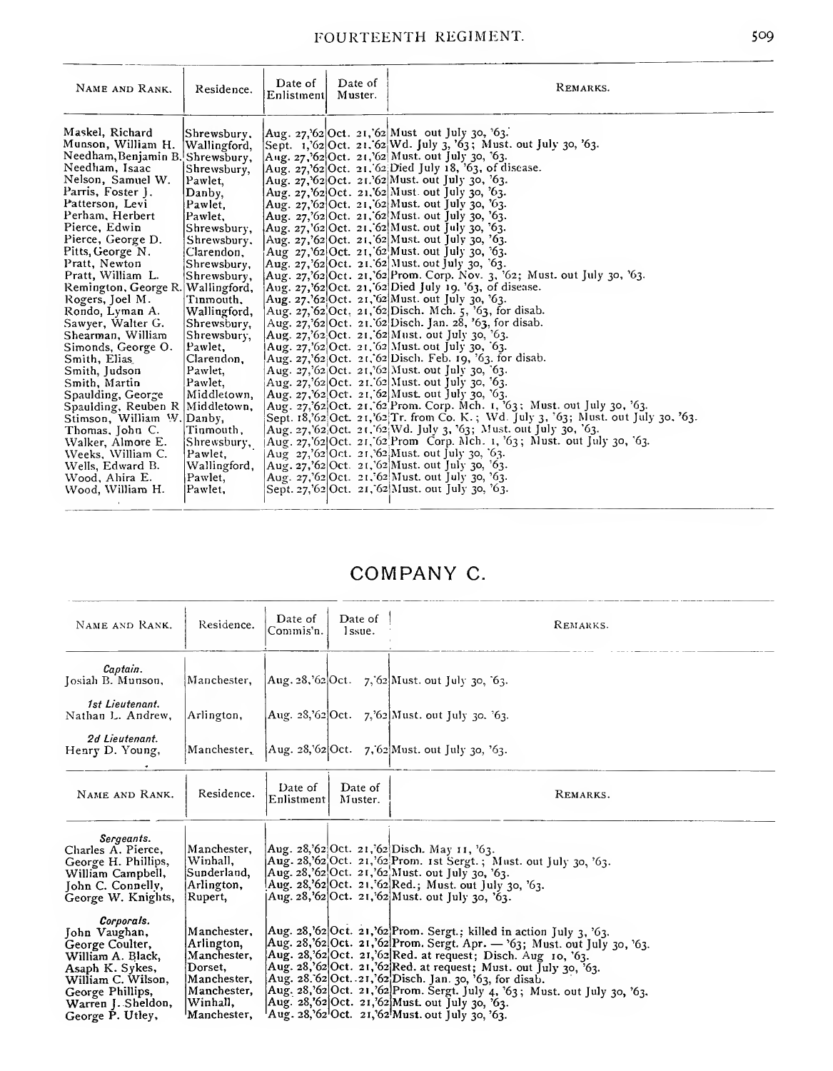| Name and Rank. | Residence. | Date of Enlistment | Date of Muster. | Remarks. |
|---|---|---|---|---|
| Maskel, Richard | Shrewsbury, | Aug. 27,'62 | Oct. 21,'62 | Must out July 30, '63. |
| Munson, William H. | Wallingford, | Sept. 1,'62 | Oct. 21,'62 | Wd. July 3, '63; Must. out July 30, '63. |
| Needham, Benjamin B. | Shrewsbury, | Aug. 27,'62 | Oct. 21,'62 | Must. out July 30, '63. |
| Needham, Isaac | Shrewsbury, | Aug. 27,'62 | Oct. 21,'62 | Died July 18, '63, of disease. |
| Nelson, Samuel W. | Pawlet, | Aug. 27,'62 | Oct. 21,'62 | Must. out July 30, '63. |
| Parris, Foster J. | Danby, | Aug. 27,'62 | Oct. 21,'62 | Must. out July 30, '63. |
| Patterson, Levi | Pawlet, | Aug. 27,'62 | Oct. 21,'62 | Must. out July 30, '63. |
| Perham, Herbert | Pawlet, | Aug. 27,'62 | Oct. 21,'62 | Must. out July 30, '63. |
| Pierce, Edwin | Shrewsbury, | Aug. 27,'62 | Oct. 21,'62 | Must. out July 30, '63. |
| Pierce, George D. | Shrewsbury, | Aug. 27,'62 | Oct. 21,'62 | Must. out July 30, '63. |
| Pitts, George N. | Clarendon, | Aug 27,'62 | Oct. 21,'62 | Must. out July 30, '63. |
| Pratt, Newton | Shrewsbury, | Aug. 27,'62 | Oct. 21,'62 | Must. out July 30, '63. |
| Pratt, William L. | Shrewsbury, | Aug. 27,'62 | Oct. 21,'62 | Prom. Corp. Nov. 3, '62; Must. out July 30, '63. |
| Remington, George R. | Wallingford, | Aug. 27,'62 | Oct. 21,'62 | Died July 19, '63, of disease. |
| Rogers, Joel M. | Tinmouth, | Aug. 27,'62 | Oct. 21,'62 | Must. out July 30, '63. |
| Rondo, Lyman A. | Wallingford, | Aug. 27,'62 | Oct. 21,'62 | Disch. Mch. 5, '63, for disab. |
| Sawyer, Walter G. | Shrewsbury, | Aug. 27,'62 | Oct. 21,'62 | Disch. Jan. 28, '63, for disab. |
| Shearman, William | Shrewsbury, | Aug. 27,'62 | Oct. 21,'62 | Must. out July 30, '63. |
| Simonds, George O. | Pawlet, | Aug. 27,'62 | Oct. 21,'62 | Must. out July 30, '63. |
| Smith, Elias | Clarendon, | Aug. 27,'62 | Oct. 21,'62 | Disch. Feb. 19, '63. for disab. |
| Smith, Judson | Pawlet, | Aug. 27,'62 | Oct. 21,'62 | Must. out July 30, '63. |
| Smith, Martin | Pawlet, | Aug. 27,'62 | Oct. 21,'62 | Must. out July 30, '63. |
| Spaulding, George | Middletown, | Aug. 27,'62 | Oct. 21,'62 | Must. out July 30, '63. |
| Spaulding, Reuben R | Middletown, | Aug. 27,'62 | Oct. 21,'62 | Prom. Corp. Mch. 1, '63; Must. out July 30, '63. |
| Stimson, William W. | Danby, | Sept. 18,'62 | Oct. 21,'62 | Tr. from Co. K.; Wd. July 3, '63; Must. out July 30, '63. |
| Thomas, John C. | Tinmouth, | Aug. 27,'62 | Oct. 21,'62 | Wd. July 3, '63; Must. out July 30, '63. |
| Walker, Almore E. | Shrewsbury, | Aug. 27,'62 | Oct. 21,'62 | Prom Corp. Mch. 1, '63; Must. out July 30, '63. |
| Weeks, William C. | Pawlet, | Aug 27,'62 | Oct. 21,'62 | Must. out July 30, '63. |
| Wells, Edward B. | Wallingford, | Aug. 27,'62 | Oct. 21,'62 | Must. out July 30, '63. |
| Wood, Ahira E. | Pawlet, | Aug. 27,'62 | Oct. 21,'62 | Must. out July 30, '63. |
| Wood, William H. | Pawlet, | Sept. 27,'62 | Oct. 21,'62 | Must. out July 30, '63. |

## COMPANY C.

| Name and Rank. | Residence. | Date of Commis'n. | Date of Issue. | Remarks. |
|---|---|---|---|---|
| *Captain.* | | | | |
| Josiah B. Munson, | Manchester, | Aug. 28,'62 | Oct. 7,'62 | Must. out July 30, '63. |
| *1st Lieutenant.* | | | | |
| Nathan L. Andrew, | Arlington, | Aug. 28,'62 | Oct. 7,'62 | Must. out July 30. '63. |
| *2d Lieutenant.* | | | | |
| Henry D. Young, | Manchester, | Aug. 28,'62 | Oct. 7,'62 | Must. out July 30, '63. |

| Name and Rank. | Residence. | Date of Enlistment | Date of Muster. | Remarks. |
|---|---|---|---|---|
| *Sergeants.* | | | | |
| Charles A. Pierce, | Manchester, | Aug. 28,'62 | Oct. 21,'62 | Disch. May 11, '63. |
| George H. Phillips, | Winhall, | Aug. 28,'62 | Oct. 21,'62 | Prom. 1st Sergt.; Must. out July 30, '63. |
| William Campbell, | Sunderland, | Aug. 28,'62 | Oct. 21,'62 | Must. out July 30, '63. |
| John C. Connelly, | Arlington, | Aug. 28,'62 | Oct. 21,'62 | Red.; Must. out July 30, '63. |
| George W. Knights, | Rupert, | Aug. 28,'62 | Oct. 21,'62 | Must. out July 30, '63. |
| *Corporals.* | | | | |
| John Vaughan, | Manchester, | Aug. 28,'62 | Oct. 21,'62 | Prom. Sergt.; killed in action July 3, '63. |
| George Coulter, | Arlington, | Aug. 28,'62 | Oct. 21,'62 | Prom. Sergt. Apr. — '63; Must. out July 30, '63. |
| William A. Black, | Manchester, | Aug. 28,'62 | Oct. 21,'62 | Red. at request; Disch. Aug 10, '63. |
| Asaph K. Sykes, | Dorset, | Aug. 28,'62 | Oct. 21,'62 | Red. at request; Must. out July 30, '63. |
| William C. Wilson, | Manchester, | Aug. 28,'62 | Oct. 21,'62 | Disch. Jan. 30, '63, for disab. |
| George Phillips, | Manchester, | Aug. 28,'62 | Oct. 21,'62 | Prom. Sergt. July 4, '63; Must. out July 30, '63. |
| Warren J. Sheldon, | Winhall, | Aug. 28,'62 | Oct. 21,'62 | Must. out July 30, '63. |
| George P. Utley, | Manchester, | Aug. 28,'62 | Oct. 21,'62 | Must. out July 30, '63. |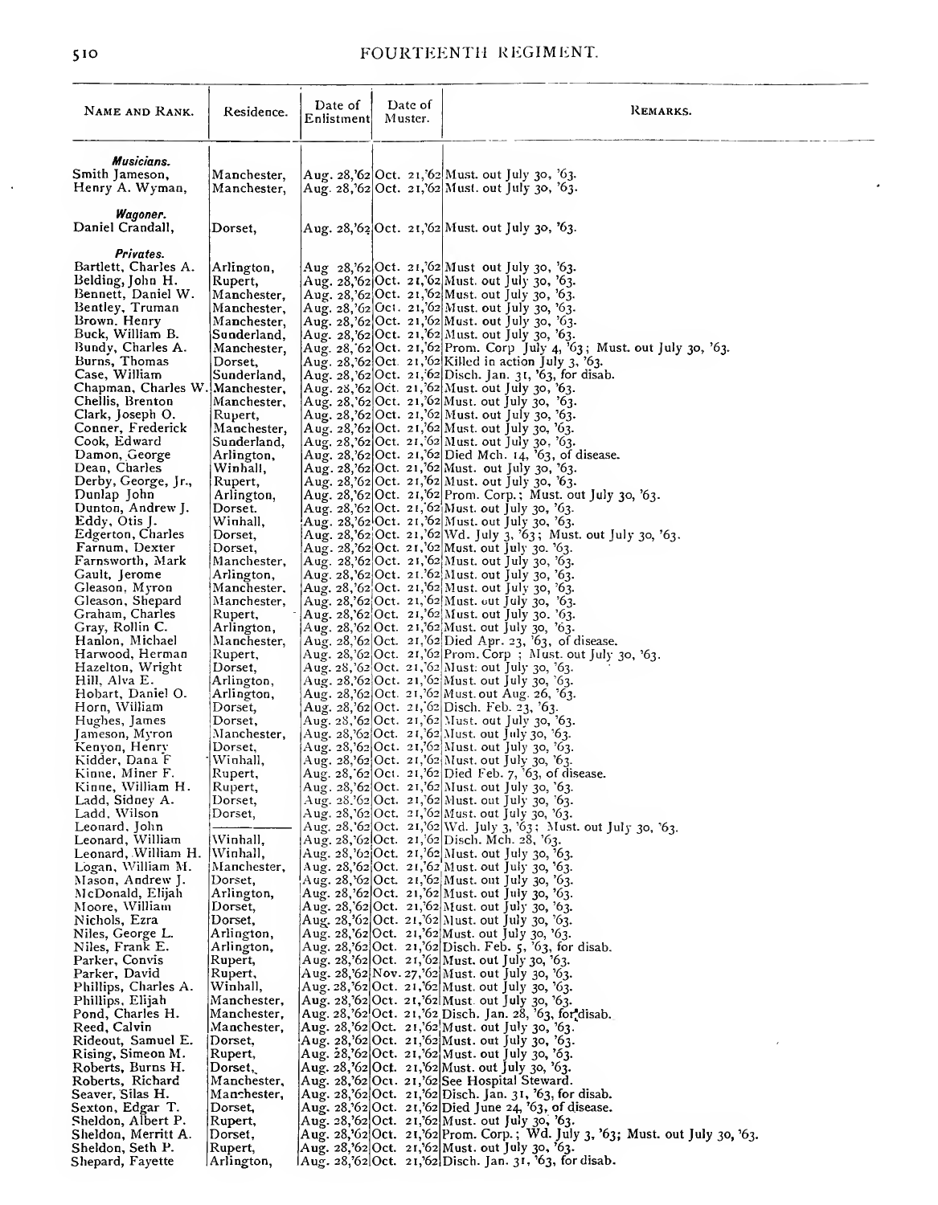| Name and Rank. | Residence. | Date of Enlistment | Date of Muster. | Remarks. |
|---|---|---|---|---|
| ***Musicians.*** | | | | |
| Smith Jameson, | Manchester, | Aug. 28,'62 | Oct. 21,'62 | Must. out July 30, '63. |
| Henry A. Wyman, | Manchester, | Aug. 28,'62 | Oct. 21,'62 | Must. out July 30, '63. |
| ***Wagoner.*** | | | | |
| Daniel Crandall, | Dorset, | Aug. 28,'62 | Oct. 21,'62 | Must. out July 30, '63. |
| ***Privates.*** | | | | |
| Bartlett, Charles A. | Arlington, | Aug 28,'62 | Oct. 21,'62 | Must out July 30, '63. |
| Belding, John H. | Rupert, | Aug. 28,'62 | Oct. 21,'62 | Must. out July 30, '63. |
| Bennett, Daniel W. | Manchester, | Aug. 28,'62 | Oct. 21,'62 | Must. out July 30, '63. |
| Bentley, Truman | Manchester, | Aug. 28,'62 | Oct. 21,'62 | Must. out July 30, '63. |
| Brown. Henry | Manchester, | Aug. 28,'62 | Oct. 21,'62 | Must. out July 30, '63. |
| Buck, William B. | Sunderland, | Aug. 28,'62 | Oct. 21,'62 | Must. out July 30, '63. |
| Bundy, Charles A. | Manchester, | Aug. 28,'62 | Oct. 21,'62 | Prom. Corp July 4, '63; Must. out July 30, '63. |
| Burns, Thomas | Dorset, | Aug. 28,'62 | Oct. 21,'62 | Killed in action July 3, '63. |
| Case, William | Sunderland, | Aug. 28,'62 | Oct. 21,'62 | Disch. Jan. 31, '63, for disab. |
| Chapman, Charles W. | Manchester, | Aug. 28,'62 | Oct. 21,'62 | Must. out July 30, '63. |
| Chellis, Brenton | Manchester, | Aug. 28,'62 | Oct. 21,'62 | Must. out July 30, '63. |
| Clark, Joseph O. | Rupert, | Aug. 28,'62 | Oct. 21,'62 | Must. out July 30, '63. |
| Conner, Frederick | Manchester, | Aug. 28,'62 | Oct. 21,'62 | Must. out July 30, '63. |
| Cook, Edward | Sunderland, | Aug. 28,'62 | Oct. 21,'62 | Must. out July 30, '63. |
| Damon, George | Arlington, | Aug. 28,'62 | Oct. 21,'62 | Died Mch. 14, '63, of disease. |
| Dean, Charles | Winhall, | Aug. 28,'62 | Oct. 21,'62 | Must. out July 30, '63. |
| Derby, George, Jr., | Rupert, | Aug. 28,'62 | Oct. 21,'62 | Must. out July 30, '63. |
| Dunlap John | Arlington, | Aug. 28,'62 | Oct. 21,'62 | Prom. Corp.; Must. out July 30, '63. |
| Dunton, Andrew J. | Dorset. | Aug. 28,'62 | Oct. 21,'62 | Must. out July 30, '63. |
| Eddy, Otis J. | Winhall, | Aug. 28,'62 | Oct. 21,'62 | Must. out July 30, '63. |
| Edgerton, Charles | Dorset, | Aug. 28,'62 | Oct. 21,'62 | Wd. July 3, '63; Must. out July 30, '63. |
| Farnum, Dexter | Dorset, | Aug. 28,'62 | Oct. 21,'62 | Must. out July 30. '63. |
| Farnsworth, Mark | Manchester, | Aug. 28,'62 | Oct. 21,'62 | Must. out July 30, '63. |
| Gault, Jerome | Arlington, | Aug. 28,'62 | Oct. 21.'62 | Must. out July 30, '63. |
| Gleason, Myron | Manchester. | Aug. 28,'62 | Oct. 21,'62 | Must. out July 30, '63. |
| Gleason, Shepard | Manchester, | Aug. 28,'62 | Oct. 21,'62 | Must. out July 30, '63. |
| Graham, Charles | Rupert, | Aug. 28,'62 | Oct. 21,'62 | Must. out July 30. '63. |
| Gray, Rollin C. | Arlington, | Aug. 28,'62 | Oct. 21,'62 | Must. out July 30, '63. |
| Hanlon, Michael | Manchester, | Aug. 28,'62 | Oct. 21,'62 | Died Apr. 23, '63, of disease. |
| Harwood, Herman | Rupert, | Aug. 28,'62 | Oct. 21,'62 | Prom. Corp ; Must. out July 30, '63. |
| Hazelton, Wright | Dorset, | Aug. 28,'62 | Oct. 21,'62 | Must. out July 30, '63. |
| Hill, Alva E. | Arlington, | Aug. 28,'62 | Oct. 21,'62 | Must. out July 30, '63. |
| Hobart, Daniel O. | Arlington, | Aug. 28,'62 | Oct. 21,'62 | Must. out Aug. 26, '63. |
| Horn, William | Dorset, | Aug. 28,'62 | Oct. 21,'62 | Disch. Feb. 23, '63. |
| Hughes, James | Dorset, | Aug. 28,'62 | Oct. 21,'62 | Must. out July 30, '63. |
| Jameson, Myron | Manchester, | Aug. 28,'62 | Oct. 21,'62 | Must. out July 30, '63. |
| Kenyon, Henry | Dorset, | Aug. 28,'62 | Oct. 21,'62 | Must. out July 30, '63. |
| Kidder, Dana F | Winhall, | Aug. 28,'62 | Oct. 21,'62 | Must. out July 30, '63. |
| Kinne, Miner F. | Rupert, | Aug. 28,'62 | Oct. 21,'62 | Died Feb. 7, '63, of disease. |
| Kinne, William H. | Rupert, | Aug. 28,'62 | Oct. 21,'62 | Must. out July 30, '63. |
| Ladd, Sidney A. | Dorset, | Aug. 28,'62 | Oct. 21,'62 | Must. out July 30, '63. |
| Ladd. Wilson | Dorset, | Aug. 28,'62 | Oct. 21,'62 | Must. out July 30, '63. |
| Leonard, John | ——— | Aug. 28,'62 | Oct. 21,'62 | Wd. July 3, '63; Must. out July 30, '63. |
| Leonard, William | Winhall, | Aug. 28,'62 | Oct. 21,'62 | Disch. Mch. 28, '63. |
| Leonard, William H. | Winhall, | Aug. 28,'62 | Oct. 21,'62 | Must. out July 30, '63. |
| Logan, William M. | Manchester, | Aug. 28,'62 | Oct. 21,'62 | Must. out July 30, '63. |
| Mason, Andrew J. | Dorset, | Aug. 28,'62 | Oct. 21,'62 | Must. out July 30, '63. |
| McDonald, Elijah | Arlington, | Aug. 28,'62 | Oct. 21,'62 | Must. out July 30, '63. |
| Moore, William | Dorset, | Aug. 28,'62 | Oct. 21,'62 | Must. out July 30, '63. |
| Nichols, Ezra | Dorset, | Aug. 28,'62 | Oct. 21,'62 | Must. out July 30, '63. |
| Niles, George L. | Arlington, | Aug. 28,'62 | Oct. 21,'62 | Must. out July 30, '63. |
| Niles, Frank E. | Arlington, | Aug. 28,'62 | Oct. 21,'62 | Disch. Feb. 5, '63, for disab. |
| Parker, Convis | Rupert, | Aug. 28,'62 | Oct. 21,'62 | Must. out July 30, '63. |
| Parker, David | Rupert, | Aug. 28,'62 | Nov. 27,'62 | Must. out July 30, '63. |
| Phillips, Charles A. | Winhall, | Aug. 28,'62 | Oct. 21,'62 | Must. out July 30, '63. |
| Phillips, Elijah | Manchester, | Aug. 28,'62 | Oct. 21,'62 | Must. out July 30, '63. |
| Pond, Charles H. | Manchester, | Aug. 28,'62 | Oct. 21,'62 | Disch. Jan. 28, '63, for disab. |
| Reed, Calvin | Manchester, | Aug. 28,'62 | Oct. 21,'62 | Must. out July 30, '63. |
| Rideout, Samuel E. | Dorset, | Aug. 28,'62 | Oct. 21,'62 | Must. out July 30, '63. |
| Rising, Simeon M. | Rupert, | Aug. 28,'62 | Oct. 21,'62 | Must. out July 30, '63. |
| Roberts, Burns H. | Dorset, | Aug. 28,'62 | Oct. 21,'62 | Must. out July 30, '63. |
| Roberts, Richard | Manchester, | Aug. 28,'62 | Oct. 21,'62 | See Hospital Steward. |
| Seaver, Silas H. | Manchester, | Aug. 28,'62 | Oct. 21,'62 | Disch. Jan. 31, '63, for disab. |
| Sexton, Edgar T. | Dorset, | Aug. 28,'62 | Oct. 21,'62 | Died June 24, '63, of disease. |
| Sheldon, Albert P. | Rupert, | Aug. 28,'62 | Oct. 21,'62 | Must. out July 30, '63. |
| Sheldon, Merritt A. | Dorset, | Aug. 28,'62 | Oct. 21,'62 | Prom. Corp.; Wd. July 3, '63; Must. out July 30, '63. |
| Sheldon, Seth P. | Rupert, | Aug. 28,'62 | Oct. 21,'62 | Must. out July 30, '63. |
| Shepard, Fayette | Arlington, | Aug. 28,'62 | Oct. 21,'62 | Disch. Jan. 31, '63, for disab. |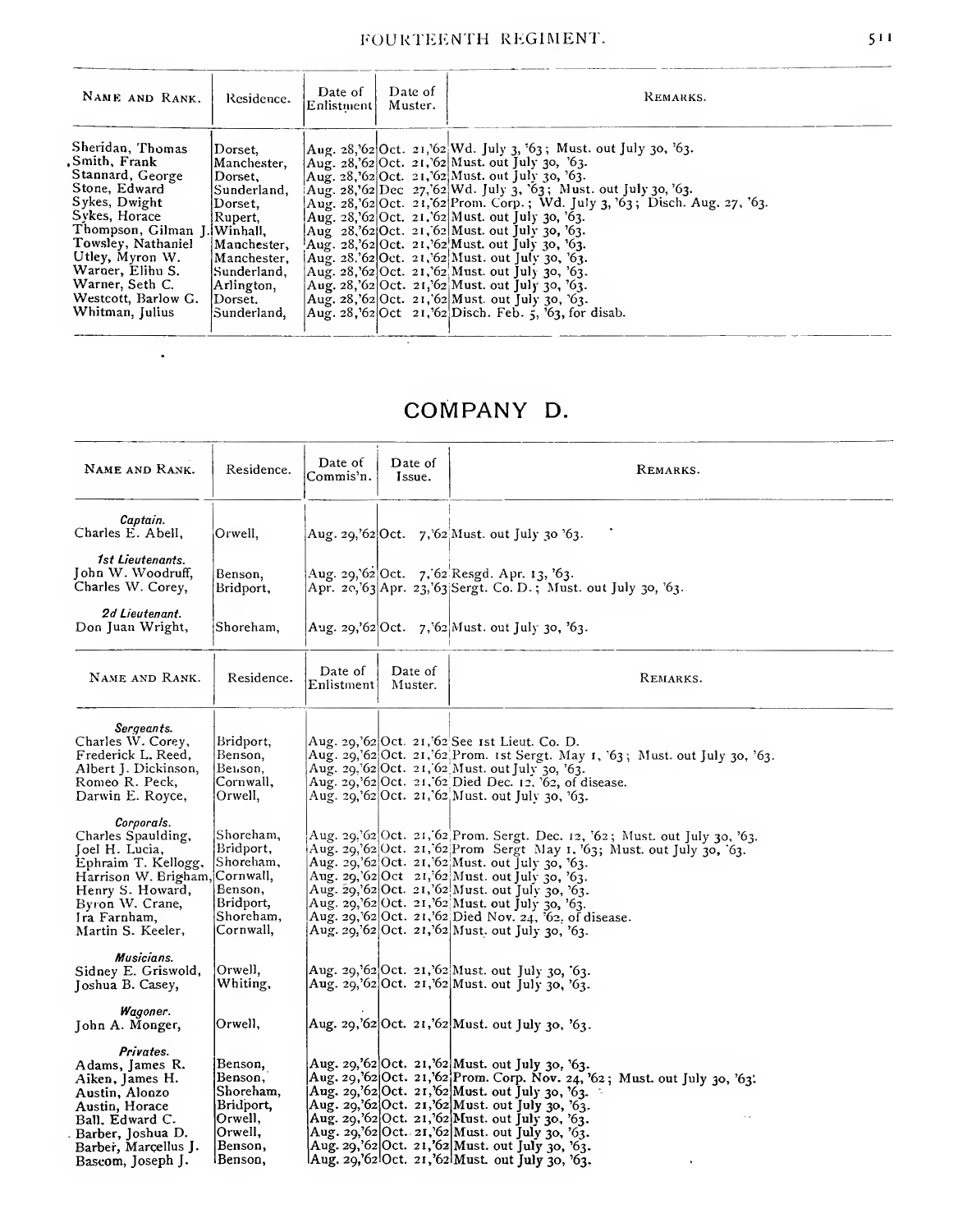| Name and Rank. | Residence. | Date of Enlistment | Date of Muster. | Remarks. |
|---|---|---|---|---|
| Sheridan, Thomas | Dorset, | Aug. 28,'62 | Oct. 21,'62 | Wd. July 3, '63; Must. out July 30, '63. |
| Smith, Frank | Manchester, | Aug. 28,'62 | Oct. 21,'62 | Must. out July 30, '63. |
| Stannard, George | Dorset, | Aug. 28,'62 | Oct. 21,'62 | Must. out July 30, '63. |
| Stone, Edward | Sunderland, | Aug. 28,'62 | Dec 27,'62 | Wd. July 3, '63; Must. out July 30, '63. |
| Sykes, Dwight | Dorset, | Aug. 28,'62 | Oct. 21,'62 | Prom. Corp.; Wd. July 3, '63; Disch. Aug. 27, '63. |
| Sykes, Horace | Rupert, | Aug. 28,'62 | Oct. 21,'62 | Must. out July 30, '63. |
| Thompson, Gilman J. | Winhall, | Aug 28,'62 | Oct. 21,'62 | Must. out July 30, '63. |
| Towsley, Nathaniel | Manchester, | Aug. 28,'62 | Oct. 21,'62 | Must. out July 30, '63. |
| Utley, Myron W. | Manchester, | Aug. 28,'62 | Oct. 21,'62 | Must. out July 30, '63. |
| Warner, Elihu S. | Sunderland, | Aug. 28,'62 | Oct. 21,'62 | Must. out July 30, '63. |
| Warner, Seth C. | Arlington, | Aug. 28,'62 | Oct. 21,'62 | Must. out July 30, '63. |
| Westcott, Barlow G. | Dorset. | Aug. 28,'62 | Oct. 21,'62 | Must. out July 30, '63. |
| Whitman, Julius | Sunderland, | Aug. 28,'62 | Oct 21,'62 | Disch. Feb. 5, '63, for disab. |

## COMPANY D.

| Name and Rank. | Residence. | Date of Commis'n. | Date of Issue. | Remarks. |
|---|---|---|---|---|
| *Captain.* | | | | |
| Charles E. Abell, | Orwell, | Aug. 29,'62 | Oct. 7,'62 | Must. out July 30 '63. |
| *1st Lieutenants.* | | | | |
| John W. Woodruff, | Benson, | Aug. 29,'62 | Oct. 7,'62 | Resgd. Apr. 13, '63. |
| Charles W. Corey, | Bridport, | Apr. 20,'63 | Apr. 23,'63 | Sergt. Co. D.; Must. out July 30, '63. |
| *2d Lieutenant.* | | | | |
| Don Juan Wright, | Shoreham, | Aug. 29,'62 | Oct. 7,'62 | Must. out July 30, '63. |

| Name and Rank. | Residence. | Date of Enlistment | Date of Muster. | Remarks. |
|---|---|---|---|---|
| *Sergeants.* | | | | |
| Charles W. Corey, | Bridport, | Aug. 29,'62 | Oct. 21,'62 | See 1st Lieut. Co. D. |
| Frederick L. Reed, | Benson, | Aug. 29,'62 | Oct. 21,'62 | Prom. 1st Sergt. May 1, '63; Must. out July 30, '63. |
| Albert J. Dickinson, | Benson, | Aug. 29,'62 | Oct. 21,'62 | Must. out July 30, '63. |
| Romeo R. Peck, | Cornwall, | Aug. 29,'62 | Oct. 21,'62 | Died Dec. 12, '62, of disease. |
| Darwin E. Royce, | Orwell, | Aug. 29,'62 | Oct. 21,'62 | Must. out July 30, '63. |
| *Corporals.* | | | | |
| Charles Spaulding, | Shoreham, | Aug. 29,'62 | Oct. 21,'62 | Prom. Sergt. Dec. 12, '62; Must. out July 30, '63. |
| Joel H. Lucia, | Bridport, | Aug. 29,'62 | Oct. 21,'62 | Prom Sergt May 1, '63; Must. out July 30, '63. |
| Ephraim T. Kellogg, | Shoreham, | Aug. 29,'62 | Oct. 21,'62 | Must. out July 30, '63. |
| Harrison W. Brigham, | Cornwall, | Aug. 29,'62 | Oct 21,'62 | Must. out July 30, '63. |
| Henry S. Howard, | Benson, | Aug. 29,'62 | Oct. 21,'62 | Must. out July 30, '63. |
| Byron W. Crane, | Bridport, | Aug. 29,'62 | Oct. 21,'62 | Must. out July 30, '63. |
| Ira Farnham, | Shoreham, | Aug. 29,'62 | Oct. 21,'62 | Died Nov. 24, '62, of disease. |
| Martin S. Keeler, | Cornwall, | Aug. 29,'62 | Oct. 21,'62 | Must. out July 30, '63. |
| *Musicians.* | | | | |
| Sidney E. Griswold, | Orwell, | Aug. 29,'62 | Oct. 21,'62 | Must. out July 30, '63. |
| Joshua B. Casey, | Whiting, | Aug. 29,'62 | Oct. 21,'62 | Must. out July 30, '63. |
| *Wagoner.* | | | | |
| John A. Monger, | Orwell, | Aug. 29,'62 | Oct. 21,'62 | Must. out July 30, '63. |
| *Privates.* | | | | |
| Adams, James R. | Benson, | Aug. 29,'62 | Oct. 21,'62 | Must. out July 30, '63. |
| Aiken, James H. | Benson, | Aug. 29,'62 | Oct. 21,'62 | Prom. Corp. Nov. 24, '62; Must. out July 30, '63. |
| Austin, Alonzo | Shoreham, | Aug. 29,'62 | Oct. 21,'62 | Must. out July 30, '63. |
| Austin, Horace | Bridport, | Aug. 29,'62 | Oct. 21,'62 | Must. out July 30, '63. |
| Ball. Edward C. | Orwell, | Aug. 29,'62 | Oct. 21,'62 | Must. out July 30, '63. |
| Barber, Joshua D. | Orwell, | Aug. 29,'62 | Oct. 21,'62 | Must. out July 30, '63. |
| Barber, Marcellus J. | Benson, | Aug. 29,'62 | Oct. 21,'62 | Must. out July 30, '63. |
| Bascom, Joseph J. | Benson, | Aug. 29,'62 | Oct. 21,'62 | Must. out July 30, '63. |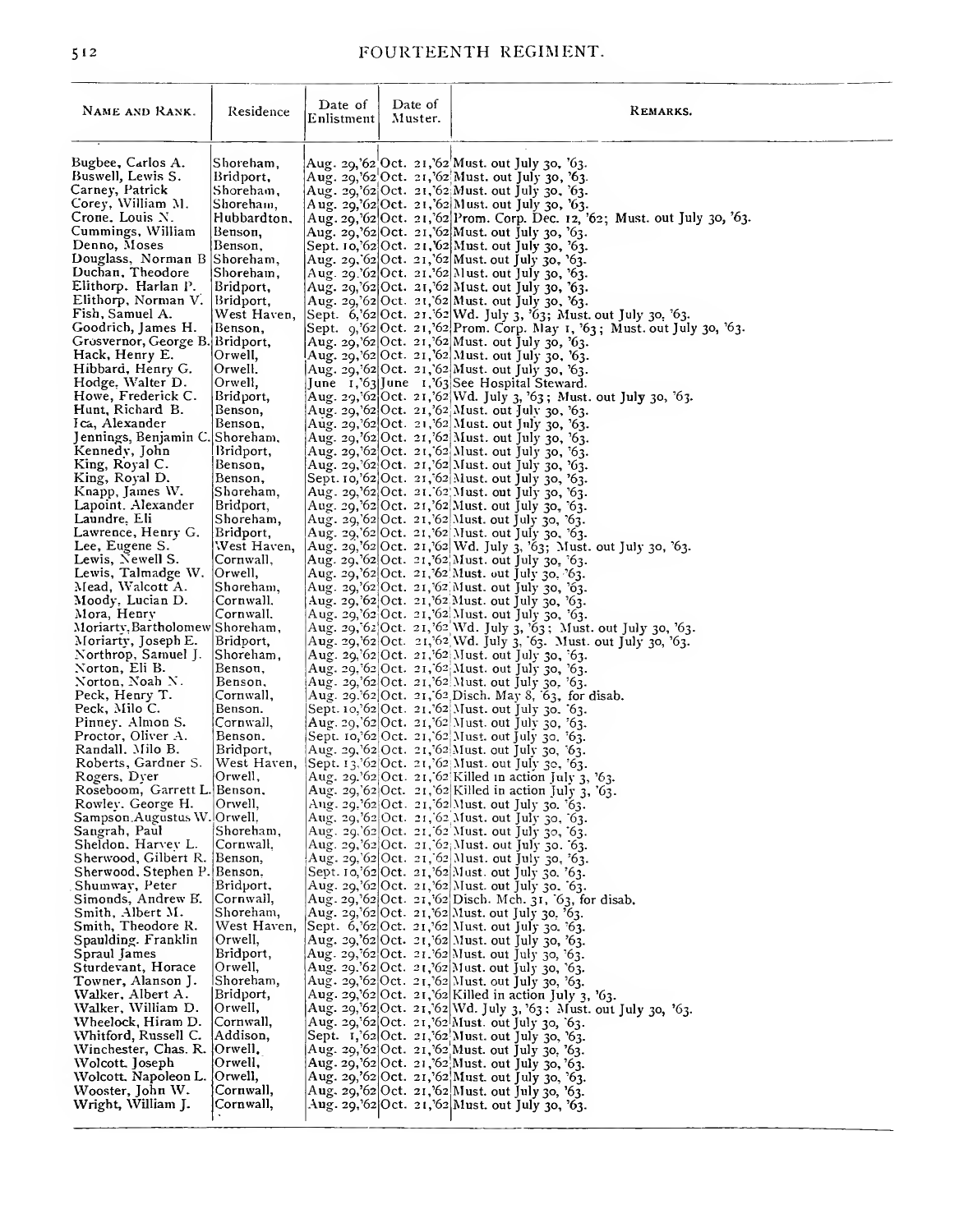## FOURTEENTH REGIMENT.

| Name and Rank. | Residence | Date of Enlistment | Date of Muster. | Remarks. |
|---|---|---|---|---|
| Bugbee, Carlos A. | Shoreham, | Aug. 29,'62 | Oct. 21,'62 | Must. out July 30, '63. |
| Buswell, Lewis S. | Bridport, | Aug. 29,'62 | Oct. 21,'62 | Must. out July 30, '63. |
| Carney, Patrick | Shoreham, | Aug. 29,'62 | Oct. 21,'62 | Must. out July 30, '63. |
| Corey, William M. | Shoreham, | Aug. 29,'62 | Oct. 21,'62 | Must. out July 30, '63. |
| Crone, Louis N. | Hubbardton, | Aug. 29,'62 | Oct. 21,'62 | Prom. Corp. Dec. 12, '62; Must. out July 30, '63. |
| Cummings, William | Benson, | Aug. 29,'62 | Oct. 21,'62 | Must. out July 30, '63. |
| Denno, Moses | Benson, | Sept. 10,'62 | Oct. 21,'62 | Must. out July 30, '63. |
| Douglass, Norman B | Shoreham, | Aug. 29,'62 | Oct. 21,'62 | Must. out July 30, '63. |
| Duchan, Theodore | Shoreham, | Aug. 29,'62 | Oct. 21,'62 | Must. out July 30, '63. |
| Elithorp, Harlan P. | Bridport, | Aug. 29,'62 | Oct. 21,'62 | Must. out July 30, '63. |
| Elithorp, Norman V. | Bridport, | Aug. 29,'62 | Oct. 21,'62 | Must. out July 30, '63. |
| Fish, Samuel A. | West Haven, | Sept. 6,'62 | Oct. 21,'62 | Wd. July 3, '63; Must. out July 30, '63. |
| Goodrich, James H. | Benson, | Sept. 9,'62 | Oct. 21,'62 | Prom. Corp. May 1, '63; Must. out July 30, '63. |
| Grosvernor, George B. | Bridport, | Aug. 29,'62 | Oct. 21,'62 | Must. out July 30, '63. |
| Hack, Henry E. | Orwell, | Aug. 29,'62 | Oct. 21,'62 | Must. out July 30, '63. |
| Hibbard, Henry G. | Orwell. | Aug. 29,'62 | Oct. 21,'62 | Must. out July 30, '63. |
| Hodge, Walter D. | Orwell, | June 1,'63 | June 1,'63 | See Hospital Steward. |
| Howe, Frederick C. | Bridport, | Aug. 29,'62 | Oct. 21,'62 | Wd. July 3, '63; Must. out July 30, '63. |
| Hunt, Richard B. | Benson, | Aug. 29,'62 | Oct. 21,'62 | Must. out July 30, '63. |
| Ica, Alexander | Benson, | Aug. 29,'62 | Oct. 21,'62 | Must. out July 30, '63. |
| Jennings, Benjamin C. | Shoreham, | Aug. 29,'62 | Oct. 21,'62 | Must. out July 30, '63. |
| Kennedy, John | Bridport, | Aug. 29,'62 | Oct. 21,'62 | Must. out July 30, '63. |
| King, Royal C. | Benson, | Aug. 29,'62 | Oct. 21,'62 | Must. out July 30, '63. |
| King, Royal D. | Benson, | Sept. 10,'62 | Oct. 21,'62 | Must. out July 30, '63. |
| Knapp, James W. | Shoreham, | Aug. 29,'62 | Oct. 21,'62 | Must. out July 30, '63. |
| Lapoint, Alexander | Bridport, | Aug. 29,'62 | Oct. 21,'62 | Must. out July 30, '63. |
| Laundre, Eli | Shoreham, | Aug. 29,'62 | Oct. 21,'62 | Must. out July 30, '63. |
| Lawrence, Henry G. | Bridport, | Aug. 29,'62 | Oct. 21,'62 | Must. out July 30, '63. |
| Lee, Eugene S. | West Haven, | Aug. 29,'62 | Oct. 21,'62 | Wd. July 3, '63; Must. out July 30, '63. |
| Lewis, Newell S. | Cornwall, | Aug. 29,'62 | Oct. 21,'62 | Must. out July 30, '63. |
| Lewis, Talmadge W. | Orwell, | Aug. 29,'62 | Oct. 21,'62 | Must. out July 30, '63. |
| Mead, Walcott A. | Shoreham, | Aug. 29,'62 | Oct. 21,'62 | Must. out July 30, '63. |
| Moody, Lucian D. | Cornwall. | Aug. 29,'62 | Oct. 21,'62 | Must. out July 30, '63. |
| Mora, Henry | Cornwall. | Aug. 29,'62 | Oct. 21,'62 | Must. out July 30, '63. |
| Moriarty, Bartholomew | Shoreham, | Aug. 29,'62 | Oct. 21,'62 | Wd. July 3, '63; Must. out July 30, '63. |
| Moriarty, Joseph E. | Bridport, | Aug. 29,'62 | Oct. 21,'62 | Wd. July 3, '63. Must. out July 30, '63. |
| Northrop, Samuel J. | Shoreham, | Aug. 29,'62 | Oct. 21,'62 | Must. out July 30, '63. |
| Norton, Eli B. | Benson, | Aug. 29,'62 | Oct. 21,'62 | Must. out July 30, '63. |
| Norton, Noah N. | Benson, | Aug. 29,'62 | Oct. 21,'62 | Must. out July 30, '63. |
| Peck, Henry T. | Cornwall, | Aug. 29,'62 | Oct. 21,'62 | Disch. May 8, '63, for disab. |
| Peck, Milo C. | Benson. | Sept. 10,'62 | Oct. 21,'62 | Must. out July 30, '63. |
| Pinney, Almon S. | Cornwall, | Aug. 29,'62 | Oct. 21,'62 | Must. out July 30, '63. |
| Proctor, Oliver A. | Benson. | Sept. 10,'62 | Oct. 21,'62 | Must. out July 30, '63. |
| Randall, Milo B. | Bridport, | Aug. 29,'62 | Oct. 21,'62 | Must. out July 30, '63. |
| Roberts, Gardner S. | West Haven, | Sept. 13,'62 | Oct. 21,'62 | Must. out July 30, '63. |
| Rogers, Dyer | Orwell, | Aug. 29,'62 | Oct. 21,'62 | Killed in action July 3, '63. |
| Roseboom, Garrett L. | Benson, | Aug. 29,'62 | Oct. 21,'62 | Killed in action July 3, '63. |
| Rowley, George H. | Orwell, | Aug. 29,'62 | Oct. 21,'62 | Must. out July 30, '63. |
| Sampson, Augustus W. | Orwell, | Aug. 29,'62 | Oct. 21,'62 | Must. out July 30, '63. |
| Sangrah, Paul | Shoreham, | Aug. 29,'62 | Oct. 21,'62 | Must. out July 30, '63. |
| Sheldon, Harvey L. | Cornwall, | Aug. 29,'62 | Oct. 21,'62 | Must. out July 30, '63. |
| Sherwood, Gilbert R. | Benson, | Aug. 29,'62 | Oct. 21,'62 | Must. out July 30, '63. |
| Sherwood, Stephen P. | Benson, | Sept. 10,'62 | Oct. 21,'62 | Must. out July 30, '63. |
| Shumway, Peter | Bridport, | Aug. 29,'62 | Oct. 21,'62 | Must. out July 30, '63. |
| Simonds, Andrew B. | Cornwall, | Aug. 29,'62 | Oct. 21,'62 | Disch. Mch. 31, '63, for disab. |
| Smith, Albert M. | Shoreham, | Aug. 29,'62 | Oct. 21,'62 | Must. out July 30, '63. |
| Smith, Theodore R. | West Haven, | Sept. 6,'62 | Oct. 21,'62 | Must. out July 30, '63. |
| Spaulding, Franklin | Orwell, | Aug. 29,'62 | Oct. 21,'62 | Must. out July 30, '63. |
| Spraul James | Bridport, | Aug. 29,'62 | Oct. 21,'62 | Must. out July 30, '63. |
| Sturdevant, Horace | Orwell, | Aug. 29,'62 | Oct. 21,'62 | Must. out July 30, '63. |
| Towner, Alanson J. | Shoreham, | Aug. 29,'62 | Oct. 21,'62 | Must. out July 30, '63. |
| Walker, Albert A. | Bridport, | Aug. 29,'62 | Oct. 21,'62 | Killed in action July 3, '63. |
| Walker, William D. | Orwell, | Aug. 29,'62 | Oct. 21,'62 | Wd. July 3, '63; Must. out July 30, '63. |
| Wheelock, Hiram D. | Cornwall, | Aug. 29,'62 | Oct. 21,'62 | Must. out July 30, '63. |
| Whitford, Russell C. | Addison, | Sept. 1,'62 | Oct. 21,'62 | Must. out July 30, '63. |
| Winchester, Chas. R. | Orwell, | Aug. 29,'62 | Oct. 21,'62 | Must. out July 30, '63. |
| Wolcott, Joseph | Orwell, | Aug. 29,'62 | Oct. 21,'62 | Must. out July 30, '63. |
| Wolcott, Napoleon L. | Orwell, | Aug. 29,'62 | Oct. 21,'62 | Must. out July 30, '63. |
| Wooster, John W. | Cornwall, | Aug. 29,'62 | Oct. 21,'62 | Must. out July 30, '63. |
| Wright, William J. | Cornwall, | Aug. 29,'62 | Oct. 21,'62 | Must. out July 30, '63. |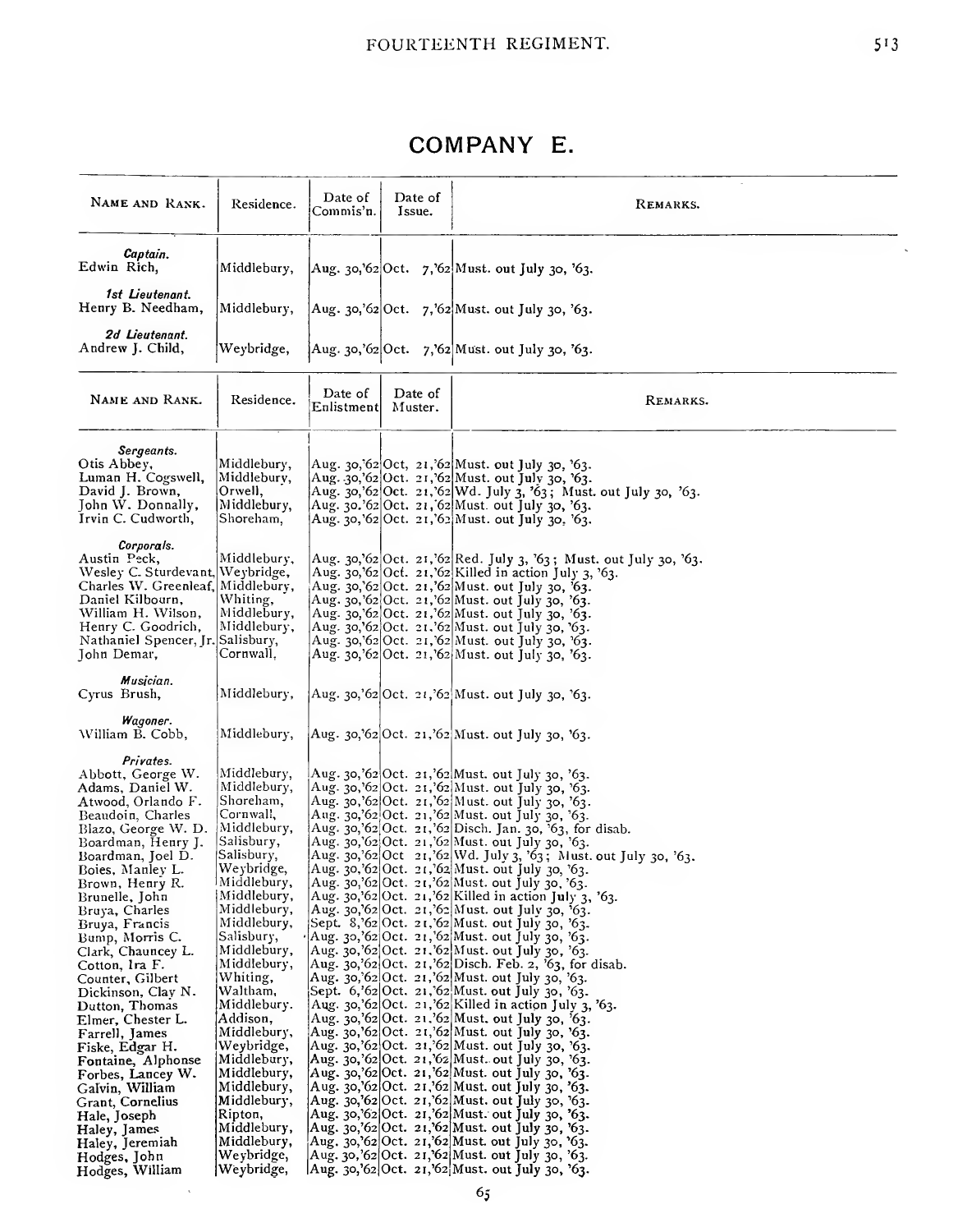## COMPANY E.

| Name and Rank. | Residence. | Date of Commis'n. | Date of Issue. | Remarks. |
|---|---|---|---|---|
| *Captain.* | | | | |
| Edwin Rich, | Middlebury, | Aug. 30,'62 | Oct. 7,'62 | Must. out July 30, '63. |
| *1st Lieutenant.* | | | | |
| Henry B. Needham, | Middlebury, | Aug. 30,'62 | Oct. 7,'62 | Must. out July 30, '63. |
| *2d Lieutenant.* | | | | |
| Andrew J. Child, | Weybridge, | Aug. 30,'62 | Oct. 7,'62 | Must. out July 30, '63. |

| Name and Rank. | Residence. | Date of Enlistment | Date of Muster. | Remarks. |
|---|---|---|---|---|
| *Sergeants.* | | | | |
| Otis Abbey, | Middlebury, | Aug. 30,'62 | Oct. 21,'62 | Must. out July 30, '63. |
| Luman H. Cogswell, | Middlebury, | Aug. 30,'62 | Oct. 21,'62 | Must. out July 30, '63. |
| David J. Brown, | Orwell, | Aug. 30,'62 | Oct. 21,'62 | Wd. July 3, '63; Must. out July 30, '63. |
| John W. Donnally, | Middlebury, | Aug. 30,'62 | Oct. 21,'62 | Must. out July 30, '63. |
| Irvin C. Cudworth, | Shoreham, | Aug. 30,'62 | Oct. 21,'62 | Must. out July 30, '63. |
| *Corporals.* | | | | |
| Austin Peck, | Middlebury, | Aug. 30,'62 | Oct. 21,'62 | Red. July 3, '63; Must. out July 30, '63. |
| Wesley C. Sturdevant, | Weybridge, | Aug. 30,'62 | Oct. 21,'62 | Killed in action July 3, '63. |
| Charles W. Greenleaf, | Middlebury, | Aug. 30,'62 | Oct. 21,'62 | Must. out July 30, '63. |
| Daniel Kilbourn, | Whiting, | Aug. 30,'62 | Oct. 21,'62 | Must. out July 30, '63. |
| William H. Wilson, | Middlebury, | Aug. 30,'62 | Oct. 21,'62 | Must. out July 30, '63. |
| Henry C. Goodrich, | Middlebury, | Aug. 30,'62 | Oct. 21,'62 | Must. out July 30, '63. |
| Nathaniel Spencer, Jr. | Salisbury, | Aug. 30,'62 | Oct. 21,'62 | Must. out July 30, '63. |
| John Demar, | Cornwall, | Aug. 30,'62 | Oct. 21,'62 | Must. out July 30, '63. |
| *Musician.* | | | | |
| Cyrus Brush, | Middlebury, | Aug. 30,'62 | Oct. 21,'62 | Must. out July 30, '63. |
| *Wagoner.* | | | | |
| William B. Cobb, | Middlebury, | Aug. 30,'62 | Oct. 21,'62 | Must. out July 30, '63. |
| *Privates.* | | | | |
| Abbott, George W. | Middlebury, | Aug. 30,'62 | Oct. 21,'62 | Must. out July 30, '63. |
| Adams, Daniel W. | Middlebury, | Aug. 30,'62 | Oct. 21,'62 | Must. out July 30, '63. |
| Atwood, Orlando F. | Shoreham, | Aug. 30,'62 | Oct. 21,'62 | Must. out July 30, '63. |
| Beaudoin, Charles | Cornwall, | Aug. 30,'62 | Oct. 21,'62 | Must. out July 30, '63. |
| Blazo, George W. D. | Middlebury, | Aug. 30,'62 | Oct. 21,'62 | Disch. Jan. 30, '63, for disab. |
| Boardman, Henry J. | Salisbury, | Aug. 30,'62 | Oct. 21,'62 | Must. out July 30, '63. |
| Boardman, Joel D. | Salisbury, | Aug. 30,'62 | Oct. 21,'62 | Wd. July 3, '63; Must. out July 30, '63. |
| Boies, Manley L. | Weybridge, | Aug. 30,'62 | Oct. 21,'62 | Must. out July 30, '63. |
| Brown, Henry R. | Middlebury, | Aug. 30,'62 | Oct. 21,'62 | Must. out July 30, '63. |
| Brunelle, John | Middlebury, | Aug. 30,'62 | Oct. 21,'62 | Killed in action July 3, '63. |
| Bruya, Charles | Middlebury, | Aug. 30,'62 | Oct. 21,'62 | Must. out July 30, '63. |
| Bruya, Francis | Middlebury, | Sept. 8,'62 | Oct. 21,'62 | Must. out July 30, '63. |
| Bump, Morris C. | Salisbury, | Aug. 30,'62 | Oct. 21,'62 | Must. out July 30, '63. |
| Clark, Chauncey L. | Middlebury, | Aug. 30,'62 | Oct. 21,'62 | Must. out July 30, '63. |
| Cotton, Ira F. | Middlebury, | Aug. 30,'62 | Oct. 21,'62 | Disch. Feb. 2, '63, for disab. |
| Counter, Gilbert | Whiting, | Aug. 30,'62 | Oct. 21,'62 | Must. out July 30, '63. |
| Dickinson, Clay N. | Waltham, | Sept. 6,'62 | Oct. 21,'62 | Must. out July 30, '63. |
| Dutton, Thomas | Middlebury. | Aug. 30,'62 | Oct. 21,'62 | Killed in action July 3, '63. |
| Elmer, Chester L. | Addison, | Aug. 30,'62 | Oct. 21,'62 | Must. out July 30, '63. |
| Farrell, James | Middlebury, | Aug. 30,'62 | Oct. 21,'62 | Must. out July 30, '63. |
| Fiske, Edgar H. | Weybridge, | Aug. 30,'62 | Oct. 21,'62 | Must. out July 30, '63. |
| Fontaine, Alphonse | Middlebury, | Aug. 30,'62 | Oct. 21,'62 | Must. out July 30, '63. |
| Forbes, Lancey W. | Middlebury, | Aug. 30,'62 | Oct. 21,'62 | Must. out July 30, '63. |
| Galvin, William | Middlebury, | Aug. 30,'62 | Oct. 21,'62 | Must. out July 30, '63. |
| Grant, Cornelius | Middlebury, | Aug. 30,'62 | Oct. 21,'62 | Must. out July 30, '63. |
| Hale, Joseph | Ripton, | Aug. 30,'62 | Oct. 21,'62 | Must. out July 30, '63. |
| Haley, James | Middlebury, | Aug. 30,'62 | Oct. 21,'62 | Must. out July 30, '63. |
| Haley, Jeremiah | Middlebury, | Aug. 30,'62 | Oct. 21,'62 | Must. out July 30, '63. |
| Hodges, John | Weybridge, | Aug. 30,'62 | Oct. 21,'62 | Must. out July 30, '63. |
| Hodges, William | Weybridge, | Aug. 30,'62 | Oct. 21,'62 | Must. out July 30, '63. |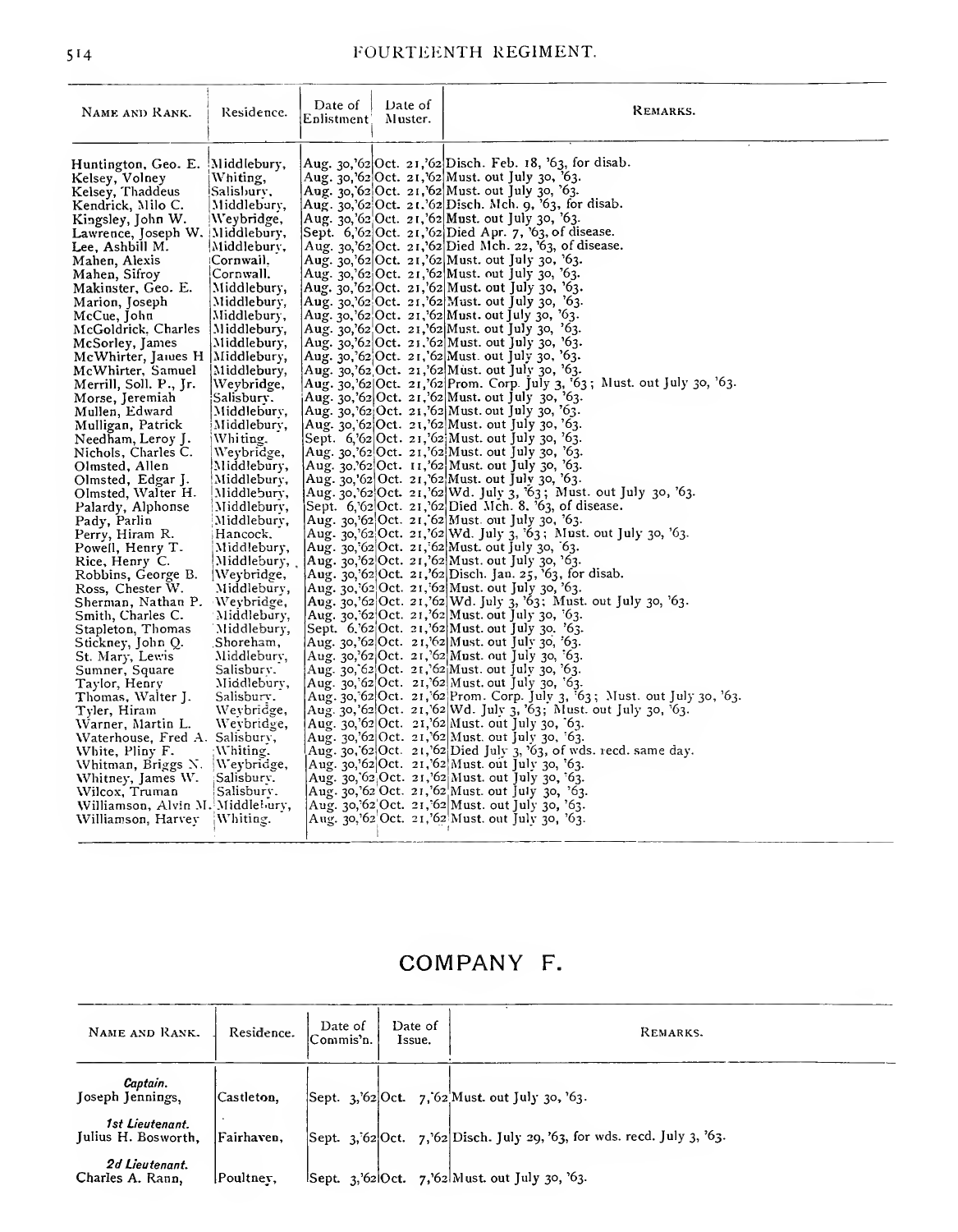| Name and Rank. | Residence. | Date of Enlistment | Date of Muster. | Remarks. |
|---|---|---|---|---|
| Huntington, Geo. E. | Middlebury, | Aug. 30,'62 | Oct. 21,'62 | Disch. Feb. 18, '63, for disab. |
| Kelsey, Volney | Whiting, | Aug. 30,'62 | Oct. 21,'62 | Must. out July 30, '63. |
| Kelsey, Thaddeus | Salisbury, | Aug. 30,'62 | Oct. 21,'62 | Must. out July 30, '63. |
| Kendrick, Milo C. | Middlebury, | Aug. 30,'62 | Oct. 21,'62 | Disch. Mch. 9, '63, for disab. |
| Kingsley, John W. | Weybridge, | Aug. 30,'62 | Oct. 21,'62 | Must. out July 30, '63. |
| Lawrence, Joseph W. | Middlebury, | Sept. 6,'62 | Oct. 21,'62 | Died Apr. 7, '63, of disease. |
| Lee, Ashbill M. | Middlebury, | Aug. 30,'62 | Oct. 21,'62 | Died Mch. 22, '63, of disease. |
| Mahen, Alexis | Cornwall, | Aug. 30,'62 | Oct. 21,'62 | Must. out July 30, '63. |
| Mahen, Sifroy | Cornwall, | Aug. 30,'62 | Oct. 21,'62 | Must. out July 30, '63. |
| Makinster, Geo. E. | Middlebury, | Aug. 30,'62 | Oct. 21,'62 | Must. out July 30, '63. |
| Marion, Joseph | Middlebury, | Aug. 30,'62 | Oct. 21,'62 | Must. out July 30, '63. |
| McCue, John | Middlebury, | Aug. 30,'62 | Oct. 21,'62 | Must. out July 30, '63. |
| McGoldrick, Charles | Middlebury, | Aug. 30,'62 | Oct. 21,'62 | Must. out July 30, '63. |
| McSorley, James | Middlebury, | Aug. 30,'62 | Oct. 21,'62 | Must. out July 30, '63. |
| McWhirter, James H | Middlebury, | Aug. 30,'62 | Oct. 21,'62 | Must. out July 30, '63. |
| McWhirter, Samuel | Middlebury, | Aug. 30,'62 | Oct. 21,'62 | Must. out July 30, '63. |
| Merrill, Soll. P., Jr. | Weybridge, | Aug. 30,'62 | Oct. 21,'62 | Prom. Corp. July 3, '63; Must. out July 30, '63. |
| Morse, Jeremiah | Salisbury, | Aug. 30,'62 | Oct. 21,'62 | Must. out July 30, '63. |
| Mullen, Edward | Middlebury, | Aug. 30,'62 | Oct. 21,'62 | Must. out July 30, '63. |
| Mulligan, Patrick | Middlebury, | Aug. 30,'62 | Oct. 21,'62 | Must. out July 30, '63. |
| Needham, Leroy J. | Whiting, | Sept. 6,'62 | Oct. 21,'62 | Must. out July 30, '63. |
| Nichols, Charles C. | Weybridge, | Aug. 30,'62 | Oct. 21,'62 | Must. out July 30, '63. |
| Olmsted, Allen | Middlebury, | Aug. 30,'62 | Oct. 11,'62 | Must. out July 30, '63. |
| Olmsted, Edgar J. | Middlebury, | Aug. 30,'62 | Oct. 21,'62 | Must. out July 30, '63. |
| Olmsted, Walter H. | Middlebury, | Aug. 30,'62 | Oct. 21,'62 | Wd. July 3, '63; Must. out July 30, '63. |
| Palardy, Alphonse | Middlebury, | Sept. 6,'62 | Oct. 21,'62 | Died Mch. 8, '63, of disease. |
| Pady, Parlin | Middlebury, | Aug. 30,'62 | Oct. 21,'62 | Must. out July 30, '63. |
| Perry, Hiram R. | Hancock, | Aug. 30,'62 | Oct. 21,'62 | Wd. July 3, '63; Must. out July 30, '63. |
| Powell, Henry T. | Middlebury, | Aug. 30,'62 | Oct. 21,'62 | Must. out July 30, '63. |
| Rice, Henry C. | Middlebury, | Aug. 30,'62 | Oct. 21,'62 | Must. out July 30, '63. |
| Robbins, George B. | Weybridge, | Aug. 30,'62 | Oct. 21,'62 | Disch. Jan. 25, '63, for disab. |
| Ross, Chester W. | Middlebury, | Aug. 30,'62 | Oct. 21,'62 | Must. out July 30, '63. |
| Sherman, Nathan P. | Weybridge, | Aug. 30,'62 | Oct. 21,'62 | Wd. July 3, '63; Must. out July 30, '63. |
| Smith, Charles C. | Middlebury, | Aug. 30,'62 | Oct. 21,'62 | Must. out July 30, '63. |
| Stapleton, Thomas | Middlebury, | Sept. 6,'62 | Oct. 21,'62 | Must. out July 30. '63. |
| Stickney, John Q. | Shoreham, | Aug. 30,'62 | Oct. 21,'62 | Must. out July 30, '63. |
| St. Mary, Lewis | Middlebury, | Aug. 30,'62 | Oct. 21,'62 | Must. out July 30, '63. |
| Sumner, Square | Salisbury, | Aug. 30,'62 | Oct. 21,'62 | Must. out July 30, '63. |
| Taylor, Henry | Middlebury, | Aug. 30,'62 | Oct. 21,'62 | Must. out July 30, '63. |
| Thomas, Walter J. | Salisbury, | Aug. 30,'62 | Oct. 21,'62 | Prom. Corp. July 3, '63; Must. out July 30, '63. |
| Tyler, Hiram | Weybridge, | Aug. 30,'62 | Oct. 21,'62 | Wd. July 3, '63; Must. out July 30, '63. |
| Warner, Martin L. | Weybridge, | Aug. 30,'62 | Oct. 21,'62 | Must. out July 30, '63. |
| Waterhouse, Fred A. | Salisbury, | Aug. 30,'62 | Oct. 21,'62 | Must. out July 30, '63. |
| White, Pliny F. | Whiting, | Aug. 30,'62 | Oct. 21,'62 | Died July 3, '63, of wds. recd. same day. |
| Whitman, Briggs N. | Weybridge, | Aug. 30,'62 | Oct. 21,'62 | Must. out July 30, '63. |
| Whitney, James W. | Salisbury, | Aug. 30,'62 | Oct. 21,'62 | Must. out July 30, '63. |
| Wilcox, Truman | Salisbury, | Aug. 30,'62 | Oct. 21,'62 | Must. out July 30, '63. |
| Williamson, Alvin M. | Middlebury, | Aug. 30,'62 | Oct. 21,'62 | Must. out July 30, '63. |
| Williamson, Harvey | Whiting, | Aug. 30,'62 | Oct. 21,'62 | Must. out July 30, '63. |

## COMPANY F.

| Name and Rank. | Residence. | Date of Commis'n. | Date of Issue. | Remarks. |
|---|---|---|---|---|
| *Captain.* Joseph Jennings, | Castleton, | Sept. 3,'62 | Oct. 7,'62 | Must. out July 30, '63. |
| *1st Lieutenant.* Julius H. Bosworth, | Fairhaven, | Sept. 3,'62 | Oct. 7,'62 | Disch. July 29, '63, for wds. recd. July 3, '63. |
| *2d Lieutenant.* Charles A. Rann, | Poultney, | Sept. 3,'62 | Oct. 7,'62 | Must. out July 30, '63. |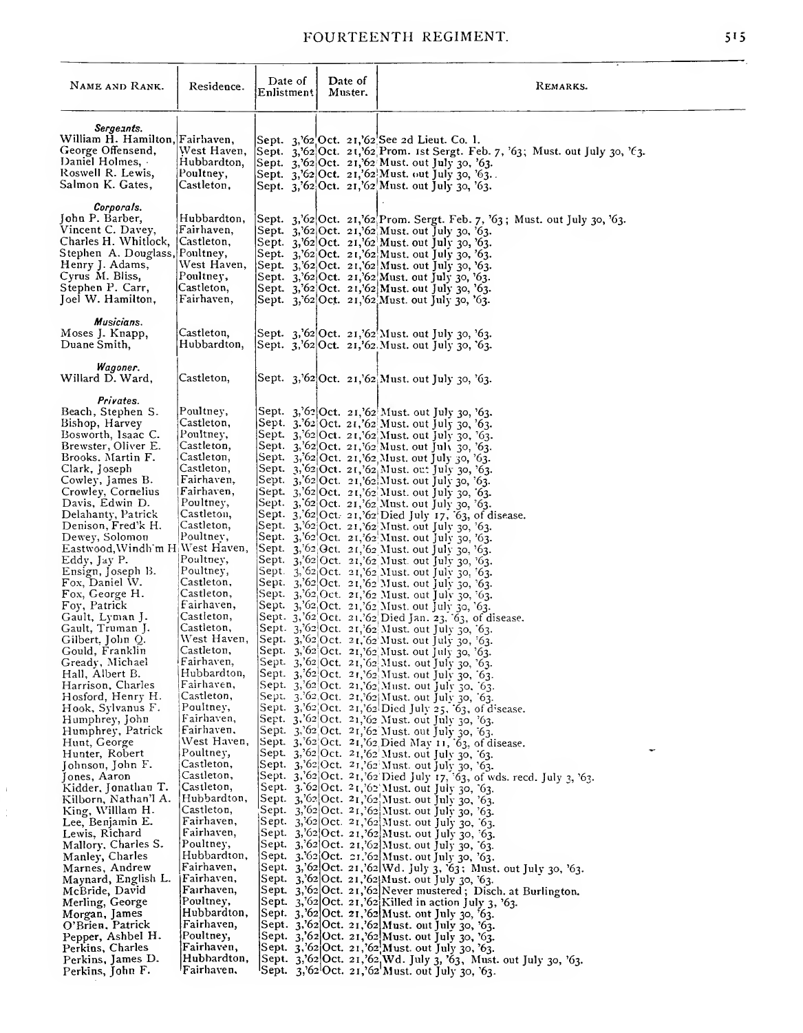## FOURTEENTH REGIMENT.

| NAME AND RANK. | Residence. | Date of Enlistment | Date of Muster. | REMARKS. |
|---|---|---|---|---|
| *Sergeants.* | | | | |
| William H. Hamilton, | Fairhaven, | Sept. 3,'62 | Oct. 21,'62 | See 2d Lieut. Co. I. |
| George Offensend, | West Haven, | Sept. 3,'62 | Oct. 21,'62 | Prom. 1st Sergt. Feb. 7, '63; Must. out July 30, '63. |
| Daniel Holmes, | Hubbardton, | Sept. 3,'62 | Oct. 21,'62 | Must. out July 30, '63. |
| Roswell R. Lewis, | Poultney, | Sept. 3,'62 | Oct. 21,'62 | Must. out July 30, '63. |
| Salmon K. Gates, | Castleton, | Sept. 3,'62 | Oct. 21,'62 | Must. out July 30, '63. |
| *Corporals.* | | | | |
| John P. Barber, | Hubbardton, | Sept. 3,'62 | Oct. 21,'62 | Prom. Sergt. Feb. 7, '63; Must. out July 30, '63. |
| Vincent C. Davey, | Fairhaven, | Sept. 3,'62 | Oct. 21,'62 | Must. out July 30, '63. |
| Charles H. Whitlock, | Castleton, | Sept. 3,'62 | Oct. 21,'62 | Must. out July 30, '63. |
| Stephen A. Douglass, | Poultney, | Sept. 3,'62 | Oct. 21,'62 | Must. out July 30, '63. |
| Henry J. Adams, | West Haven, | Sept. 3,'62 | Oct. 21,'62 | Must. out July 30, '63. |
| Cyrus M. Bliss, | Poultney, | Sept. 3,'62 | Oct. 21,'62 | Must. out July 30, '63. |
| Stephen P. Carr, | Castleton, | Sept. 3,'62 | Oct. 21,'62 | Must. out July 30, '63. |
| Joel W. Hamilton, | Fairhaven, | Sept. 3,'62 | Oct. 21,'62 | Must. out July 30, '63. |
| *Musicians.* | | | | |
| Moses J. Knapp, | Castleton, | Sept. 3,'62 | Oct. 21,'62 | Must. out July 30, '63. |
| Duane Smith, | Hubbardton, | Sept. 3,'62 | Oct. 21,'62 | Must. out July 30, '63. |
| *Wagoner.* | | | | |
| Willard D. Ward, | Castleton, | Sept. 3,'62 | Oct. 21,'62 | Must. out July 30, '63. |
| *Privates.* | | | | |
| Beach, Stephen S. | Poultney, | Sept. 3,'62 | Oct. 21,'62 | Must. out July 30, '63. |
| Bishop, Harvey | Castleton, | Sept. 3,'62 | Oct. 21,'62 | Must. out July 30, '63. |
| Bosworth, Isaac C. | Poultney, | Sept. 3,'62 | Oct. 21,'62 | Must. out July 30, '63. |
| Brewster, Oliver E. | Castleton, | Sept. 3,'62 | Oct. 21,'62 | Must. out July 30, '63. |
| Brooks, Martin F. | Castleton, | Sept. 3,'62 | Oct. 21,'62 | Must. out July 30, '63. |
| Clark, Joseph | Castleton, | Sept. 3,'62 | Oct. 21,'62 | Must. out July 30, '63. |
| Cowley, James B. | Fairhaven, | Sept. 3,'62 | Oct. 21,'62 | Must. out July 30, '63. |
| Crowley, Cornelius | Fairhaven, | Sept. 3,'62 | Oct. 21,'62 | Must. out July 30, '63. |
| Davis, Edwin D. | Poultney, | Sept. 3,'62 | Oct. 21,'62 | Must. out July 30, '63. |
| Delahanty, Patrick | Castleton, | Sept. 3,'62 | Oct. 21,'62 | Died July 17, '63, of disease. |
| Denison, Fred'k H. | Castleton, | Sept. 3,'62 | Oct. 21,'62 | Must. out July 30, '63. |
| Dewey, Solomon | Poultney, | Sept. 3,'62 | Oct. 21,'62 | Must. out July 30, '63. |
| Eastwood, Windh'm H. | West Haven, | Sept. 3,'62 | Oct. 21,'62 | Must. out July 30, '63. |
| Eddy, Jay P. | Poultney, | Sept. 3,'62 | Oct. 21,'62 | Must. out July 30, '63. |
| Ensign, Joseph B. | Poultney, | Sept. 3,'62 | Oct. 21,'62 | Must. out July 30, '63. |
| Fox, Daniel W. | Castleton, | Sept. 3,'62 | Oct. 21,'62 | Must. out July 30, '63. |
| Fox, George H. | Castleton, | Sept. 3,'62 | Oct. 21,'62 | Must. out July 30, '63. |
| Foy, Patrick | Fairhaven, | Sept. 3,'62 | Oct. 21,'62 | Must. out July 30, '63. |
| Gault, Lyman J. | Castleton, | Sept. 3,'62 | Oct. 21,'62 | Died Jan. 23, '63, of disease. |
| Gault, Truman J. | Castleton, | Sept. 3,'62 | Oct. 21,'62 | Must. out July 30, '63. |
| Gilbert, John Q. | West Haven, | Sept. 3,'62 | Oct. 21,'62 | Must. out July 30, '63. |
| Gould, Franklin | Castleton, | Sept. 3,'62 | Oct. 21,'62 | Must. out July 30, '63. |
| Gready, Michael | Fairhaven, | Sept. 3,'62 | Oct. 21,'62 | Must. out July 30, '63. |
| Hall, Albert B. | Hubbardton, | Sept. 3,'62 | Oct. 21,'62 | Must. out July 30, '63. |
| Harrison, Charles | Fairhaven, | Sept. 3,'62 | Oct. 21,'62 | Must. out July 30, '63. |
| Hosford, Henry H. | Castleton, | Sept. 3,'62 | Oct. 21,'62 | Must. out July 30, '63. |
| Hook, Sylvanus F. | Poultney, | Sept. 3,'62 | Oct. 21,'62 | Died July 25, '63, of disease. |
| Humphrey, John | Fairhaven, | Sept. 3,'62 | Oct. 21,'62 | Must. out July 30, '63. |
| Humphrey, Patrick | Fairhaven, | Sept. 3,'62 | Oct. 21,'62 | Must. out July 30, '63. |
| Hunt, George | West Haven, | Sept. 3,'62 | Oct. 21,'62 | Died May 11, '63, of disease. |
| Hunter, Robert | Poultney, | Sept. 3,'62 | Oct. 21,'62 | Must. out July 30, '63. |
| Johnson, John F. | Castleton, | Sept. 3,'62 | Oct. 21,'62 | Must. out July 30, '63. |
| Jones, Aaron | Castleton, | Sept. 3,'62 | Oct. 21,'62 | Died July 17, '63, of wds. recd. July 3, '63. |
| Kidder, Jonathan T. | Castleton, | Sept. 3,'62 | Oct. 21,'62 | Must. out July 30, '63. |
| Kilborn, Nathan'l A. | Hubbardton, | Sept. 3,'62 | Oct. 21,'62 | Must. out July 30, '63. |
| King, William H. | Castleton, | Sept. 3,'62 | Oct. 21,'62 | Must. out July 30, '63. |
| Lee, Benjamin E. | Fairhaven, | Sept. 3,'62 | Oct. 21,'62 | Must. out July 30, '63. |
| Lewis, Richard | Fairhaven, | Sept. 3,'62 | Oct. 21,'62 | Must. out July 30, '63. |
| Mallory, Charles S. | Poultney, | Sept. 3,'62 | Oct. 21,'62 | Must. out July 30, '63. |
| Manley, Charles | Hubbardton, | Sept. 3,'62 | Oct. 21,'62 | Must. out July 30, '63. |
| Marnes, Andrew | Fairhaven, | Sept. 3,'62 | Oct. 21,'62 | Wd. July 3, '63; Must. out July 30, '63. |
| Maynard, English L. | Fairhaven, | Sept. 3,'62 | Oct. 21,'62 | Must. out July 30, '63. |
| McBride, David | Fairhaven, | Sept. 3,'62 | Oct. 21,'62 | Never mustered; Disch. at Burlington. |
| Merling, George | Poultney, | Sept. 3,'62 | Oct. 21,'62 | Killed in action July 3, '63. |
| Morgan, James | Hubbardton, | Sept. 3,'62 | Oct. 21,'62 | Must. out July 30, '63. |
| O'Brien, Patrick | Fairhaven, | Sept. 3,'62 | Oct. 21,'62 | Must. out July 30, '63. |
| Pepper, Ashbel H. | Poultney, | Sept. 3,'62 | Oct. 21,'62 | Must. out July 30, '63. |
| Perkins, Charles | Fairhaven, | Sept. 3,'62 | Oct. 21,'62 | Must. out July 30, '63. |
| Perkins, James D. | Hubbardton, | Sept. 3,'62 | Oct. 21,'62 | Wd. July 3, '63, Must. out July 30, '63. |
| Perkins, John F. | Fairhaven, | Sept. 3,'62 | Oct. 21,'62 | Must. out July 30, '63. |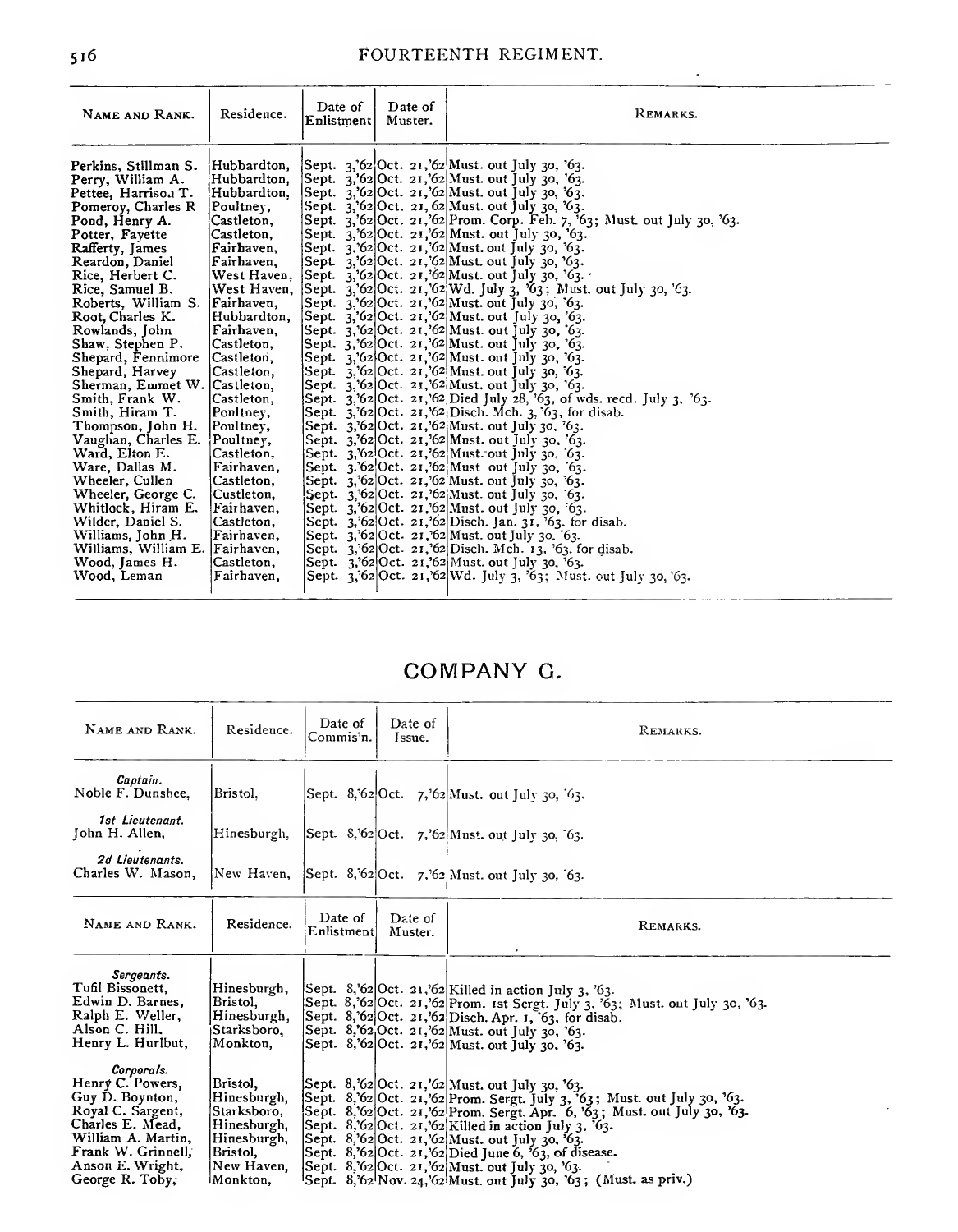| Name and Rank. | Residence. | Date of Enlistment | Date of Muster. | Remarks. |
|---|---|---|---|---|
| Perkins, Stillman S. | Hubbardton, | Sept. 3,'62 | Oct. 21,'62 | Must. out July 30, '63. |
| Perry, William A. | Hubbardton, | Sept. 3,'62 | Oct. 21,'62 | Must. out July 30, '63. |
| Pettee, Harrison T. | Hubbardton, | Sept. 3,'62 | Oct. 21,'62 | Must. out July 30, '63. |
| Pomeroy, Charles R | Poultney, | Sept. 3,'62 | Oct. 21, 62 | Must. out July 30, '63. |
| Pond, Henry A. | Castleton, | Sept. 3,'62 | Oct. 21,'62 | Prom. Corp. Feb. 7, '63; Must. out July 30, '63. |
| Potter, Fayette | Castleton, | Sept. 3,'62 | Oct. 21,'62 | Must. out July 30, '63. |
| Rafferty, James | Fairhaven, | Sept. 3,'62 | Oct. 21,'62 | Must. out July 30, '63. |
| Reardon, Daniel | Fairhaven, | Sept. 3,'62 | Oct. 21,'62 | Must. out July 30, '63. |
| Rice, Herbert C. | West Haven, | Sept. 3,'62 | Oct. 21,'62 | Must. out July 30, '63. |
| Rice, Samuel B. | West Haven, | Sept. 3,'62 | Oct. 21,'62 | Wd. July 3, '63; Must. out July 30, '63. |
| Roberts, William S. | Fairhaven, | Sept. 3,'62 | Oct. 21,'62 | Must. out July 30, '63. |
| Root, Charles K. | Hubbardton, | Sept. 3,'62 | Oct. 21,'62 | Must. out July 30, '63. |
| Rowlands, John | Fairhaven, | Sept. 3,'62 | Oct. 21,'62 | Must. out July 30, '63. |
| Shaw, Stephen P. | Castleton, | Sept. 3,'62 | Oct. 21,'62 | Must. out July 30, '63. |
| Shepard, Fennimore | Castleton, | Sept. 3,'62 | Oct. 21,'62 | Must. out July 30, '63. |
| Shepard, Harvey | Castleton, | Sept. 3,'62 | Oct. 21,'62 | Must. out July 30, '63. |
| Sherman, Emmet W. | Castleton, | Sept. 3,'62 | Oct. 21,'62 | Must. out July 30, '63. |
| Smith, Frank W. | Castleton, | Sept. 3,'62 | Oct. 21,'62 | Died July 28, '63, of wds. recd. July 3, '63. |
| Smith, Hiram T. | Poultney, | Sept. 3,'62 | Oct. 21,'62 | Disch. Mch. 3, '63, for disab. |
| Thompson, John H. | Poultney, | Sept. 3,'62 | Oct. 21,'62 | Must. out July 30, '63. |
| Vaughan, Charles E. | Poultney, | Sept. 3,'62 | Oct. 21,'62 | Must. out July 30, '63. |
| Ward, Elton E. | Castleton, | Sept. 3,'62 | Oct. 21,'62 | Must. out July 30, '63. |
| Ware, Dallas M. | Fairhaven, | Sept. 3,'62 | Oct. 21,'62 | Must out July 30, '63. |
| Wheeler, Cullen | Castleton, | Sept. 3,'62 | Oct. 21,'62 | Must. out July 30, '63. |
| Wheeler, George C. | Custleton, | Sept. 3,'62 | Oct. 21,'62 | Must. out July 30, '63. |
| Whitlock, Hiram E. | Fairhaven, | Sept. 3,'62 | Oct. 21,'62 | Must. out July 30, '63. |
| Wilder, Daniel S. | Castleton, | Sept. 3,'62 | Oct. 21,'62 | Disch. Jan. 31, '63. for disab. |
| Williams, John H. | Fairhaven, | Sept. 3,'62 | Oct. 21,'62 | Must. out July 30. '63. |
| Williams, William E. | Fairhaven, | Sept. 3,'62 | Oct. 21,'62 | Disch. Mch. 13, '63, for disab. |
| Wood, James H. | Castleton, | Sept. 3,'62 | Oct. 21,'62 | Must. out July 30, '63. |
| Wood, Leman | Fairhaven, | Sept. 3,'62 | Oct. 21,'62 | Wd. July 3, '63; Must. out July 30, '63. |

## COMPANY G.

| Name and Rank. | Residence. | Date of Commis'n. | Date of Issue. | Remarks. |
|---|---|---|---|---|
| *Captain.* | | | | |
| Noble F. Dunshee, | Bristol, | Sept. 8,'62 | Oct. 7,'62 | Must. out July 30, '63. |
| *1st Lieutenant.* | | | | |
| John H. Allen, | Hinesburgh, | Sept. 8,'62 | Oct. 7,'62 | Must. out July 30, '63. |
| *2d Lieutenants.* | | | | |
| Charles W. Mason, | New Haven, | Sept. 8,'62 | Oct. 7,'62 | Must. out July 30, '63. |

| Name and Rank. | Residence. | Date of Enlistment | Date of Muster. | Remarks. |
|---|---|---|---|---|
| *Sergeants.* | | | | |
| Tufil Bissonett, | Hinesburgh, | Sept. 8,'62 | Oct. 21,'62 | Killed in action July 3, '63. |
| Edwin D. Barnes, | Bristol, | Sept. 8,'62 | Oct. 21,'62 | Prom. 1st Sergt. July 3, '63; Must. out July 30, '63. |
| Ralph E. Weller, | Hinesburgh, | Sept. 8,'62 | Oct. 21,'62 | Disch. Apr. 1, '63, for disab. |
| Alson C. Hill. | Starksboro, | Sept. 8,'62 | Oct. 21,'62 | Must. out July 30, '63. |
| Henry L. Hurlbut, | Monkton, | Sept. 8,'62 | Oct. 21,'62 | Must. out July 30, '63. |
| *Corporals.* | | | | |
| Henry C. Powers, | Bristol, | Sept. 8,'62 | Oct. 21,'62 | Must. out July 30, '63. |
| Guy D. Boynton, | Hinesburgh, | Sept. 8,'62 | Oct. 21,'62 | Prom. Sergt. July 3, '63; Must. out July 30, '63. |
| Royal C. Sargent, | Starksboro, | Sept. 8,'62 | Oct. 21,'62 | Prom. Sergt. Apr. 6, '63; Must. out July 30, '63. |
| Charles E. Mead, | Hinesburgh, | Sept. 8,'62 | Oct. 21,'62 | Killed in action July 3, '63. |
| William A. Martin, | Hinesburgh, | Sept. 8,'62 | Oct. 21,'62 | Must. out July 30, '63. |
| Frank W. Grinnell, | Bristol, | Sept. 8,'62 | Oct. 21,'62 | Died June 6, '63, of disease. |
| Anson E. Wright, | New Haven, | Sept. 8,'62 | Oct. 21,'62 | Must. out July 30, '63. |
| George R. Toby, | Monkton, | Sept. 8,'62 | Nov. 24,'62 | Must. out July 30, '63; (Must. as priv.) |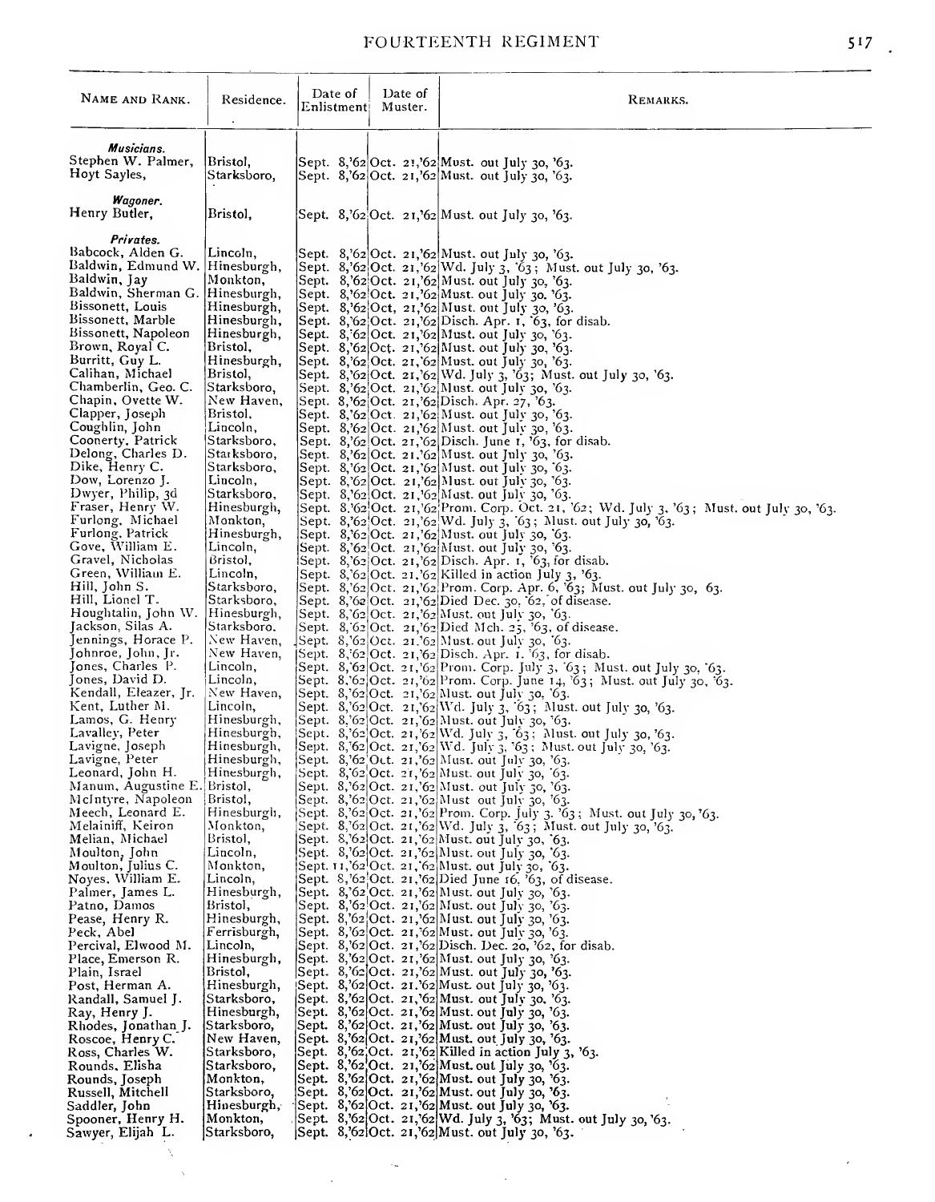| Name and Rank. | Residence. | Date of Enlistment | Date of Muster. | Remarks. |
|---|---|---|---|---|
| ***Musicians.*** | | | | |
| Stephen W. Palmer, | Bristol, | Sept. 8,'62 | Oct. 21,'62 | Must. out July 30, '63. |
| Hoyt Sayles, | Starksboro, | Sept. 8,'62 | Oct. 21,'62 | Must. out July 30, '63. |
| ***Wagoner.*** | | | | |
| Henry Butler, | Bristol, | Sept. 8,'62 | Oct. 21,'62 | Must. out July 30, '63. |
| ***Privates.*** | | | | |
| Babcock, Alden G. | Lincoln, | Sept. 8,'62 | Oct. 21,'62 | Must. out July 30, '63. |
| Baldwin, Edmund W. | Hinesburgh, | Sept. 8,'62 | Oct. 21,'62 | Wd. July 3, '63; Must. out July 30, '63. |
| Baldwin, Jay | Monkton, | Sept. 8,'62 | Oct. 21,'62 | Must. out July 30, '63. |
| Baldwin, Sherman G. | Hinesburgh, | Sept. 8,'62 | Oct. 21,'62 | Must. out July 30. '63. |
| Bissonett, Louis | Hinesburgh, | Sept. 8,'62 | Oct. 21,'62 | Must. out July 30, '63. |
| Bissonett, Marble | Hinesburgh, | Sept. 8,'62 | Oct. 21,'62 | Disch. Apr. 1, '63, for disab. |
| Bissonett, Napoleon | Hinesburgh, | Sept. 8,'62 | Oct. 21,'62 | Must. out July 30, '63. |
| Brown, Royal C. | Bristol, | Sept. 8,'62 | Oct. 21,'62 | Must. out July 30, '63. |
| Burritt, Guy L. | Hinesburgh, | Sept. 8,'62 | Oct. 21,'62 | Must. out July 30, '63. |
| Calihan, Michael | Bristol, | Sept. 8,'62 | Oct. 21,'62 | Wd. July 3, '63; Must. out July 30, '63. |
| Chamberlin, Geo. C. | Starksboro, | Sept. 8,'62 | Oct. 21,'62 | Must. out July 30, '63. |
| Chapin, Ovette W. | New Haven, | Sept. 8,'62 | Oct. 21,'62 | Disch. Apr. 27, '63. |
| Clapper, Joseph | Bristol, | Sept. 8,'62 | Oct. 21,'62 | Must. out July 30, '63. |
| Coughlin, John | Lincoln, | Sept. 8,'62 | Oct. 21,'62 | Must. out July 30, '63. |
| Coonerty, Patrick | Starksboro, | Sept. 8,'62 | Oct. 21,'62 | Disch. June 1, '63, for disab. |
| Delong, Charles D. | Starksboro, | Sept. 8,'62 | Oct. 21,'62 | Must. out July 30, '63. |
| Dike, Henry C. | Starksboro, | Sept. 8,'62 | Oct. 21,'62 | Must. out July 30, '63. |
| Dow, Lorenzo J. | Lincoln, | Sept. 8,'62 | Oct. 21,'62 | Must. out July 30, '63. |
| Dwyer, Philip, 3d | Starksboro, | Sept. 8,'62 | Oct. 21,'62 | Must. out July 30, '63. |
| Fraser, Henry W. | Hinesburgh, | Sept. 8,'62 | Oct. 21,'62 | Prom. Corp. Oct. 21, '62; Wd. July 3, '63; Must. out July 30, '63. |
| Furlong, Michael | Monkton, | Sept. 8,'62 | Oct. 21,'62 | Wd. July 3, '63; Must. out July 30, '63. |
| Furlong, Patrick | Hinesburgh, | Sept. 8,'62 | Oct. 21,'62 | Must. out July 30, '63. |
| Gove, William E. | Lincoln, | Sept. 8,'62 | Oct. 21,'62 | Must. out July 30, '63. |
| Gravel, Nicholas | Bristol, | Sept. 8,'62 | Oct. 21,'62 | Disch. Apr. 1, '63, for disab. |
| Green, William E. | Lincoln, | Sept. 8,'62 | Oct. 21,'62 | Killed in action July 3, '63. |
| Hill, John S. | Starksboro, | Sept. 8,'62 | Oct. 21,'62 | Prom. Corp. Apr. 6, '63; Must. out July 30, 63. |
| Hill, Lionel T. | Starksboro, | Sept. 8,'62 | Oct. 21,'62 | Died Dec. 30, '62, of disease. |
| Houghtalin, John W. | Hinesburgh, | Sept. 8,'62 | Oct. 21,'62 | Must. out July 30, '63. |
| Jackson, Silas A. | Starksboro. | Sept. 8,'62 | Oct. 21,'62 | Died Mch. 25, '63, of disease. |
| Jennings, Horace P. | New Haven, | Sept. 8,'62 | Oct. 21,'62 | Must. out July 30, '63. |
| Johnroe, John, Jr. | New Haven, | Sept. 8,'62 | Oct. 21,'62 | Disch. Apr. 1, '63, for disab. |
| Jones, Charles P. | Lincoln, | Sept. 8,'62 | Oct. 21,'62 | Prom. Corp. July 3, '63; Must. out July 30, '63. |
| Jones, David D. | Lincoln, | Sept. 8,'62 | Oct. 21,'62 | Prom. Corp. June 14, '63; Must. out July 30, '63. |
| Kendall, Eleazer, Jr. | New Haven, | Sept. 8,'62 | Oct. 21,'62 | Must. out July 30, '63. |
| Kent, Luther M. | Lincoln, | Sept. 8,'62 | Oct. 21,'62 | Wd. July 3, '63; Must. out July 30, '63. |
| Lamos, G. Henry | Hinesburgh, | Sept. 8,'62 | Oct. 21,'62 | Must. out July 30, '63. |
| Lavalley, Peter | Hinesburgh, | Sept. 8,'62 | Oct. 21,'62 | Wd. July 3, '63; Must. out July 30, '63. |
| Lavigne, Joseph | Hinesburgh, | Sept. 8,'62 | Oct. 21,'62 | Wd. July 3, '63; Must. out July 30, '63. |
| Lavigne, Peter | Hinesburgh, | Sept. 8,'62 | Oct. 21,'62 | Must. out July 30, '63. |
| Leonard, John H. | Hinesburgh, | Sept. 8,'62 | Oct. 21,'62 | Must. out July 30, '63. |
| Manum, Augustine E. | Bristol, | Sept. 8,'62 | Oct. 21,'62 | Must. out July 30, '63. |
| McIntyre, Napoleon | Bristol, | Sept. 8,'62 | Oct. 21,'62 | Must out July 30, '63. |
| Meech, Leonard E. | Hinesburgh, | Sept. 8,'62 | Oct. 21,'62 | Prom. Corp. July 3. '63; Must. out July 30, '63. |
| Melainiff, Keiron | Monkton, | Sept. 8,'62 | Oct. 21,'62 | Wd. July 3, '63; Must. out July 30, '63. |
| Melian, Michael | Bristol, | Sept. 8,'62 | Oct. 21,'62 | Must. out July 30, '63. |
| Moulton, John | Lincoln, | Sept. 8,'62 | Oct. 21,'62 | Must. out July 30, '63. |
| Moulton, Julius C. | Monkton, | Sept. 11,'62 | Oct. 21,'62 | Must. out July 30, '63. |
| Noyes, William E. | Lincoln, | Sept. 8,'62 | Oct. 21,'62 | Died June 16, '63, of disease. |
| Palmer, James L. | Hinesburgh, | Sept. 8,'62 | Oct. 21,'62 | Must. out July 30, '63. |
| Patno, Damos | Bristol, | Sept. 8,'62 | Oct. 21,'62 | Must. out July 30, '63. |
| Pease, Henry R. | Hinesburgh, | Sept. 8,'62 | Oct. 21,'62 | Must. out July 30, '63. |
| Peck, Abel | Ferrisburgh, | Sept. 8,'62 | Oct. 21,'62 | Must. out July 30, '63. |
| Percival, Elwood M. | Lincoln, | Sept. 8,'62 | Oct. 21,'62 | Disch. Dec. 20, '62, for disab. |
| Place, Emerson R. | Hinesburgh, | Sept. 8,'62 | Oct. 21,'62 | Must. out July 30, '63. |
| Plain, Israel | Bristol, | Sept. 8,'62 | Oct. 21,'62 | Must. out July 30, '63. |
| Post, Herman A. | Hinesburgh, | Sept. 8,'62 | Oct. 21,'62 | Must. out July 30, '63. |
| Randall, Samuel J. | Starksboro, | Sept. 8,'62 | Oct. 21,'62 | Must. out July 30, '63. |
| Ray, Henry J. | Hinesburgh, | Sept. 8,'62 | Oct. 21,'62 | Must. out July 30, '63. |
| Rhodes, Jonathan J. | Starksboro, | Sept. 8,'62 | Oct. 21,'62 | Must. out July 30, '63. |
| Roscoe, Henry C. | New Haven, | Sept. 8,'62 | Oct. 21,'62 | Must. out July 30, '63. |
| Ross, Charles W. | Starksboro, | Sept. 8,'62 | Oct. 21,'62 | Killed in action July 3, '63. |
| Rounds, Elisha | Starksboro, | Sept. 8,'62 | Oct. 21,'62 | Must. out July 30, '63. |
| Rounds, Joseph | Monkton, | Sept. 8,'62 | Oct. 21,'62 | Must. out July 30, '63. |
| Russell, Mitchell | Starksboro, | Sept. 8,'62 | Oct. 21,'62 | Must. out July 30, '63. |
| Saddler, John | Hinesburgh, | Sept. 8,'62 | Oct. 21,'62 | Must. out July 30, '63. |
| Spooner, Henry H. | Monkton, | Sept. 8,'62 | Oct. 21,'62 | Wd. July 3, '63; Must. out July 30, '63. |
| Sawyer, Elijah L. | Starksboro, | Sept. 8,'62 | Oct. 21,'62 | Must. out July 30, '63. |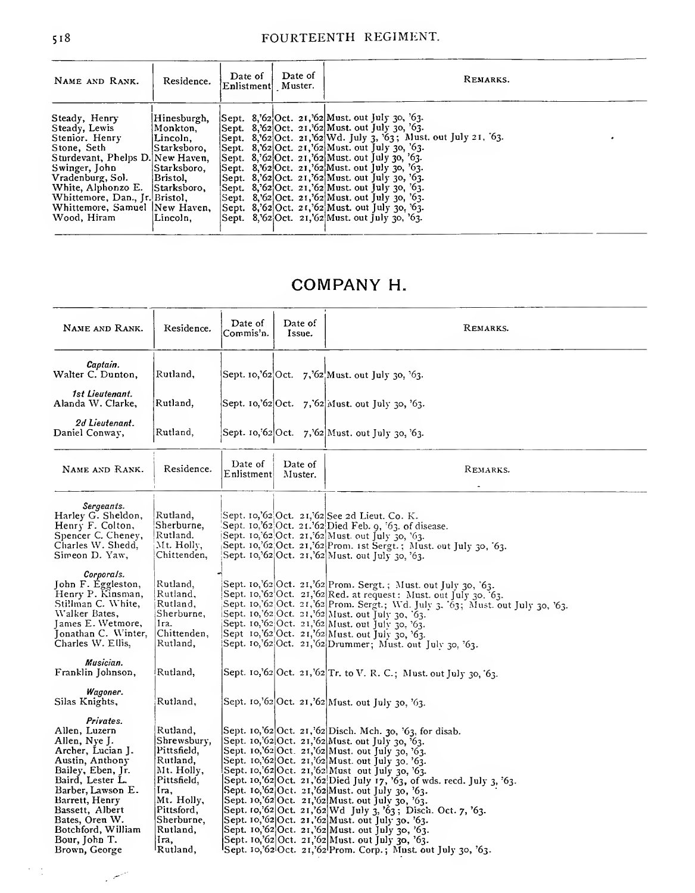| Name and Rank. | Residence. | Date of Enlistment | Date of Muster. | Remarks. |
|---|---|---|---|---|
| Steady, Henry | Hinesburgh, | Sept. 8,'62 | Oct. 21,'62 | Must. out July 30, '63. |
| Steady, Lewis | Monkton, | Sept. 8,'62 | Oct. 21,'62 | Must. out July 30, '63. |
| Stenior. Henry | Lincoln, | Sept. 8,'62 | Oct. 21,'62 | Wd. July 3, '63; Must. out July 21, '63. |
| Stone, Seth | Starksboro, | Sept. 8,'62 | Oct. 21,'62 | Must. out July 30, '63. |
| Sturdevant, Phelps D. | New Haven, | Sept. 8,'62 | Oct. 21,'62 | Must. out July 30, '63. |
| Swinger, John | Starksboro, | Sept. 8,'62 | Oct. 21,'62 | Must. out July 30, '63. |
| Vradenburg, Sol. | Bristol, | Sept. 8,'62 | Oct. 21,'62 | Must. out July 30, '63. |
| White, Alphonzo E. | Starksboro, | Sept. 8,'62 | Oct. 21,'62 | Must. out July 30, '63. |
| Whittemore, Dan., Jr. | Bristol, | Sept. 8,'62 | Oct. 21,'62 | Must. out July 30, '63. |
| Whittemore, Samuel | New Haven, | Sept. 8,'62 | Oct. 21,'62 | Must. out July 30, '63. |
| Wood, Hiram | Lincoln, | Sept. 8,'62 | Oct. 21,'62 | Must. out July 30, '63. |

## COMPANY H.

| Name and Rank. | Residence. | Date of Commis'n. | Date of Issue. | Remarks. |
|---|---|---|---|---|
| *Captain.* | | | | |
| Walter C. Dunton, | Rutland, | Sept. 10,'62 | Oct. 7,'62 | Must. out July 30, '63. |
| *1st Lieutenant.* | | | | |
| Alanda W. Clarke, | Rutland, | Sept. 10,'62 | Oct. 7,'62 | Must. out July 30, '63. |
| *2d Lieutenant.* | | | | |
| Daniel Conway, | Rutland, | Sept. 10,'62 | Oct. 7,'62 | Must. out July 30, '63. |

| Name and Rank. | Residence. | Date of Enlistment | Date of Muster. | Remarks. |
|---|---|---|---|---|
| *Sergeants.* | | | | |
| Harley G. Sheldon, | Rutland, | Sept. 10,'62 | Oct. 21,'62 | See 2d Lieut. Co. K. |
| Henry F. Colton, | Sherburne, | Sept. 10,'62 | Oct. 21,'62 | Died Feb. 9, '63. of disease. |
| Spencer C. Cheney, | Rutland. | Sept. 10,'62 | Oct. 21,'62 | Must. out July 30, '63. |
| Charles W. Shedd, | Mt. Holly, | Sept. 10,'62 | Oct. 21,'62 | Prom. 1st Sergt.; Must. out July 30, '63. |
| Simeon D. Yaw, | Chittenden, | Sept. 10,'62 | Oct. 21,'62 | Must. out July 30, '63. |
| *Corporals.* | | | | |
| John F. Eggleston, | Rutland, | Sept. 10,'62 | Oct. 21,'62 | Prom. Sergt.; Must. out July 30, '63. |
| Henry P. Kinsman, | Rutland, | Sept. 10,'62 | Oct. 21,'62 | Red. at request: Must. out July 30. '63. |
| Stillman C. White, | Rutland, | Sept. 10,'62 | Oct. 21,'62 | Prom. Sergt.; Wd. July 3. '63; Must. out July 30, '63. |
| Walker Bates, | Sherburne, | Sept. 10,'62 | Oct. 21,'62 | Must. out July 30, '63. |
| James E. Wetmore, | Ira. | Sept. 10,'62 | Oct. 21,'62 | Must. out July 30, '63. |
| Jonathan C. Winter, | Chittenden, | Sept 10,'62 | Oct. 21,'62 | Must. out July 30, '63. |
| Charles W. Ellis, | Rutland, | Sept. 10,'62 | Oct. 21,'62 | Drummer; Must. out July 30, '63. |
| *Musician.* | | | | |
| Franklin Johnson, | Rutland, | Sept. 10,'62 | Oct. 21,'62 | Tr. to V. R. C.; Must. out July 30, '63. |
| *Wagoner.* | | | | |
| Silas Knights, | Rutland, | Sept. 10,'62 | Oct. 21,'62 | Must. out July 30, '63. |
| *Privates.* | | | | |
| Allen, Luzern | Rutland, | Sept. 10,'62 | Oct. 21,'62 | Disch. Mch. 30, '63, for disab. |
| Allen, Nye J. | Shrewsbury, | Sept. 10,'62 | Oct. 21,'62 | Must. out July 30, '63. |
| Archer, Lucian J. | Pittsfield, | Sept. 10,'62 | Oct. 21,'62 | Must. out July 30, '63. |
| Austin, Anthony | Rutland, | Sept. 10,'62 | Oct. 21,'62 | Must. out July 30. '63. |
| Bailey, Eben, Jr. | Mt. Holly, | Sept. 10,'62 | Oct. 21,'62 | Must out July 30, '63. |
| Baird, Lester L. | Pittsfield, | Sept. 10,'62 | Oct. 21,'62 | Died July 17, '63, of wds. recd. July 3, '63. |
| Barber, Lawson E. | Ira, | Sept. 10,'62 | Oct. 21,'62 | Must. out July 30, '63. |
| Barrett, Henry | Mt. Holly, | Sept. 10,'62 | Oct. 21,'62 | Must. out July 30, '63. |
| Bassett, Albert | Pittsford, | Sept. 10,'62 | Oct. 21,'62 | Wd July 3, '63; Disch. Oct. 7, '63. |
| Bates, Oren W. | Sherburne, | Sept. 10,'62 | Oct. 21,'62 | Must. out July 30. '63. |
| Botchford, William | Rutland, | Sept. 10,'62 | Oct. 21,'62 | Must. out July 30, '63. |
| Bour, John T. | Ira, | Sept. 10,'62 | Oct. 21,'62 | Must. out July 30, '63. |
| Brown, George | Rutland, | Sept. 10,'62 | Oct. 21,'62 | Prom. Corp.; Must. out July 30, '63. |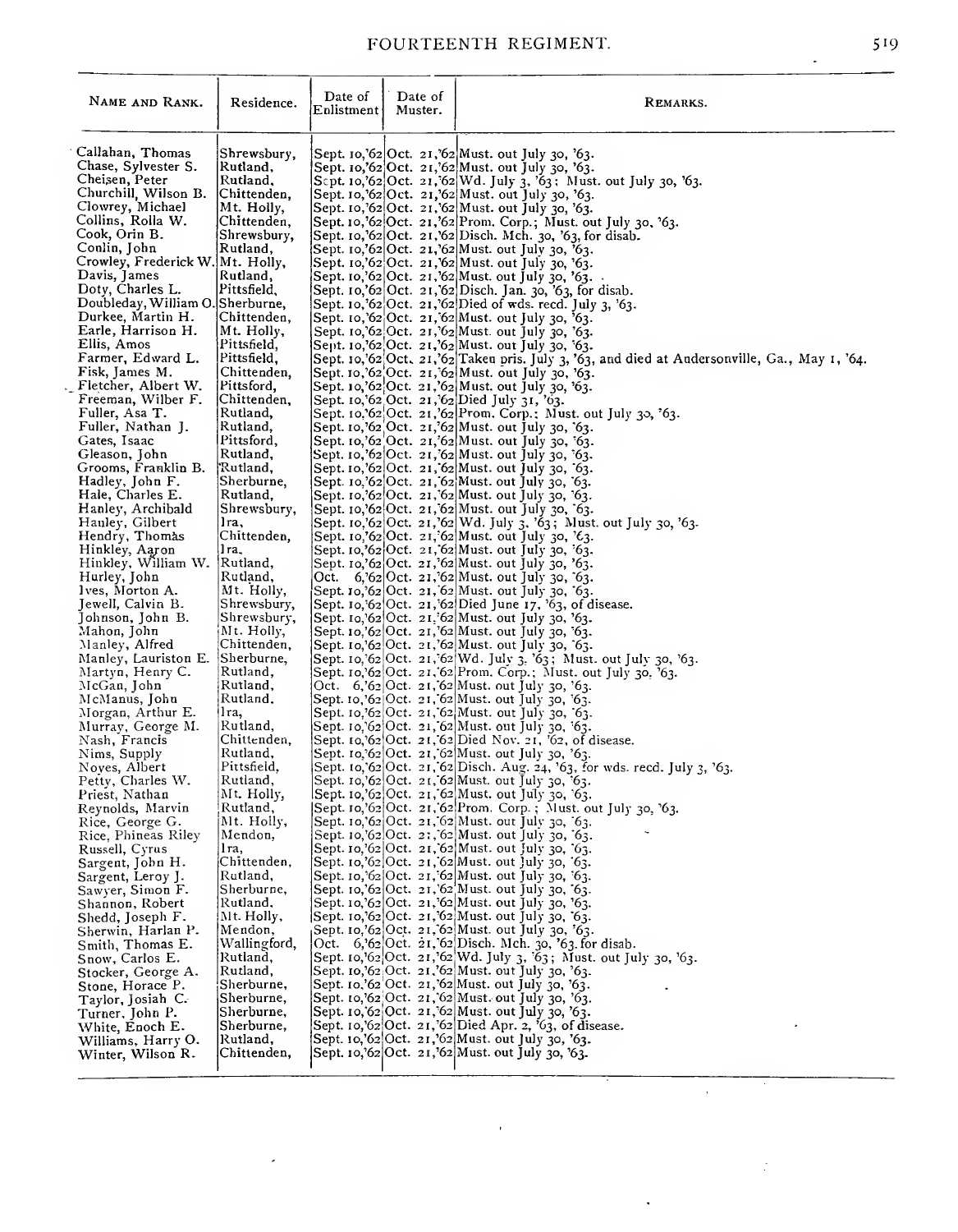## FOURTEENTH REGIMENT.

| Name and Rank. | Residence. | Date of Enlistment | Date of Muster. | Remarks. |
|---|---|---|---|---|
| Callahan, Thomas | Shrewsbury, | Sept. 10,'62 | Oct. 21,'62 | Must. out July 30, '63. |
| Chase, Sylvester S. | Rutland, | Sept. 10,'62 | Oct. 21,'62 | Must. out July 30, '63. |
| Cheisen, Peter | Rutland, | Sept. 10,'62 | Oct. 21,'62 | Wd. July 3, '63; Must. out July 30, '63. |
| Churchill, Wilson B. | Chittenden, | Sept. 10,'62 | Oct. 21,'62 | Must. out July 30, '63. |
| Clowrey, Michael | Mt. Holly, | Sept. 10,'62 | Oct. 21,'62 | Must. out July 30, '63. |
| Collins, Rolla W. | Chittenden, | Sept. 10,'62 | Oct. 21,'62 | Prom. Corp.; Must. out July 30, '63. |
| Cook, Orin B. | Shrewsbury, | Sept. 10,'62 | Oct. 21,'62 | Disch. Mch. 30, '63, for disab. |
| Conlin, John | Rutland, | Sept. 10,'62 | Oct. 21,'62 | Must. out July 30, '63. |
| Crowley, Frederick W. | Mt. Holly, | Sept. 10,'62 | Oct. 21,'62 | Must. out July 30, '63. |
| Davis, James | Rutland, | Sept. 10,'62 | Oct. 21,'62 | Must. out July 30, '63. |
| Doty, Charles L. | Pittsfield, | Sept. 10,'62 | Oct. 21,'62 | Disch. Jan. 30, '63, for disab. |
| Doubleday, William O. | Sherburne, | Sept. 10,'62 | Oct. 21,'62 | Died of wds. recd. July 3, '63. |
| Durkee, Martin H. | Chittenden, | Sept. 10,'62 | Oct. 21,'62 | Must. out July 30, '63. |
| Earle, Harrison H. | Mt. Holly, | Sept. 10,'62 | Oct. 21,'62 | Must. out July 30, '63. |
| Ellis, Amos | Pittsfield, | Sept. 10,'62 | Oct. 21,'62 | Must. out July 30, '63. |
| Farmer, Edward L. | Pittsfield, | Sept. 10,'62 | Oct. 21,'62 | Taken pris. July 3, '63, and died at Andersonville, Ga., May 1, '64. |
| Fisk, James M. | Chittenden, | Sept. 10,'62 | Oct. 21,'62 | Must. out July 30, '63. |
| Fletcher, Albert W. | Pittsford, | Sept. 10,'62 | Oct. 21,'62 | Must. out July 30, '63. |
| Freeman, Wilber F. | Chittenden, | Sept. 10,'62 | Oct. 21,'62 | Died July 31, '63. |
| Fuller, Asa T. | Rutland, | Sept. 10,'62 | Oct. 21,'62 | Prom. Corp.; Must. out July 30, '63. |
| Fuller, Nathan J. | Rutland, | Sept. 10,'62 | Oct. 21,'62 | Must. out July 30, '63. |
| Gates, Isaac | Pittsford, | Sept. 10,'62 | Oct. 21,'62 | Must. out July 30, '63. |
| Gleason, John | Rutland, | Sept. 10,'62 | Oct. 21,'62 | Must. out July 30, '63. |
| Grooms, Franklin B. | Rutland, | Sept. 10,'62 | Oct. 21,'62 | Must. out July 30, '63. |
| Hadley, John F. | Sherburne, | Sept. 10,'62 | Oct. 21,'62 | Must. out July 30, '63. |
| Hale, Charles E. | Rutland, | Sept. 10,'62 | Oct. 21,'62 | Must. out July 30, '63. |
| Hanley, Archibald | Shrewsbury, | Sept. 10,'62 | Oct. 21,'62 | Must. out July 30, '63. |
| Hauley, Gilbert | Ira, | Sept. 10,'62 | Oct. 21,'62 | Wd. July 3, '63; Must. out July 30, '63. |
| Hendry, Thomas | Chittenden, | Sept. 10,'62 | Oct. 21,'62 | Must. out July 30, '63. |
| Hinkley, Aaron | Ira, | Sept. 10,'62 | Oct. 21,'62 | Must. out July 30, '63. |
| Hinkley, William W. | Rutland, | Sept. 10,'62 | Oct. 21,'62 | Must. out July 30, '63. |
| Hurley, John | Rutland, | Oct. 6,'62 | Oct. 21,'62 | Must. out July 30, '63. |
| Ives, Morton A. | Mt. Holly, | Sept. 10,'62 | Oct. 21,'62 | Must. out July 30, '63. |
| Jewell, Calvin B. | Shrewsbury, | Sept. 10,'62 | Oct. 21,'62 | Died June 17, '63, of disease. |
| Johnson, John B. | Shrewsbury, | Sept. 10,'62 | Oct. 21,'62 | Must. out July 30, '63. |
| Mahon, John | Mt. Holly, | Sept. 10,'62 | Oct. 21,'62 | Must. out July 30, '63. |
| Manley, Alfred | Chittenden, | Sept. 10,'62 | Oct. 21,'62 | Must. out July 30, '63. |
| Manley, Lauriston E. | Sherburne, | Sept. 10,'62 | Oct. 21,'62 | Wd. July 3, '63; Must. out July 30, '63. |
| Martyn, Henry C. | Rutland, | Sept. 10,'62 | Oct. 21,'62 | Prom. Corp.; Must. out July 30, '63. |
| McGan, John | Rutland, | Oct. 6,'62 | Oct. 21,'62 | Must. out July 30, '63. |
| McManus, John | Rutland, | Sept. 10,'62 | Oct. 21,'62 | Must. out July 30, '63. |
| Morgan, Arthur E. | Ira, | Sept. 10,'62 | Oct. 21,'62 | Must. out July 30, '63. |
| Murray, George M. | Rutland, | Sept. 10,'62 | Oct. 21,'62 | Must. out July 30, '63. |
| Nash, Francis | Chittenden, | Sept. 10,'62 | Oct. 21,'62 | Died Nov. 21, '62, of disease. |
| Nims, Supply | Rutland, | Sept. 10,'62 | Oct. 21,'62 | Must. out July 30, '63. |
| Noyes, Albert | Pittsfield, | Sept. 10,'62 | Oct. 21,'62 | Disch. Aug. 24, '63, for wds. recd. July 3, '63. |
| Petty, Charles W. | Rutland, | Sept. 10,'62 | Oct. 21,'62 | Must. out July 30, '63. |
| Priest, Nathan | Mt. Holly, | Sept. 10,'62 | Oct. 21,'62 | Must. out July 30, '63. |
| Reynolds, Marvin | Rutland, | Sept. 10,'62 | Oct. 21,'62 | Prom. Corp.; Must. out July 30, '63. |
| Rice, George G. | Mt. Holly, | Sept. 10,'62 | Oct. 21,'62 | Must. out July 30, '63. |
| Rice, Phineas Riley | Mendon, | Sept. 10,'62 | Oct. 21,'62 | Must. out July 30, '63. |
| Russell, Cyrus | Ira, | Sept. 10,'62 | Oct. 21,'62 | Must. out July 30, '63. |
| Sargent, John H. | Chittenden, | Sept. 10,'62 | Oct. 21,'62 | Must. out July 30, '63. |
| Sargent, Leroy J. | Rutland, | Sept. 10,'62 | Oct. 21,'62 | Must. out July 30, '63. |
| Sawyer, Simon F. | Sherburne, | Sept. 10,'62 | Oct. 21,'62 | Must. out July 30, '63. |
| Shannon, Robert | Rutland, | Sept. 10,'62 | Oct. 21,'62 | Must. out July 30, '63. |
| Shedd, Joseph F. | Mt. Holly, | Sept. 10,'62 | Oct. 21,'62 | Must. out July 30, '63. |
| Sherwin, Harlan P. | Mendon, | Sept. 10,'62 | Oct. 21,'62 | Must. out July 30, '63. |
| Smith, Thomas E. | Wallingford, | Oct. 6,'62 | Oct. 21,'62 | Disch. Mch. 30, '63, for disab. |
| Snow, Carlos E. | Rutland, | Sept. 10,'62 | Oct. 21,'62 | Wd. July 3, '63; Must. out July 30, '63. |
| Stocker, George A. | Rutland, | Sept. 10,'62 | Oct. 21,'62 | Must. out July 30, '63. |
| Stone, Horace P. | Sherburne, | Sept. 10,'62 | Oct. 21,'62 | Must. out July 30, '63. |
| Taylor, Josiah C. | Sherburne, | Sept. 10,'62 | Oct. 21,'62 | Must. out July 30, '63. |
| Turner, John P. | Sherburne, | Sept. 10,'62 | Oct. 21,'62 | Must. out July 30, '63. |
| White, Enoch E. | Sherburne, | Sept. 10,'62 | Oct. 21,'62 | Died Apr. 2, '63, of disease. |
| Williams, Harry O. | Rutland, | Sept. 10,'62 | Oct. 21,'62 | Must. out July 30, '63. |
| Winter, Wilson R. | Chittenden, | Sept. 10,'62 | Oct. 21,'62 | Must. out July 30, '63. |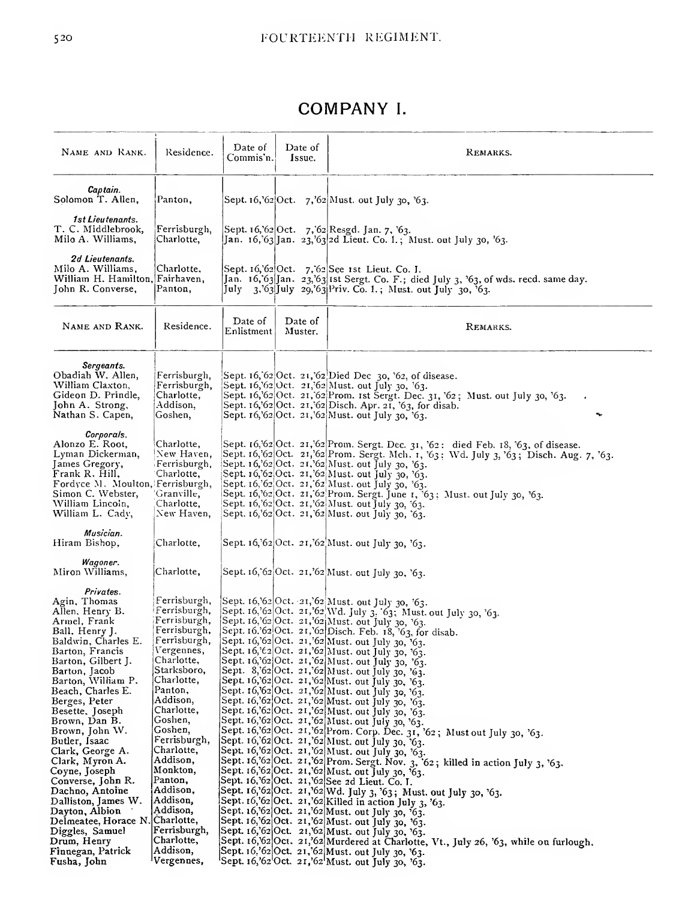## COMPANY I.

| Name and Rank. | Residence. | Date of Commis'n. | Date of Issue. | Remarks. |
|---|---|---|---|---|
| *Captain.* | | | | |
| Solomon T. Allen, | Panton, | Sept. 16,'62 | Oct. 7,'62 | Must. out July 30, '63. |
| *1st Lieutenants.* | | | | |
| T. C. Middlebrook, | Ferrisburgh, | Sept. 16,'62 | Oct. 7,'62 | Resgd. Jan. 7, '63. |
| Milo A. Williams, | Charlotte, | Jan. 16,'63 | Jan. 23,'63 | 2d Lieut. Co. I.; Must. out July 30, '63. |
| *2d Lieutenants.* | | | | |
| Milo A. Williams, | Charlotte, | Sept. 16,'62 | Oct. 7,'62 | See 1st Lieut. Co. I. |
| William H. Hamilton, | Fairhaven, | Jan. 16,'63 | Jan. 23,'63 | 1st Sergt. Co. F.; died July 3, '63, of wds. recd. same day. |
| John R. Converse, | Panton, | July 3,'63 | July 29,'63 | Priv. Co. I.; Must. out July 30, '63. |

| Name and Rank. | Residence. | Date of Enlistment | Date of Muster. | Remarks. |
|---|---|---|---|---|
| *Sergeants.* | | | | |
| Obadiah W. Allen, | Ferrisburgh, | Sept. 16,'62 | Oct. 21,'62 | Died Dec 30, '62, of disease. |
| William Claxton, | Ferrisburgh, | Sept. 16,'62 | Oct. 21,'62 | Must. out July 30, '63. |
| Gideon D. Prindle, | Charlotte, | Sept. 16,'62 | Oct. 21,'62 | Prom. 1st Sergt. Dec. 31, '62; Must. out July 30, '63. |
| John A. Strong, | Addison, | Sept. 16,'62 | Oct. 21,'62 | Disch. Apr. 21, '63, for disab. |
| Nathan S. Capen, | Goshen, | Sept. 16,'62 | Oct. 21,'62 | Must. out July 30, '63. |
| *Corporals.* | | | | |
| Alonzo E. Root, | Charlotte, | Sept. 16,'62 | Oct. 21,'62 | Prom. Sergt. Dec. 31, '62: died Feb. 18, '63, of disease. |
| Lyman Dickerman, | New Haven, | Sept. 16,'62 | Oct. 21,'62 | Prom. Sergt. Mch. 1, '63; Wd. July 3, '63; Disch. Aug. 7, '63. |
| James Gregory, | Ferrisburgh, | Sept. 16,'62 | Oct. 21,'62 | Must. out July 30, '63. |
| Frank R. Hill, | Charlotte, | Sept. 16,'62 | Oct. 21,'62 | Must. out July 30, '63. |
| Fordyce M. Moulton, | Ferrisburgh, | Sept. 16,'62 | Oct. 21,'62 | Must. out July 30, '63. |
| Simon C. Webster, | Granville, | Sept. 16,'62 | Oct. 21,'62 | Prom. Sergt. June 1, '63; Must. out July 30, '63. |
| William Lincoln, | Charlotte, | Sept. 16,'62 | Oct. 21,'62 | Must. out July 30, '63. |
| William L. Cady, | New Haven, | Sept. 16,'62 | Oct. 21,'62 | Must. out July 30, '63. |
| *Musician.* | | | | |
| Hiram Bishop, | Charlotte, | Sept. 16,'62 | Oct. 21,'62 | Must. out July 30, '63. |
| *Wagoner.* | | | | |
| Miron Williams, | Charlotte, | Sept. 16,'62 | Oct. 21,'62 | Must. out July 30, '63. |
| *Privates.* | | | | |
| Agin, Thomas | Ferrisburgh, | Sept. 16,'62 | Oct. 21,'62 | Must. out July 30, '63. |
| Allen, Henry B. | Ferrisburgh, | Sept. 16,'62 | Oct. 21,'62 | Wd. July 3, '63; Must. out July 30, '63. |
| Armel, Frank | Ferrisburgh, | Sept. 16,'62 | Oct. 21,'62 | Must. out July 30, '63. |
| Ball, Henry J. | Ferrisburgh, | Sept. 16,'62 | Oct. 21,'62 | Disch. Feb. 18, '63, for disab. |
| Baldwin, Charles E. | Ferrisburgh, | Sept. 16,'62 | Oct. 21,'62 | Must. out July 30, '63. |
| Barton, Francis | Vergennes, | Sept. 16,'62 | Oct. 21,'62 | Must. out July 30, '63. |
| Barton, Gilbert J. | Charlotte, | Sept. 16,'62 | Oct. 21,'62 | Must. out July 30, '63. |
| Barton, Jacob | Starksboro, | Sept. 8,'62 | Oct. 21,'62 | Must. out July 30, '63. |
| Barton, William P. | Charlotte, | Sept. 16,'62 | Oct. 21,'62 | Must. out July 30, '63. |
| Beach, Charles E. | Panton, | Sept. 16,'62 | Oct. 21,'62 | Must. out July 30, '63. |
| Berges, Peter | Addison, | Sept. 16,'62 | Oct. 21,'62 | Must. out July 30, '63. |
| Besette, Joseph | Charlotte, | Sept. 16,'62 | Oct. 21,'62 | Must. out July 30, '63. |
| Brown, Dan B. | Goshen, | Sept. 16,'62 | Oct. 21,'62 | Must. out July 30, '63. |
| Brown, John W. | Goshen, | Sept. 16,'62 | Oct. 21,'62 | Prom. Corp. Dec. 31, '62; Must out July 30, '63. |
| Butler, Isaac | Ferrisburgh, | Sept. 16,'62 | Oct. 21,'62 | Must. out July 30, '63. |
| Clark, George A. | Charlotte, | Sept. 16,'62 | Oct. 21,'62 | Must. out July 30, '63. |
| Clark, Myron A. | Addison, | Sept. 16,'62 | Oct. 21,'62 | Prom. Sergt. Nov. 3, '62; killed in action July 3, '63. |
| Coyne, Joseph | Monkton, | Sept. 16,'62 | Oct. 21,'62 | Must. out July 30, '63. |
| Converse, John R. | Panton, | Sept. 16,'62 | Oct. 21,'62 | See 2d Lieut. Co. I. |
| Dachno, Antoine | Addison, | Sept. 16,'62 | Oct. 21,'62 | Wd. July 3, '63; Must. out July 30, '63. |
| Dalliston, James W. | Addison, | Sept. 16,'62 | Oct. 21,'62 | Killed in action July 3, '63. |
| Dayton, Albion | Addison, | Sept. 16,'62 | Oct. 21,'62 | Must. out July 30, '63. |
| Delmeatee, Horace N. | Charlotte, | Sept. 16,'62 | Oct. 21,'62 | Must. out July 30, '63. |
| Diggles, Samuel | Ferrisburgh, | Sept. 16,'62 | Oct. 21,'62 | Must. out July 30, '63. |
| Drum, Henry | Charlotte, | Sept. 16,'62 | Oct. 21,'62 | Murdered at Charlotte, Vt., July 26, '63, while on furlough. |
| Finnegan, Patrick | Addison, | Sept. 16,'62 | Oct. 21,'62 | Must. out July 30, '63. |
| Fusha, John | Vergennes, | Sept. 16,'62 | Oct. 21,'62 | Must. out July 30, '63. |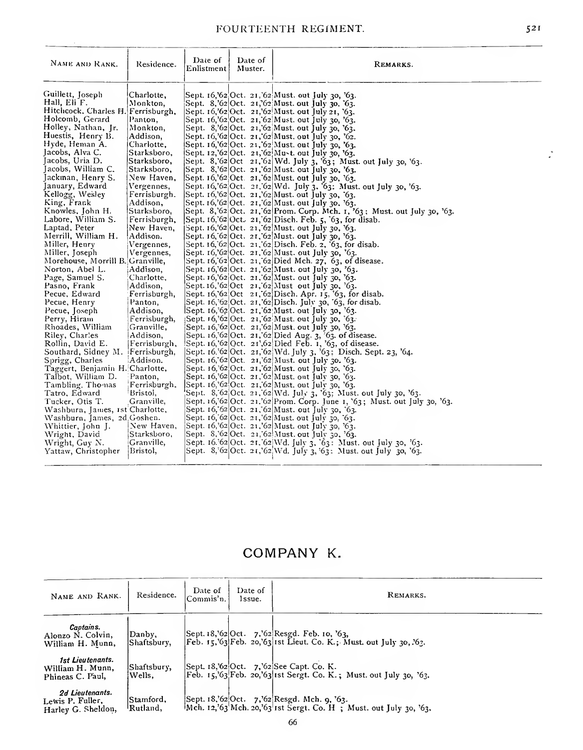| Name and Rank. | Residence. | Date of Enlistment | Date of Muster. | Remarks. |
|---|---|---|---|---|
| Guillett, Joseph | Charlotte, | Sept. 16,'62 | Oct. 21,'62 | Must. out July 30, '63. |
| Hall, Eli F. | Monkton, | Sept. 8,'62 | Oct. 21,'62 | Must. out July 30, '63. |
| Hitchcock, Charles H. | Ferrisburgh, | Sept. 16,'62 | Oct. 21,'62 | Must. out July 21, '63. |
| Holcomb, Gerard | Panton, | Sept. 16,'62 | Oct. 21,'62 | Must. out July 30, '63. |
| Holley, Nathan, Jr. | Monkton, | Sept. 8,'62 | Oct. 21,'62 | Must. out July 30, '63. |
| Huestis, Henry B. | Addison, | Sept. 16,'62 | Oct. 21,'62 | Must. out July 30, '62. |
| Hyde, Heman A. | Charlotte, | Sept. 16,'62 | Oct. 21,'62 | Must. out July 30, '63. |
| Jacobs, Alva C. | Starksboro, | Sept. 12,'62 | Oct. 21,'62 | Must. out July 30, '63. |
| Jacobs, Uria D. | Starksboro, | Sept. 8,'62 | Oct 21,'62 | Wd. July 3, '63; Must. out July 30, '63. |
| Jacobs, William C. | Starksboro, | Sept. 8,'62 | Oct. 21,'62 | Must. out July 30, '63. |
| Jackman, Henry S. | New Haven, | Sept. 16,'62 | Oct. 21,'62 | Must. out July 30, '63. |
| January, Edward | Vergennes, | Sept. 16,'62 | Oct. 21,'62 | Wd. July 3, '63; Must. out July 30, '63. |
| Kellogg, Wesley | Ferrisburgh. | Sept. 16,'62 | Oct. 21,'62 | Must. out July 30, '63. |
| King, Frank | Addison, | Sept. 16,'62 | Oct. 21,'62 | Must. out July 30, '63. |
| Knowles, John H. | Starksboro, | Sept. 8,'62 | Oct. 21,'62 | Prom. Corp. Mch. 1, '63; Must. out July 30, '63. |
| Labore, William S. | Ferrisburgh, | Sept. 16,'62 | Oct. 21,'62 | Disch. Feb. 5, '63, for disab. |
| Laptad, Peter | New Haven, | Sept. 16,'62 | Oct. 21,'62 | Must. out July 30, '63. |
| Merrill, William H. | Addison. | Sept. 16,'62 | Oct. 21,'62 | Must. out July 30, '63. |
| Miller, Henry | Vergennes, | Sept. 16,'62 | Oct. 21,'62 | Disch. Feb. 2, '63, for disab. |
| Miller, Joseph | Vergennes, | Sept. 16,'62 | Oct. 21,'62 | Must. out July 30, '63. |
| Morehouse, Morrill B. | Granville, | Sept. 16,'62 | Oct. 21,'62 | Died Mch. 27, 63, of disease. |
| Norton, Abel L. | Addison, | Sept. 16,'62 | Oct. 21,'62 | Must. out July 30, '63. |
| Page, Samuel S. | Charlotte, | Sept. 16,'62 | Oct. 21,'62 | Must. out July 30, '63. |
| Pasno, Frank | Addison, | Sept. 16,'62 | Oct 21,'62 | Must out July 30, '63. |
| Pecue, Edward | Ferrisburgh, | Sept. 16,'62 | Oct 21,'62 | Disch. Apr. 15, '63, for disab. |
| Pecue, Henry | Panton, | Sept. 16,'62 | Oct 21,'62 | Disch. July 30, '63, for disab. |
| Pecue, Joseph | Addison, | Sept. 16,'62 | Oct. 21,'62 | Must. out July 30, '63. |
| Perry, Hiram | Ferrisburgh, | Sept. 16,'62 | Oct. 21,'62 | Must. out July 30, '63. |
| Rhoades, William | Granville, | Sept. 16,'62 | Oct. 21,'62 | Must. out July 30, '63. |
| Riley, Charles | Addison, | Sept. 16,'62 | Oct. 21,'62 | Died Aug. 3, '63. of disease. |
| Rollin, David E. | Ferrisburgh, | Sept. 16,'62 | Oct. 21,'62 | Died Feb. 1, '63, of disease. |
| Southard, Sidney M. | Ferrisburgh, | Sept. 16,'62 | Oct. 21,'62 | Wd. July 3, '63; Disch. Sept. 23, '64. |
| Sprigg, Charles | Addison. | Sept. 16,'62 | Oct. 21,'62 | Must. out July 30. '63. |
| Taggert, Benjamin H. | Charlotte, | Sept. 16,'62 | Oct. 21,'62 | Must. out July 30, '63. |
| Talbot, William D. | Panton, | Sept. 16,'62 | Oct. 21,'62 | Must. out July 30, '63. |
| Tambling, Thomas | Ferrisburgh. | Sept. 16,'62 | Oct. 21,'62 | Must. out July 30, '63. |
| Tatro, Edward | Bristol, | Sept. 8,'62 | Oct. 21,'62 | Wd. July 3, '63; Must. out July 30, '63. |
| Tucker, Otis T. | Granville, | Sept. 16,'62 | Oct. 21,'62 | Prom. Corp. June 1, '63; Must. out July 30, '63. |
| Washburn, James, 1st | Charlotte, | Sept. 16,'62 | Oct. 21,'62 | Must. out July 30, '63. |
| Washburn, James, 2d | Goshen. | Sept. 16,'62 | Oct. 21,'62 | Must. out July 30, '63. |
| Whittier, John J. | New Haven, | Sept. 16,'62 | Oct. 21,'62 | Must. out July 30, '63. |
| Wright, David | Starksboro, | Sept. 8,'62 | Oct. 21,'62 | Must. out July 30, '63. |
| Wright, Guy N. | Granville, | Sept. 16,'62 | Oct. 21,'62 | Wd. July 3, '63; Must. out July 30, '63. |
| Yattaw, Christopher | Bristol, | Sept. 8,'62 | Oct. 21,'62 | Wd. July 3, '63; Must. out July 30, '63. |

## COMPANY K.

| Name and Rank. | Residence. | Date of Commis'n. | Date of Issue. | Remarks. |
|---|---|---|---|---|
| ***Captains.*** | | | | |
| Alonzo N. Colvin, | Danby, | Sept. 18,'62 | Oct. 7,'62 | Resgd. Feb. 10, '63, |
| William H. Munn, | Shaftsbury, | Feb. 15,'63 | Feb. 20,'63 | 1st Lieut. Co. K.; Must. out July 30, '63. |
| ***1st Lieutenants.*** | | | | |
| William H. Munn, | Shaftsbury, | Sept. 18,'62 | Oct. 7,'62 | See Capt. Co. K. |
| Phineas C. Paul, | Wells, | Feb. 15,'63 | Feb. 20,'63 | 1st Sergt. Co. K.; Must. out July 30, '63. |
| ***2d Lieutenants.*** | | | | |
| Lewis P. Fuller, | Stamford, | Sept. 18,'62 | Oct. 7,'62 | Resgd. Mch. 9, '63. |
| Harley G. Sheldon, | Rutland, | Mch. 12,'63 | Mch. 20,'63 | 1st Sergt. Co. H; Must. out July 30, '63. |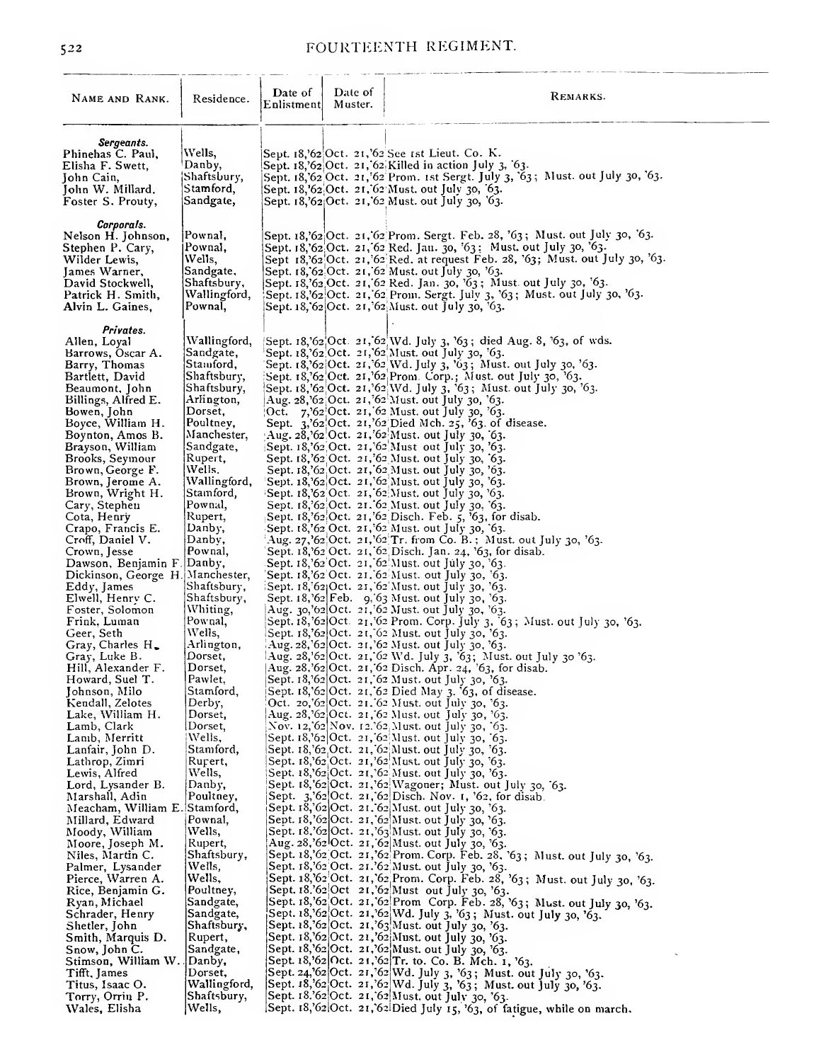# FOURTEENTH REGIMENT.

| Name and Rank. | Residence. | Date of Enlistment | Date of Muster. | Remarks. |
|---|---|---|---|---|
| *Sergeants.* | | | | |
| Phinehas C. Paul, | Wells, | Sept. 18,'62 | Oct. 21,'62 | See 1st Lieut. Co. K. |
| Elisha F. Swett, | Danby, | Sept. 18,'62 | Oct. 21,'62 | Killed in action July 3, '63. |
| John Cain, | Shaftsbury, | Sept. 18,'62 | Oct. 21,'62 | Prom. 1st Sergt. July 3, '63; Must. out July 30, '63. |
| John W. Millard. | Stamford, | Sept. 18,'62 | Oct. 21,'62 | Must. out July 30, '63. |
| Foster S. Prouty, | Sandgate, | Sept. 18,'62 | Oct. 21,'62 | Must. out July 30, '63. |
| *Corporals.* | | | | |
| Nelson H. Johnson, | Pownal, | Sept. 18,'62 | Oct. 21,'62 | Prom. Sergt. Feb. 28, '63; Must. out July 30, '63. |
| Stephen P. Cary, | Pownal, | Sept. 18,'62 | Oct. 21,'62 | Red. Jan. 30, '63; Must. out July 30, '63. |
| Wilder Lewis, | Wells, | Sept 18,'62 | Oct. 21,'62 | Red. at request Feb. 28, '63; Must. out July 30, '63. |
| James Warner, | Sandgate, | Sept. 18,'62 | Oct. 21,'62 | Must. out July 30, '63. |
| David Stockwell, | Shaftsbury, | Sept. 18,'62 | Oct. 21,'62 | Red. Jan. 30, '63; Must. out July 30, '63. |
| Patrick H. Smith, | Wallingford, | Sept. 18,'62 | Oct. 21,'62 | Prom. Sergt. July 3, '63; Must. out July 30, '63. |
| Alvin L. Gaines, | Pownal, | Sept. 18,'62 | Oct. 21,'62 | Must. out July 30, '63. |
| *Privates.* | | | | |
| Allen, Loyal | Wallingford, | Sept. 18,'62 | Oct. 21,'62 | Wd. July 3, '63; died Aug. 8, '63, of wds. |
| Barrows, Oscar A. | Sandgate, | Sept. 18,'62 | Oct. 21,'62 | Must. out July 30, '63. |
| Barry, Thomas | Stamford, | Sept. 18,'62 | Oct. 21,'62 | Wd. July 3, '63; Must. out July 30, '63. |
| Bartlett, David | Shaftsbury, | Sept. 18,'62 | Oct. 21,'62 | Prom. Corp.; Must. out July 30, '63. |
| Beaumont, John | Shaftsbury, | Sept. 18,'62 | Oct. 21,'62 | Wd. July 3, '63; Must. out July 30, '63. |
| Billings, Alfred E. | Arlington, | Aug. 28,'62 | Oct. 21,'62 | Must. out July 30, '63. |
| Bowen, John | Dorset, | Oct. 7,'62 | Oct. 21,'62 | Must. out July 30, '63. |
| Boyce, William H. | Poultney, | Sept. 3,'62 | Oct. 21,'62 | Died Mch. 25, '63. of disease. |
| Boynton, Amos B. | Manchester, | Aug. 28,'62 | Oct. 21,'62 | Must. out July 30, '63. |
| Brayson, William | Sandgate, | Sept. 18,'62 | Oct. 21,'62 | Must out July 30, '63. |
| Brooks, Seymour | Rupert, | Sept. 18,'62 | Oct. 21,'62 | Must. out July 30, '63. |
| Brown, George F. | Wells. | Sept. 18,'62 | Oct. 21,'62 | Must. out July 30, '63. |
| Brown, Jerome A. | Wallingford, | Sept. 18,'62 | Oct. 21,'62 | Must. out July 30, '63. |
| Brown, Wright H. | Stamford, | Sept. 18,'62 | Oct. 21,'62 | Must. out July 30, '63. |
| Cary, Stephen | Pownal, | Sept. 18,'62 | Oct. 21,'62 | Must. out July 30, '63. |
| Cota, Henry | Rupert, | Sept. 18,'62 | Oct. 21,'62 | Disch. Feb. 5, '63, for disab. |
| Crapo, Francis E. | Danby, | Sept. 18,'62 | Oct. 21,'62 | Must. out July 30, '63. |
| Croff, Daniel V. | Danby, | Aug. 27,'62 | Oct. 21,'62 | Tr. from Co. B.; Must. out July 30, '63. |
| Crown, Jesse | Pownal, | Sept. 18,'62 | Oct. 21,'62 | Disch. Jan. 24, '63, for disab. |
| Dawson, Benjamin F. | Danby, | Sept. 18,'62 | Oct. 21,'62 | Must. out July 30, '63. |
| Dickinson, George H. | Manchester, | Sept. 18,'62 | Oct. 21,'62 | Must. out July 30, '63. |
| Eddy, James | Shaftsbury, | Sept. 18,'62 | Oct. 21,'62 | Must. out July 30, '63. |
| Elwell, Henry C. | Shaftsbury, | Sept. 18,'62 | Feb. 9,'63 | Must. out July 30, '63. |
| Foster, Solomon | Whiting, | Aug. 30,'62 | Oct. 21,'62 | Must. out July 30, '63. |
| Frink, Luman | Pownal, | Sept. 18,'62 | Oct. 21,'62 | Prom. Corp. July 3, '63; Must. out July 30, '63. |
| Geer, Seth | Wells, | Sept. 18,'62 | Oct. 21,'62 | Must. out July 30, '63. |
| Gray, Charles H. | Arlington, | Aug. 28,'62 | Oct. 21,'62 | Must. out July 30, '63. |
| Gray, Luke B. | Dorset, | Aug. 28,'62 | Oct. 21,'62 | Wd. July 3, '63; Must. out July 30 '63. |
| Hill, Alexander F. | Dorset, | Aug. 28,'62 | Oct. 21,'62 | Disch. Apr. 24, '63, for disab. |
| Howard, Suel T. | Pawlet, | Sept. 18,'62 | Oct. 21,'62 | Must. out July 30, '63. |
| Johnson, Milo | Stamford, | Sept. 18,'62 | Oct. 21,'62 | Died May 3. '63, of disease. |
| Kendall, Zelotes | Derby, | Oct. 20,'62 | Oct. 21,'62 | Must. out July 30, '63. |
| Lake, William H. | Dorset, | Aug. 28,'62 | Oct. 21,'62 | Must. out July 30, '63. |
| Lamb, Clark | Dorset, | Nov. 12,'62 | Nov. 12,'62 | Must. out July 30, '63. |
| Lamb, Merritt | Wells, | Sept. 18,'62 | Oct. 21,'62 | Must. out July 30, '63. |
| Lanfair, John D. | Stamford, | Sept. 18,'62 | Oct. 21,'62 | Must. out July 30, '63. |
| Lathrop, Zimri | Rupert, | Sept. 18,'62 | Oct. 21,'62 | Must. out July 30, '63. |
| Lewis, Alfred | Wells, | Sept. 18,'62 | Oct. 21,'62 | Must. out July 30, '63. |
| Lord, Lysander B. | Danby, | Sept. 18,'62 | Oct. 21,'62 | Wagoner; Must. out July 30, '63. |
| Marshall, Adin | Poultney, | Sept. 3,'62 | Oct. 21,'62 | Disch. Nov. 1, '62, for disab. |
| Meacham, William E. | Stamford, | Sept. 18,'62 | Oct. 21,'62 | Must. out July 30, '63. |
| Millard, Edward | Pownal, | Sept. 18,'62 | Oct. 21,'62 | Must. out July 30, '63. |
| Moody, William | Wells, | Sept. 18,'62 | Oct. 21,'63 | Must. out July 30, '63. |
| Moore, Joseph M. | Rupert, | Aug. 28,'62 | Oct. 21,'62 | Must. out July 30, '63. |
| Niles, Martin C. | Shaftsbury, | Sept. 18,'62 | Oct. 21,'62 | Prom. Corp. Feb. 28, '63; Must. out July 30, '63. |
| Palmer, Lysander | Wells, | Sept. 18,'62 | Oct. 21,'62 | Must. out July 30, '63. |
| Pierce, Warren A. | Wells, | Sept. 18,'62 | Oct. 21,'62 | Prom. Corp. Feb. 28, '63; Must. out July 30, '63. |
| Rice, Benjamin G. | Poultney, | Sept. 18,'62 | Oct 21,'62 | Must out July 30, '63. |
| Ryan, Michael | Sandgate, | Sept. 18,'62 | Oct. 21,'62 | Prom Corp. Feb. 28, '63; Must. out July 30, '63. |
| Schrader, Henry | Sandgate, | Sept. 18,'62 | Oct. 21,'62 | Wd. July 3, '63; Must. out July 30, '63. |
| Shetler, John | Shaftsbury, | Sept. 18,'62 | Oct. 21,'63 | Must. out July 30, '63. |
| Smith, Marquis D. | Rupert, | Sept. 18,'62 | Oct. 21,'62 | Must. out July 30, '63. |
| Snow, John C. | Sandgate, | Sept. 18,'62 | Oct. 21,'62 | Must. out July 30, '63. |
| Stimson, William W. | Danby, | Sept. 18,'62 | Oct. 21,'62 | Tr. to. Co. B. Mch. 1, '63. |
| Tifft, James | Dorset, | Sept. 24,'62 | Oct. 21,'62 | Wd. July 3, '63; Must. out July 30, '63. |
| Titus, Isaac O. | Wallingford, | Sept. 18,'62 | Oct. 21,'62 | Wd. July 3, '63; Must. out July 30, '63. |
| Torry, Orrin P. | Shaftsbury, | Sept. 18,'62 | Oct. 21,'62 | Must. out July 30, '63. |
| Wales, Elisha | Wells, | Sept. 18,'62 | Oct. 21,'62 | Died July 15, '63, of fatigue, while on march. |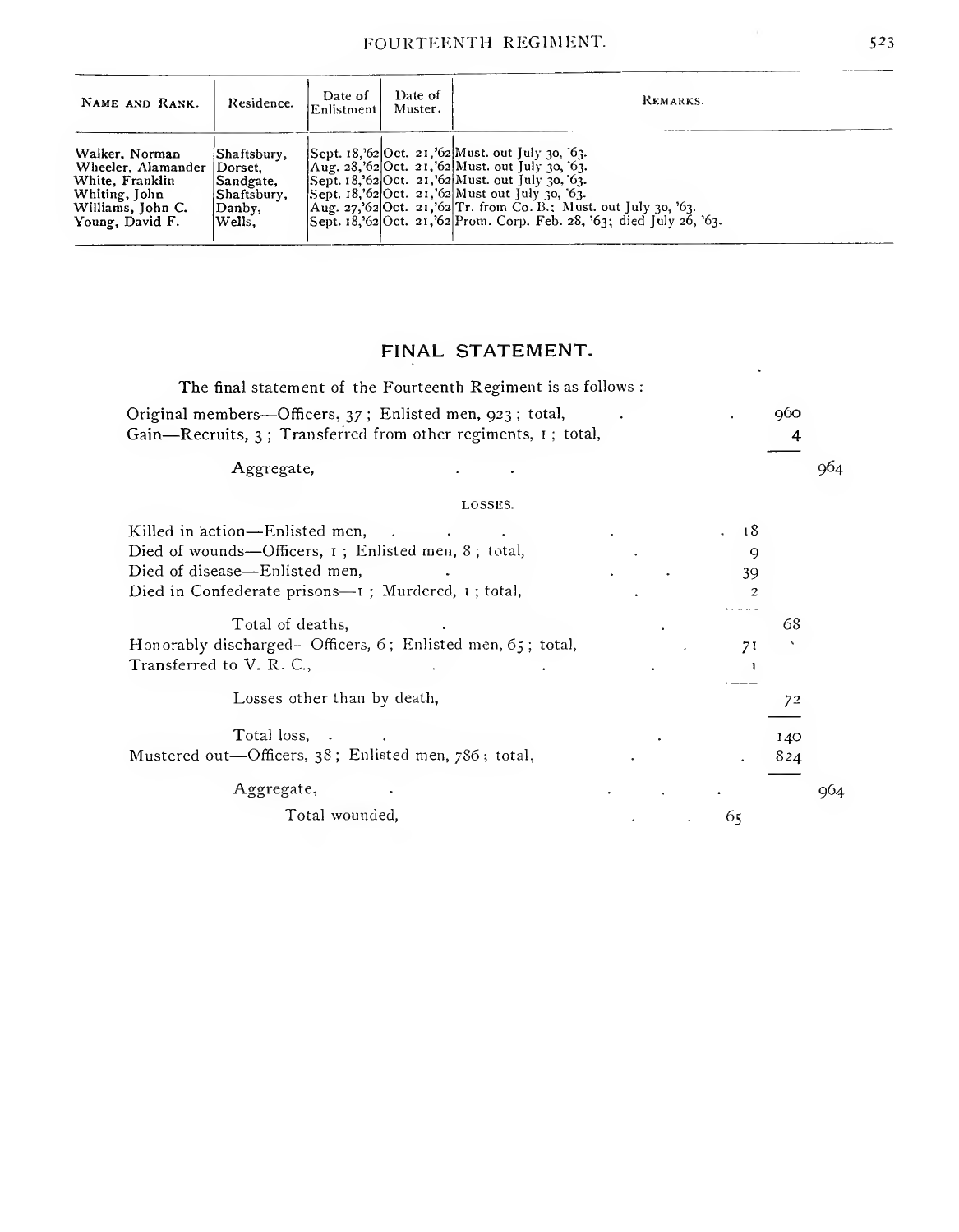| Name and Rank. | Residence. | Date of Enlistment | Date of Muster. | Remarks. |
|---|---|---|---|---|
| Walker, Norman | Shaftsbury, | Sept. 18,'62 | Oct. 21,'62 | Must. out July 30, '63. |
| Wheeler, Alamander | Dorset, | Aug. 28,'62 | Oct. 21,'62 | Must. out July 30, '63. |
| White, Franklin | Sandgate, | Sept. 18,'62 | Oct. 21,'62 | Must. out July 30, '63. |
| Whiting, John | Shaftsbury, | Sept. 18,'62 | Oct. 21,'62 | Must out July 30, '63. |
| Williams, John C. | Danby, | Aug. 27,'62 | Oct. 21,'62 | Tr. from Co. B.; Must. out July 30, '63. |
| Young, David F. | Wells, | Sept. 18,'62 | Oct. 21,'62 | Prom. Corp. Feb. 28, '63; died July 26, '63. |

## FINAL STATEMENT.

The final statement of the Fourteenth Regiment is as follows :

| | | | |
|---|---|---|---|
| Original members—Officers, 37 ; Enlisted men, 923 ; total, | | 960 | |
| Gain—Recruits, 3 ; Transferred from other regiments, 1 ; total, | | 4 | |
| Aggregate, | | | 964 |
| LOSSES. | | | |
| Killed in action—Enlisted men, | 18 | | |
| Died of wounds—Officers, 1 ; Enlisted men, 8 ; total, | 9 | | |
| Died of disease—Enlisted men, | 39 | | |
| Died in Confederate prisons—1 ; Murdered, 1 ; total, | 2 | | |
| Total of deaths, | | 68 | |
| Honorably discharged—Officers, 6 ; Enlisted men, 65 ; total, | 71 | | |
| Transferred to V. R. C., | 1 | | |
| Losses other than by death, | | 72 | |
| Total loss, | | 140 | |
| Mustered out—Officers, 38 ; Enlisted men, 786 ; total, | | 824 | |
| Aggregate, | | | 964 |
| Total wounded, | 65 | | |